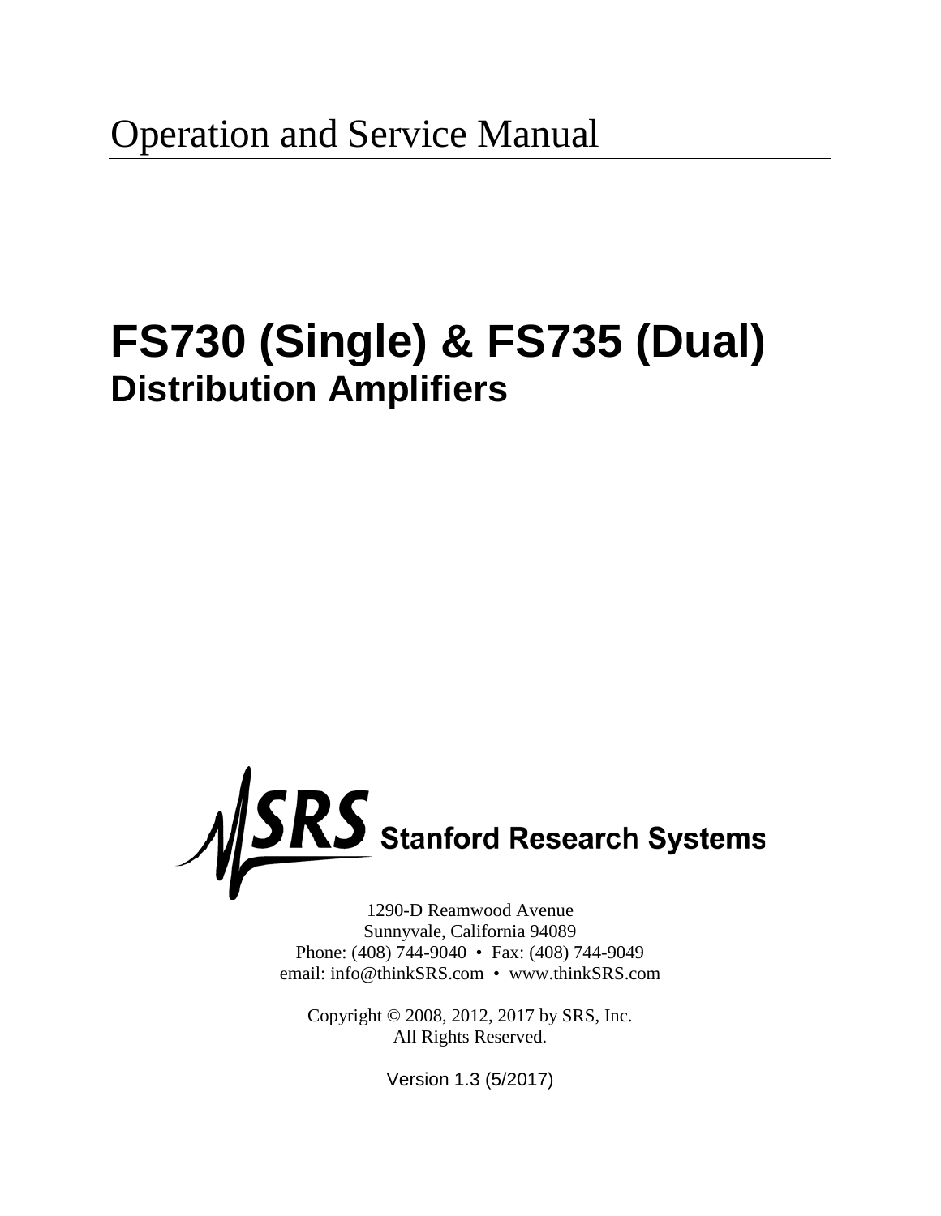Operation and Service Manual

# FS730 (Single) & FS735 (Dual)
## Distribution Amplifiers

SRS Stanford Research Systems

1290-D Reamwood Avenue
Sunnyvale, California 94089
Phone: (408) 744-9040 • Fax: (408) 744-9049
email: info@thinkSRS.com • www.thinkSRS.com

Copyright © 2008, 2012, 2017 by SRS, Inc.
All Rights Reserved.

Version 1.3 (5/2017)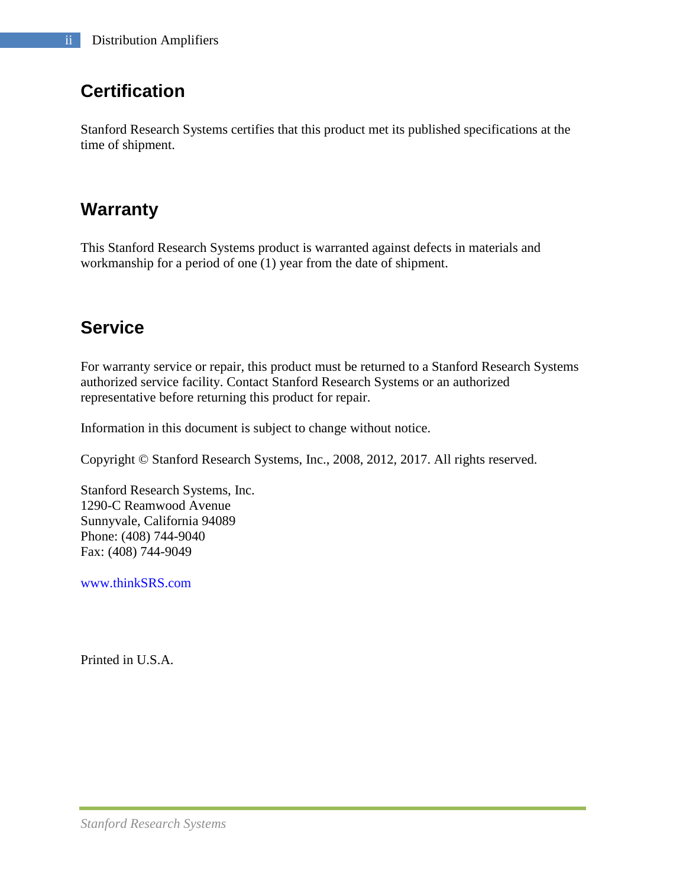## Certification

Stanford Research Systems certifies that this product met its published specifications at the time of shipment.

## Warranty

This Stanford Research Systems product is warranted against defects in materials and workmanship for a period of one (1) year from the date of shipment.

## Service

For warranty service or repair, this product must be returned to a Stanford Research Systems authorized service facility. Contact Stanford Research Systems or an authorized representative before returning this product for repair.

Information in this document is subject to change without notice.

Copyright © Stanford Research Systems, Inc., 2008, 2012, 2017. All rights reserved.

Stanford Research Systems, Inc.
1290-C Reamwood Avenue
Sunnyvale, California 94089
Phone: (408) 744-9040
Fax: (408) 744-9049

www.thinkSRS.com

Printed in U.S.A.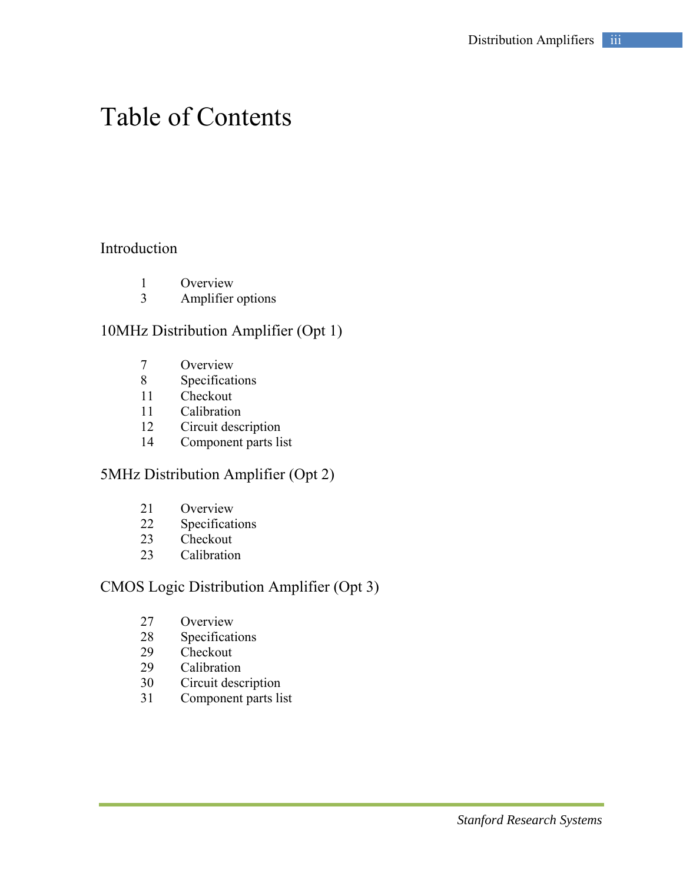# Table of Contents

## Introduction

1 Overview
3 Amplifier options

## 10MHz Distribution Amplifier (Opt 1)

7 Overview
8 Specifications
11 Checkout
11 Calibration
12 Circuit description
14 Component parts list

## 5MHz Distribution Amplifier (Opt 2)

21 Overview
22 Specifications
23 Checkout
23 Calibration

## CMOS Logic Distribution Amplifier (Opt 3)

27 Overview
28 Specifications
29 Checkout
29 Calibration
30 Circuit description
31 Component parts list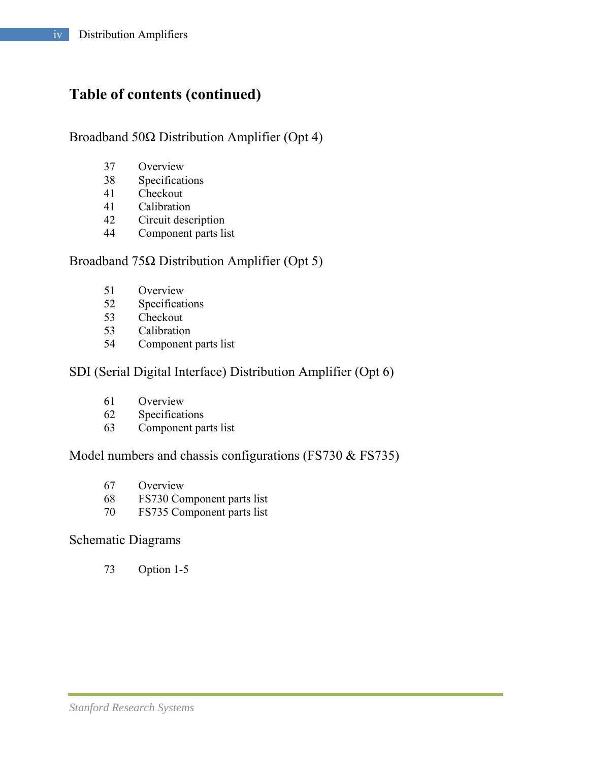## Table of contents (continued)

### Broadband 50Ω Distribution Amplifier (Opt 4)

| | |
|---|---|
| 37 | Overview |
| 38 | Specifications |
| 41 | Checkout |
| 41 | Calibration |
| 42 | Circuit description |
| 44 | Component parts list |

### Broadband 75Ω Distribution Amplifier (Opt 5)

| | |
|---|---|
| 51 | Overview |
| 52 | Specifications |
| 53 | Checkout |
| 53 | Calibration |
| 54 | Component parts list |

### SDI (Serial Digital Interface) Distribution Amplifier (Opt 6)

| | |
|---|---|
| 61 | Overview |
| 62 | Specifications |
| 63 | Component parts list |

### Model numbers and chassis configurations (FS730 & FS735)

| | |
|---|---|
| 67 | Overview |
| 68 | FS730 Component parts list |
| 70 | FS735 Component parts list |

### Schematic Diagrams

| | |
|---|---|
| 73 | Option 1-5 |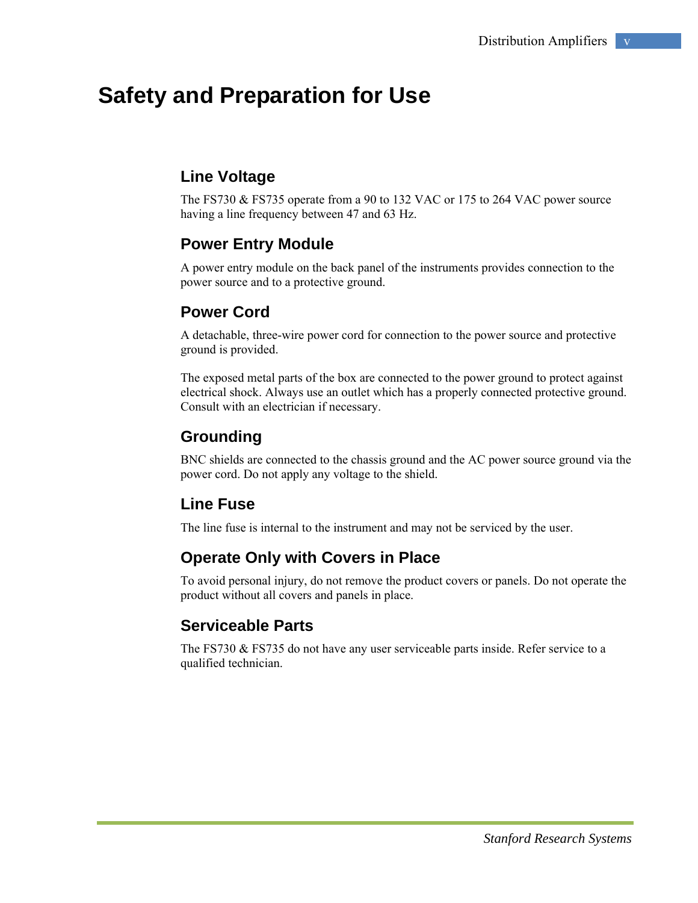# Safety and Preparation for Use

## Line Voltage

The FS730 & FS735 operate from a 90 to 132 VAC or 175 to 264 VAC power source having a line frequency between 47 and 63 Hz.

## Power Entry Module

A power entry module on the back panel of the instruments provides connection to the power source and to a protective ground.

## Power Cord

A detachable, three-wire power cord for connection to the power source and protective ground is provided.

The exposed metal parts of the box are connected to the power ground to protect against electrical shock. Always use an outlet which has a properly connected protective ground. Consult with an electrician if necessary.

## Grounding

BNC shields are connected to the chassis ground and the AC power source ground via the power cord. Do not apply any voltage to the shield.

## Line Fuse

The line fuse is internal to the instrument and may not be serviced by the user.

## Operate Only with Covers in Place

To avoid personal injury, do not remove the product covers or panels. Do not operate the product without all covers and panels in place.

## Serviceable Parts

The FS730 & FS735 do not have any user serviceable parts inside. Refer service to a qualified technician.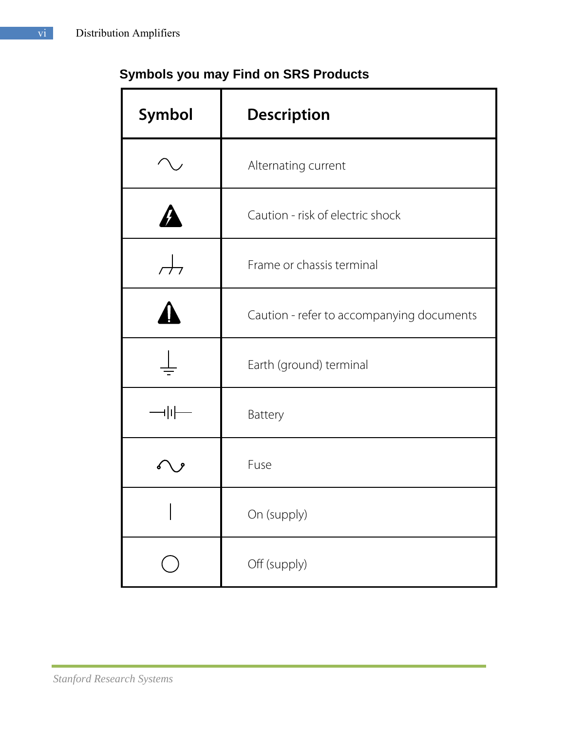## Symbols you may Find on SRS Products

| Symbol | Description |
|---|---|
| ∿ | Alternating current |
| ⚡ | Caution - risk of electric shock |
| ⊥ (chassis) | Frame or chassis terminal |
| ⚠ | Caution - refer to accompanying documents |
| ⏚ | Earth (ground) terminal |
| ⊣|⊢ | Battery |
| ∿ (fuse) | Fuse |
| \| | On (supply) |
| ○ | Off (supply) |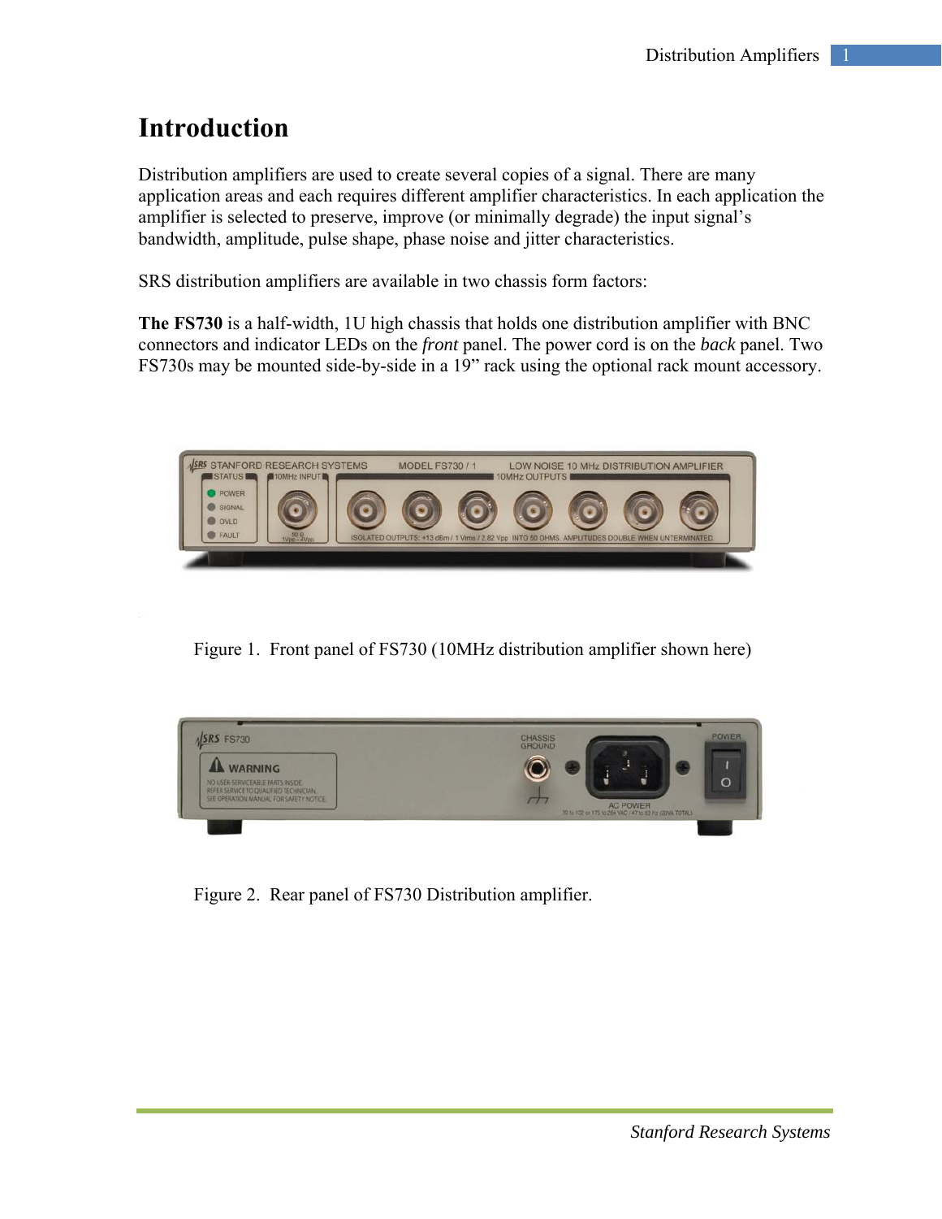# Introduction

Distribution amplifiers are used to create several copies of a signal. There are many application areas and each requires different amplifier characteristics. In each application the amplifier is selected to preserve, improve (or minimally degrade) the input signal's bandwidth, amplitude, pulse shape, phase noise and jitter characteristics.

SRS distribution amplifiers are available in two chassis form factors:

**The FS730** is a half-width, 1U high chassis that holds one distribution amplifier with BNC connectors and indicator LEDs on the *front* panel. The power cord is on the *back* panel. Two FS730s may be mounted side-by-side in a 19" rack using the optional rack mount accessory.

Figure 1. Front panel of FS730 (10MHz distribution amplifier shown here)

Figure 2. Rear panel of FS730 Distribution amplifier.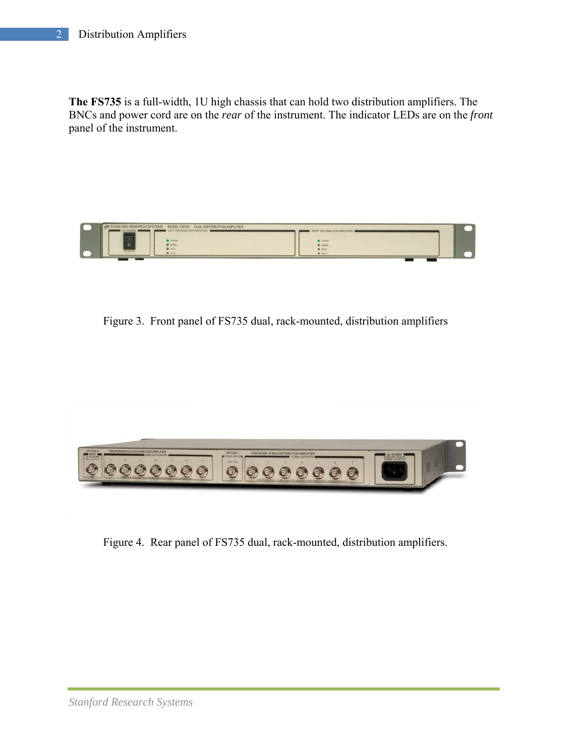**The FS735** is a full-width, 1U high chassis that can hold two distribution amplifiers. The BNCs and power cord are on the *rear* of the instrument. The indicator LEDs are on the *front* panel of the instrument.

Figure 3. Front panel of FS735 dual, rack-mounted, distribution amplifiers

Figure 4. Rear panel of FS735 dual, rack-mounted, distribution amplifiers.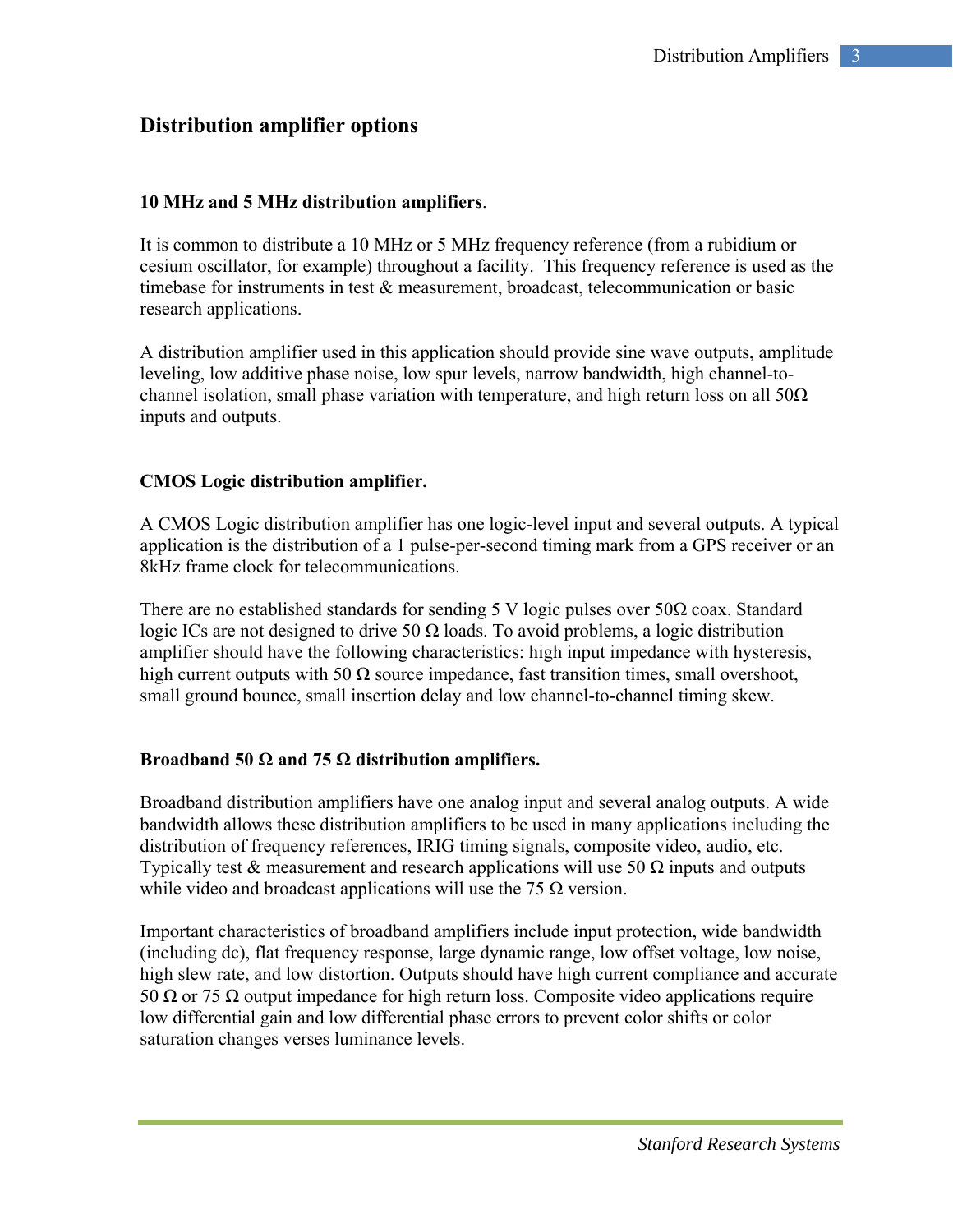## Distribution amplifier options

### 10 MHz and 5 MHz distribution amplifiers.

It is common to distribute a 10 MHz or 5 MHz frequency reference (from a rubidium or cesium oscillator, for example) throughout a facility. This frequency reference is used as the timebase for instruments in test & measurement, broadcast, telecommunication or basic research applications.

A distribution amplifier used in this application should provide sine wave outputs, amplitude leveling, low additive phase noise, low spur levels, narrow bandwidth, high channel-to-channel isolation, small phase variation with temperature, and high return loss on all 50Ω inputs and outputs.

### CMOS Logic distribution amplifier.

A CMOS Logic distribution amplifier has one logic-level input and several outputs. A typical application is the distribution of a 1 pulse-per-second timing mark from a GPS receiver or an 8kHz frame clock for telecommunications.

There are no established standards for sending 5 V logic pulses over 50Ω coax. Standard logic ICs are not designed to drive 50 Ω loads. To avoid problems, a logic distribution amplifier should have the following characteristics: high input impedance with hysteresis, high current outputs with 50 Ω source impedance, fast transition times, small overshoot, small ground bounce, small insertion delay and low channel-to-channel timing skew.

### Broadband 50 Ω and 75 Ω distribution amplifiers.

Broadband distribution amplifiers have one analog input and several analog outputs. A wide bandwidth allows these distribution amplifiers to be used in many applications including the distribution of frequency references, IRIG timing signals, composite video, audio, etc. Typically test & measurement and research applications will use 50 Ω inputs and outputs while video and broadcast applications will use the 75 Ω version.

Important characteristics of broadband amplifiers include input protection, wide bandwidth (including dc), flat frequency response, large dynamic range, low offset voltage, low noise, high slew rate, and low distortion. Outputs should have high current compliance and accurate 50 Ω or 75 Ω output impedance for high return loss. Composite video applications require low differential gain and low differential phase errors to prevent color shifts or color saturation changes verses luminance levels.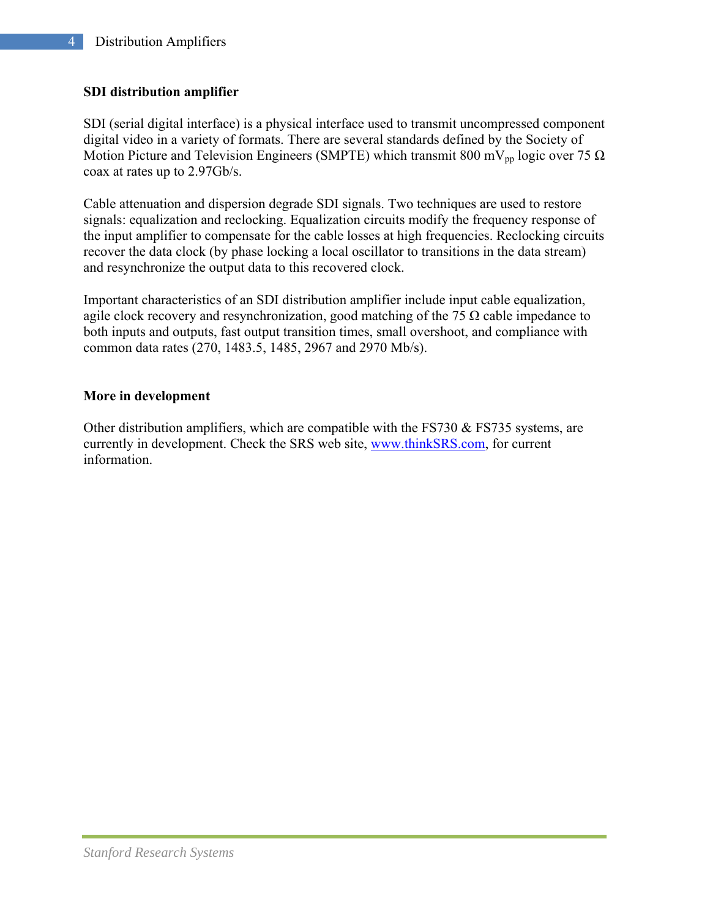### SDI distribution amplifier

SDI (serial digital interface) is a physical interface used to transmit uncompressed component digital video in a variety of formats. There are several standards defined by the Society of Motion Picture and Television Engineers (SMPTE) which transmit 800 $mV_{pp}$ logic over 75 Ω coax at rates up to 2.97Gb/s.

Cable attenuation and dispersion degrade SDI signals. Two techniques are used to restore signals: equalization and reclocking. Equalization circuits modify the frequency response of the input amplifier to compensate for the cable losses at high frequencies. Reclocking circuits recover the data clock (by phase locking a local oscillator to transitions in the data stream) and resynchronize the output data to this recovered clock.

Important characteristics of an SDI distribution amplifier include input cable equalization, agile clock recovery and resynchronization, good matching of the 75 Ω cable impedance to both inputs and outputs, fast output transition times, small overshoot, and compliance with common data rates (270, 1483.5, 1485, 2967 and 2970 Mb/s).

### More in development

Other distribution amplifiers, which are compatible with the FS730 & FS735 systems, are currently in development. Check the SRS web site, www.thinkSRS.com, for current information.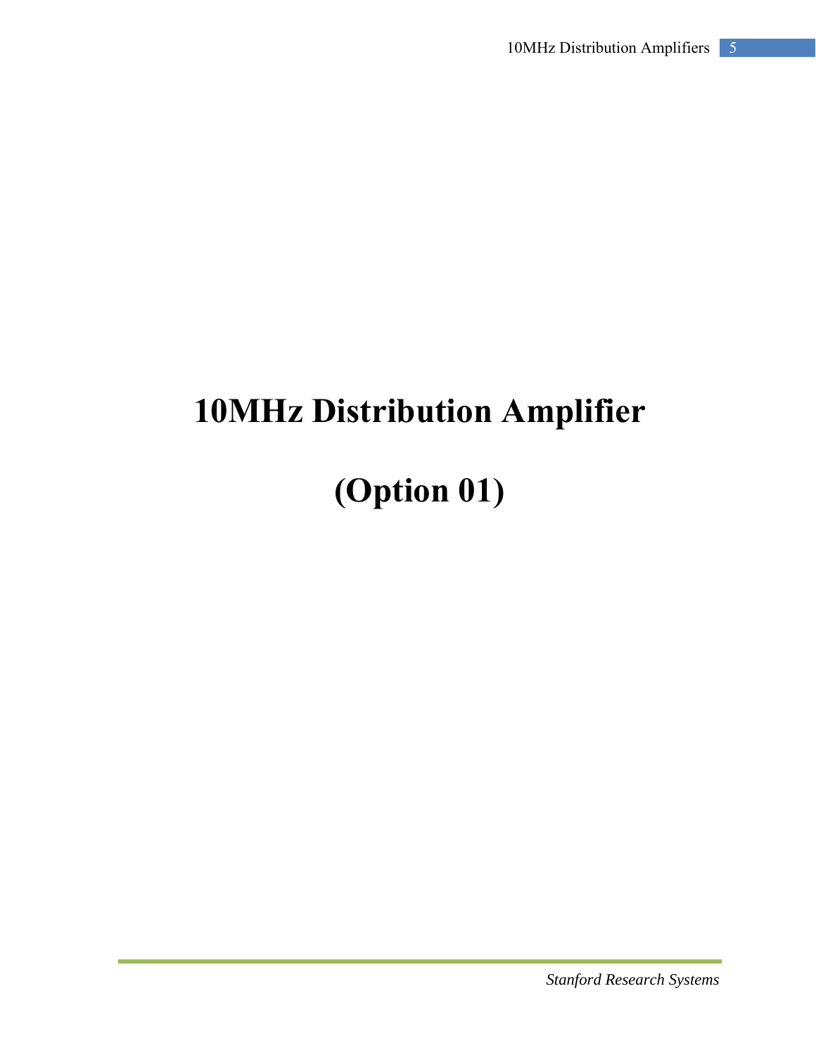# 10MHz Distribution Amplifier

# (Option 01)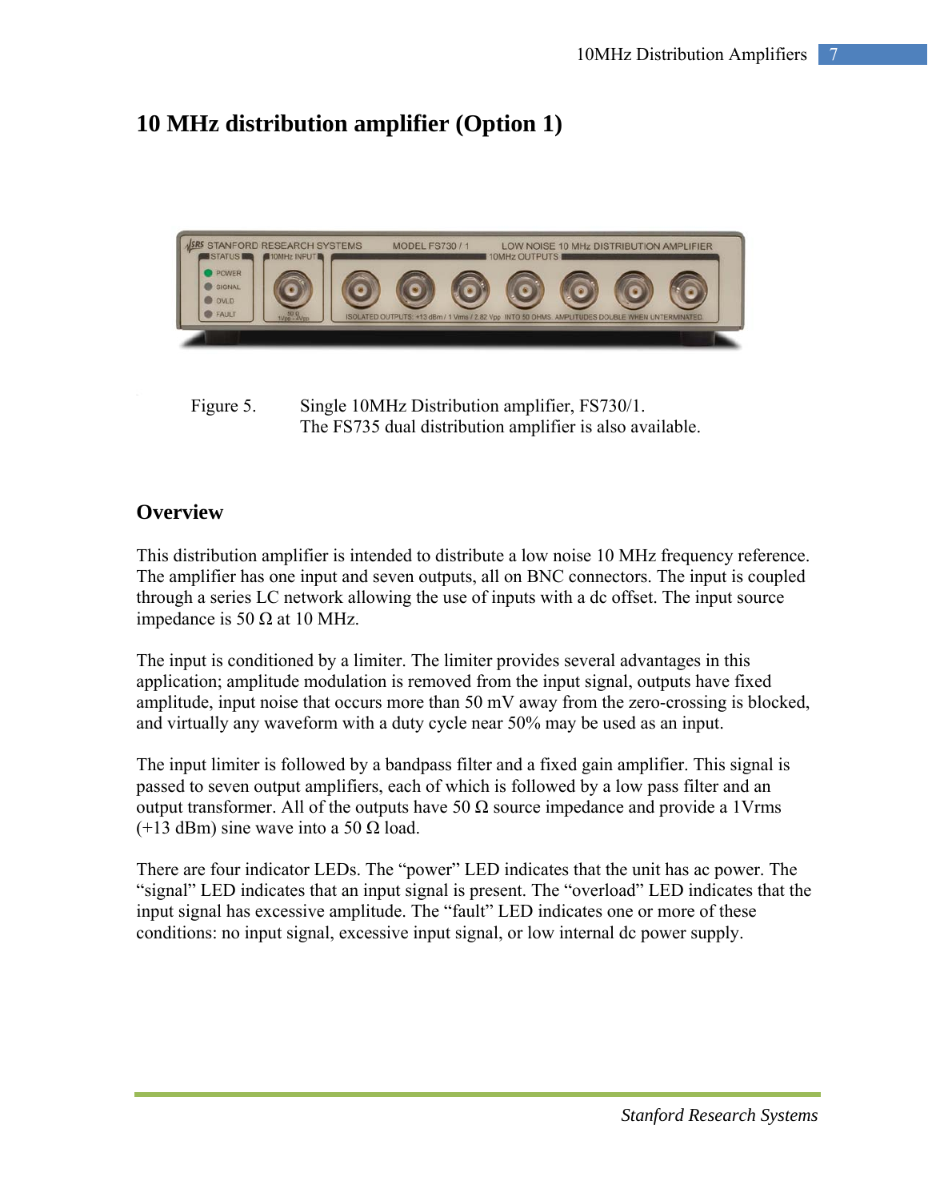# 10 MHz distribution amplifier (Option 1)

Figure 5. Single 10MHz Distribution amplifier, FS730/1.
The FS735 dual distribution amplifier is also available.

## Overview

This distribution amplifier is intended to distribute a low noise 10 MHz frequency reference. The amplifier has one input and seven outputs, all on BNC connectors. The input is coupled through a series LC network allowing the use of inputs with a dc offset. The input source impedance is 50 Ω at 10 MHz.

The input is conditioned by a limiter. The limiter provides several advantages in this application; amplitude modulation is removed from the input signal, outputs have fixed amplitude, input noise that occurs more than 50 mV away from the zero-crossing is blocked, and virtually any waveform with a duty cycle near 50% may be used as an input.

The input limiter is followed by a bandpass filter and a fixed gain amplifier. This signal is passed to seven output amplifiers, each of which is followed by a low pass filter and an output transformer. All of the outputs have 50 Ω source impedance and provide a 1Vrms (+13 dBm) sine wave into a 50 Ω load.

There are four indicator LEDs. The “power” LED indicates that the unit has ac power. The “signal” LED indicates that an input signal is present. The “overload” LED indicates that the input signal has excessive amplitude. The “fault” LED indicates one or more of these conditions: no input signal, excessive input signal, or low internal dc power supply.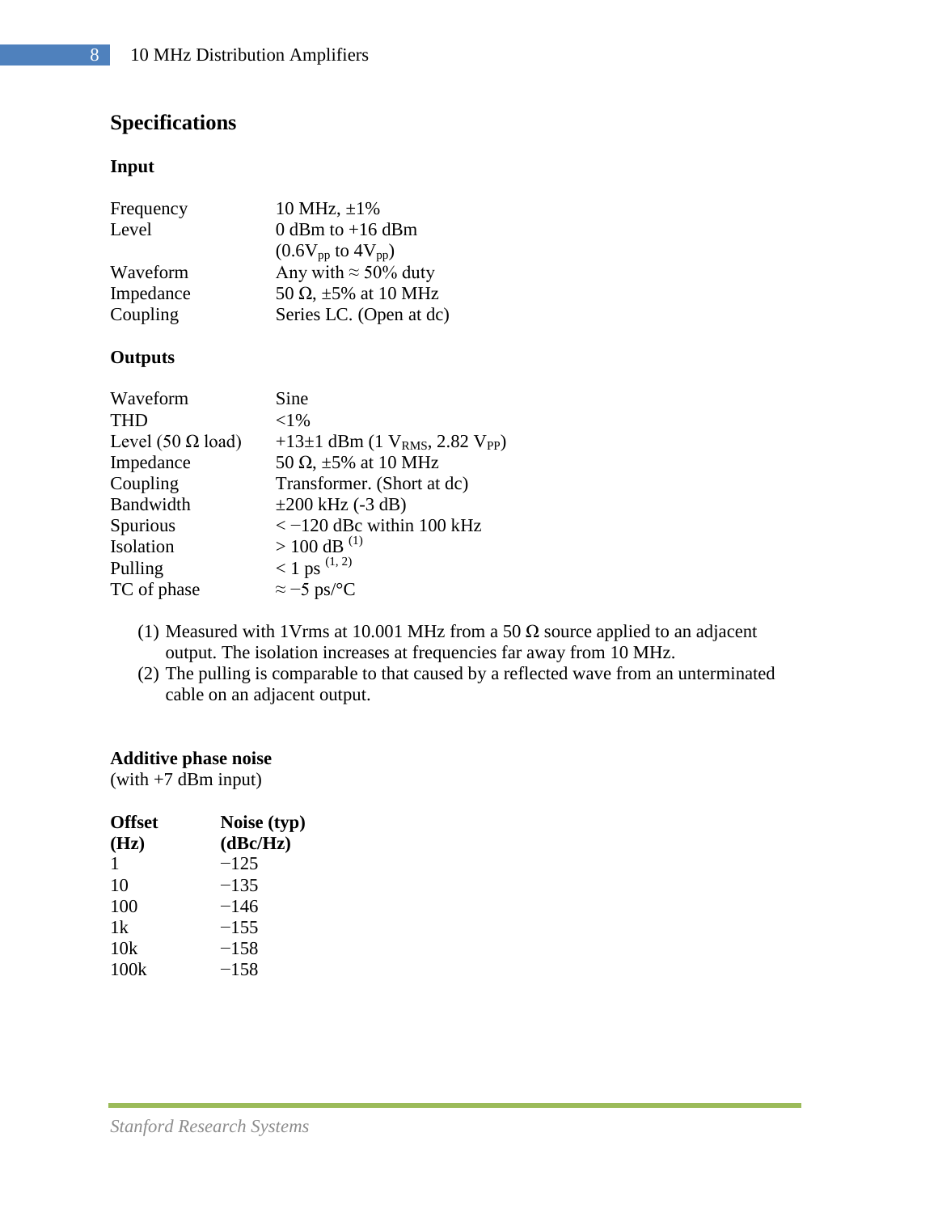## Specifications

### Input

| | |
|---|---|
| Frequency | 10 MHz, ±1% |
| Level | 0 dBm to +16 dBm ($0.6V_{pp}$ to $4V_{pp}$) |
| Waveform | Any with ≈ 50% duty |
| Impedance | 50 Ω, ±5% at 10 MHz |
| Coupling | Series LC. (Open at dc) |

### Outputs

| | |
|---|---|
| Waveform | Sine |
| THD | <1% |
| Level (50 Ω load) | +13±1 dBm (1 $V_{RMS}$, 2.82 $V_{PP}$) |
| Impedance | 50 Ω, ±5% at 10 MHz |
| Coupling | Transformer. (Short at dc) |
| Bandwidth | ±200 kHz (-3 dB) |
| Spurious | < −120 dBc within 100 kHz |
| Isolation | > 100 dB [1] |
| Pulling | < 1 ps [1, 2] |
| TC of phase | ≈ −5 ps/°C |

(1) Measured with 1Vrms at 10.001 MHz from a 50 Ω source applied to an adjacent output. The isolation increases at frequencies far away from 10 MHz.
(2) The pulling is comparable to that caused by a reflected wave from an unterminated cable on an adjacent output.

### Additive phase noise

(with +7 dBm input)

| Offset (Hz) | Noise (typ) (dBc/Hz) |
|---|---|
| 1 | −125 |
| 10 | −135 |
| 100 | −146 |
| 1k | −155 |
| 10k | −158 |
| 100k | −158 |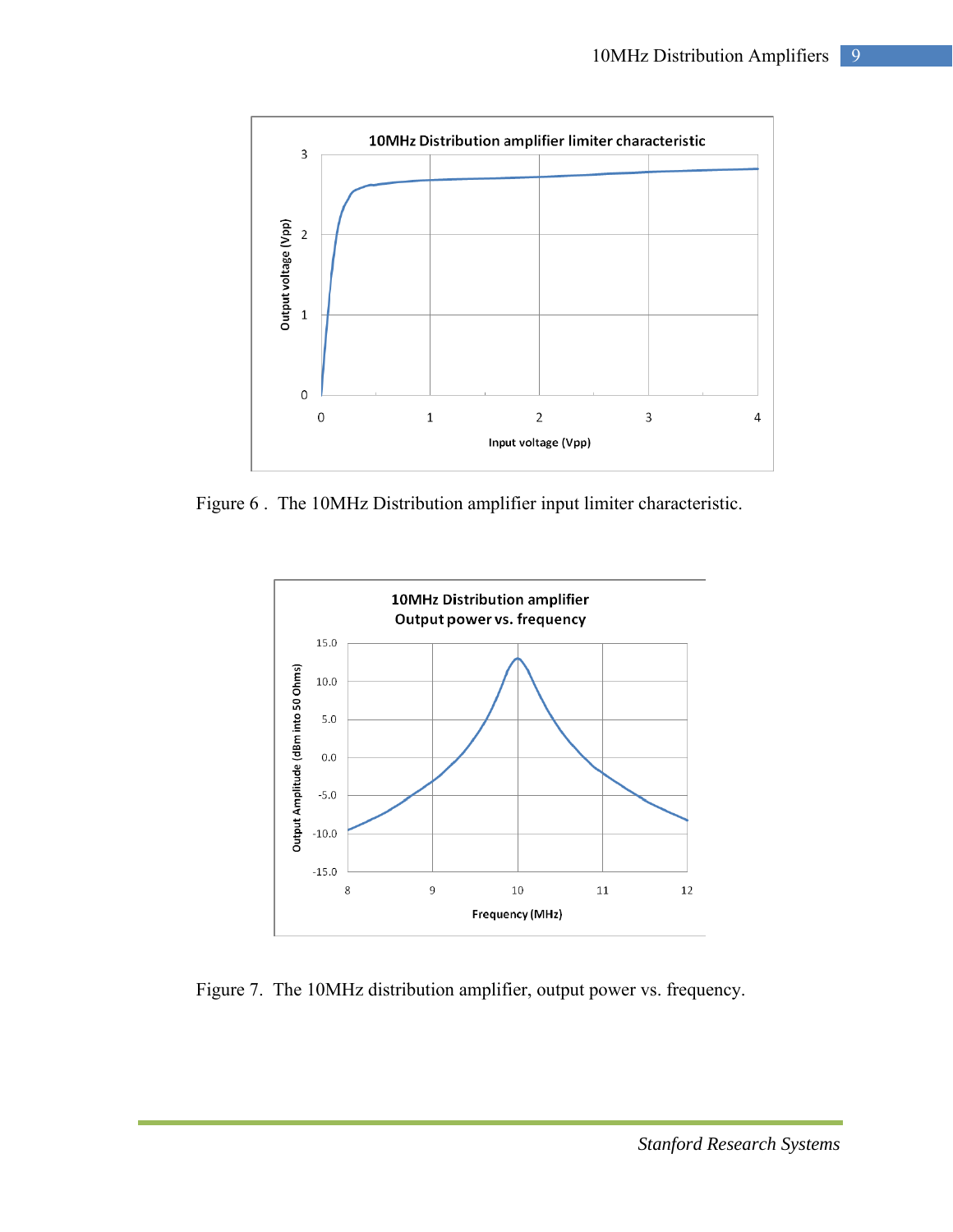Figure 6 . The 10MHz Distribution amplifier input limiter characteristic.

Figure 7. The 10MHz distribution amplifier, output power vs. frequency.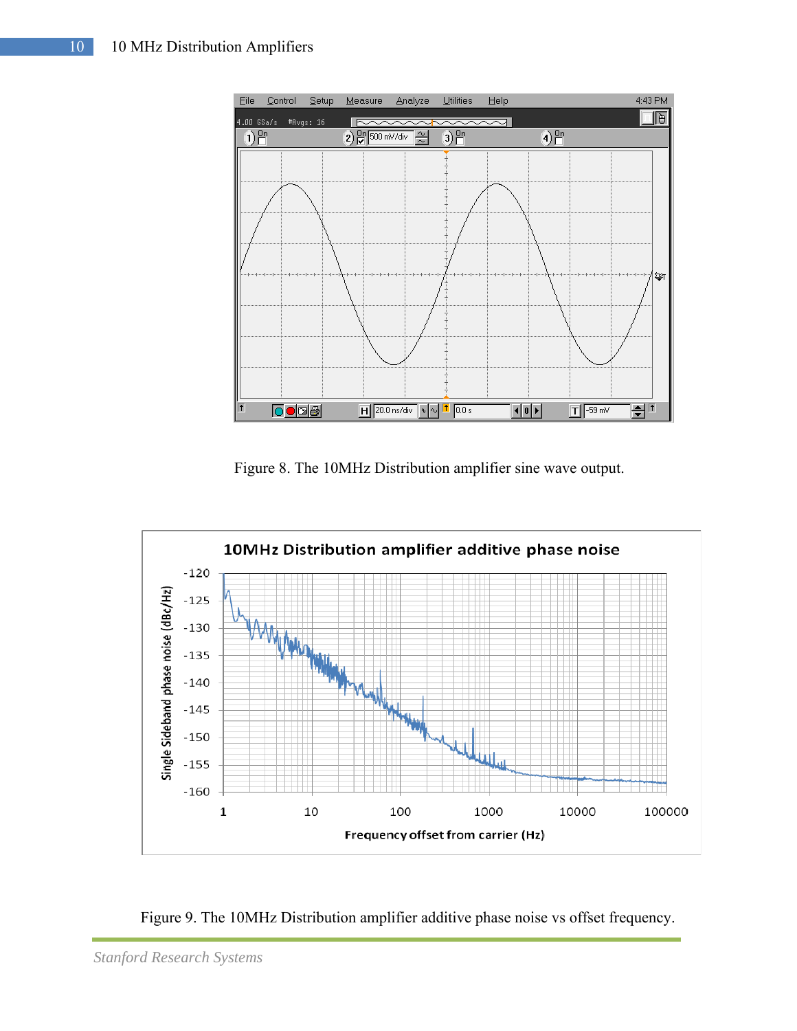Figure 8. The 10MHz Distribution amplifier sine wave output.

Figure 9. The 10MHz Distribution amplifier additive phase noise vs offset frequency.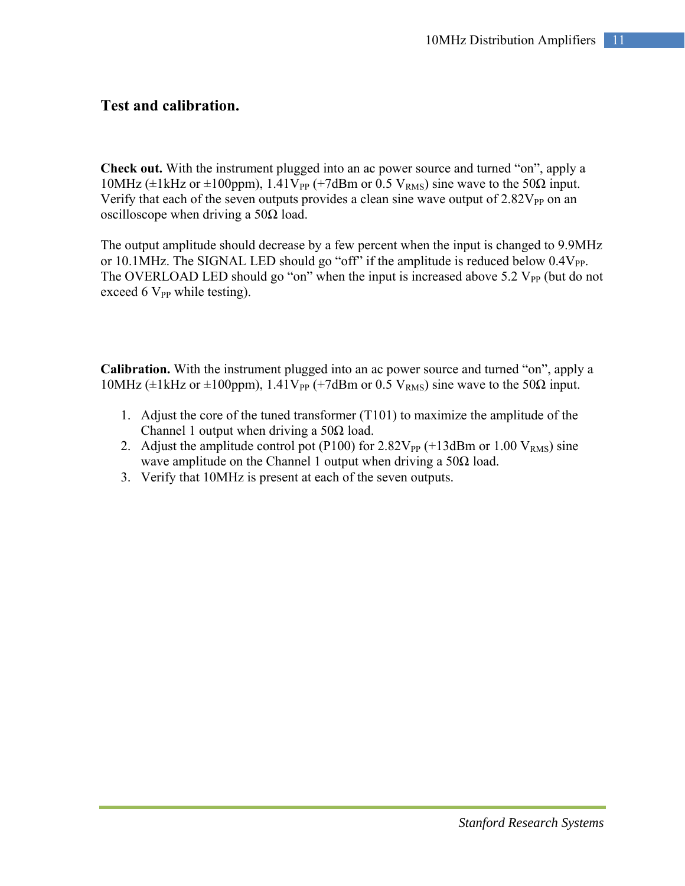## Test and calibration.

**Check out.** With the instrument plugged into an ac power source and turned “on”, apply a 10MHz (±1kHz or ±100ppm), 1.41$V_{PP}$ (+7dBm or 0.5 $V_{RMS}$) sine wave to the 50Ω input. Verify that each of the seven outputs provides a clean sine wave output of 2.82$V_{PP}$ on an oscilloscope when driving a 50Ω load.

The output amplitude should decrease by a few percent when the input is changed to 9.9MHz or 10.1MHz. The SIGNAL LED should go “off” if the amplitude is reduced below 0.4$V_{PP}$. The OVERLOAD LED should go “on” when the input is increased above 5.2 $V_{PP}$ (but do not exceed 6 $V_{PP}$ while testing).

**Calibration.** With the instrument plugged into an ac power source and turned “on”, apply a 10MHz (±1kHz or ±100ppm), 1.41$V_{PP}$ (+7dBm or 0.5 $V_{RMS}$) sine wave to the 50Ω input.

1. Adjust the core of the tuned transformer (T101) to maximize the amplitude of the Channel 1 output when driving a 50Ω load.
2. Adjust the amplitude control pot (P100) for 2.82$V_{PP}$ (+13dBm or 1.00 $V_{RMS}$) sine wave amplitude on the Channel 1 output when driving a 50Ω load.
3. Verify that 10MHz is present at each of the seven outputs.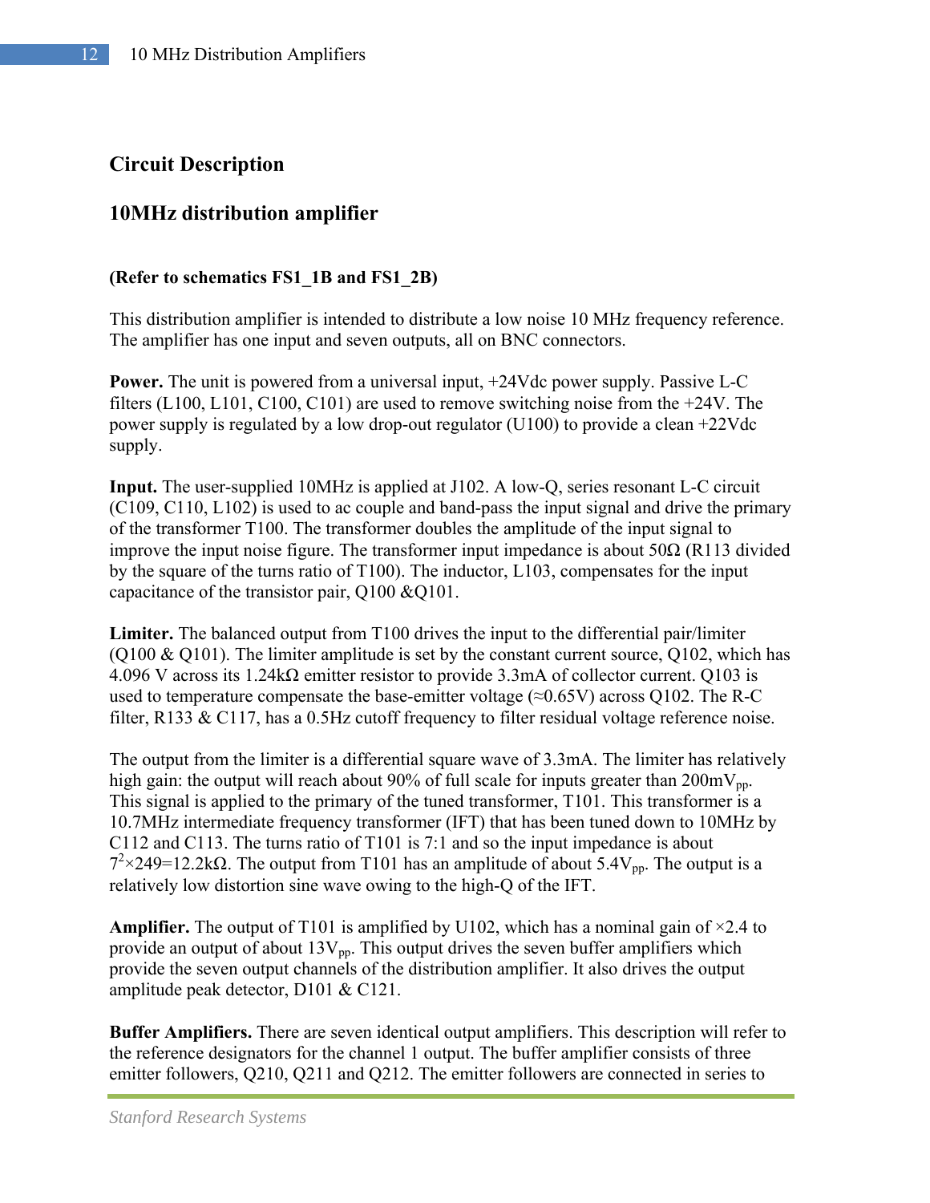## Circuit Description

### 10MHz distribution amplifier

**(Refer to schematics FS1_1B and FS1_2B)**

This distribution amplifier is intended to distribute a low noise 10 MHz frequency reference. The amplifier has one input and seven outputs, all on BNC connectors.

**Power.** The unit is powered from a universal input, +24Vdc power supply. Passive L-C filters (L100, L101, C100, C101) are used to remove switching noise from the +24V. The power supply is regulated by a low drop-out regulator (U100) to provide a clean +22Vdc supply.

**Input.** The user-supplied 10MHz is applied at J102. A low-Q, series resonant L-C circuit (C109, C110, L102) is used to ac couple and band-pass the input signal and drive the primary of the transformer T100. The transformer doubles the amplitude of the input signal to improve the input noise figure. The transformer input impedance is about 50Ω (R113 divided by the square of the turns ratio of T100). The inductor, L103, compensates for the input capacitance of the transistor pair, Q100 &Q101.

**Limiter.** The balanced output from T100 drives the input to the differential pair/limiter (Q100 & Q101). The limiter amplitude is set by the constant current source, Q102, which has 4.096 V across its 1.24kΩ emitter resistor to provide 3.3mA of collector current. Q103 is used to temperature compensate the base-emitter voltage (≈0.65V) across Q102. The R-C filter, R133 & C117, has a 0.5Hz cutoff frequency to filter residual voltage reference noise.

The output from the limiter is a differential square wave of 3.3mA. The limiter has relatively high gain: the output will reach about 90% of full scale for inputs greater than 200m$V_{pp}$. This signal is applied to the primary of the tuned transformer, T101. This transformer is a 10.7MHz intermediate frequency transformer (IFT) that has been tuned down to 10MHz by C112 and C113. The turns ratio of T101 is 7:1 and so the input impedance is about $7^2 \times 249$=12.2kΩ. The output from T101 has an amplitude of about 5.4$V_{pp}$. The output is a relatively low distortion sine wave owing to the high-Q of the IFT.

**Amplifier.** The output of T101 is amplified by U102, which has a nominal gain of ×2.4 to provide an output of about 13$V_{pp}$. This output drives the seven buffer amplifiers which provide the seven output channels of the distribution amplifier. It also drives the output amplitude peak detector, D101 & C121.

**Buffer Amplifiers.** There are seven identical output amplifiers. This description will refer to the reference designators for the channel 1 output. The buffer amplifier consists of three emitter followers, Q210, Q211 and Q212. The emitter followers are connected in series to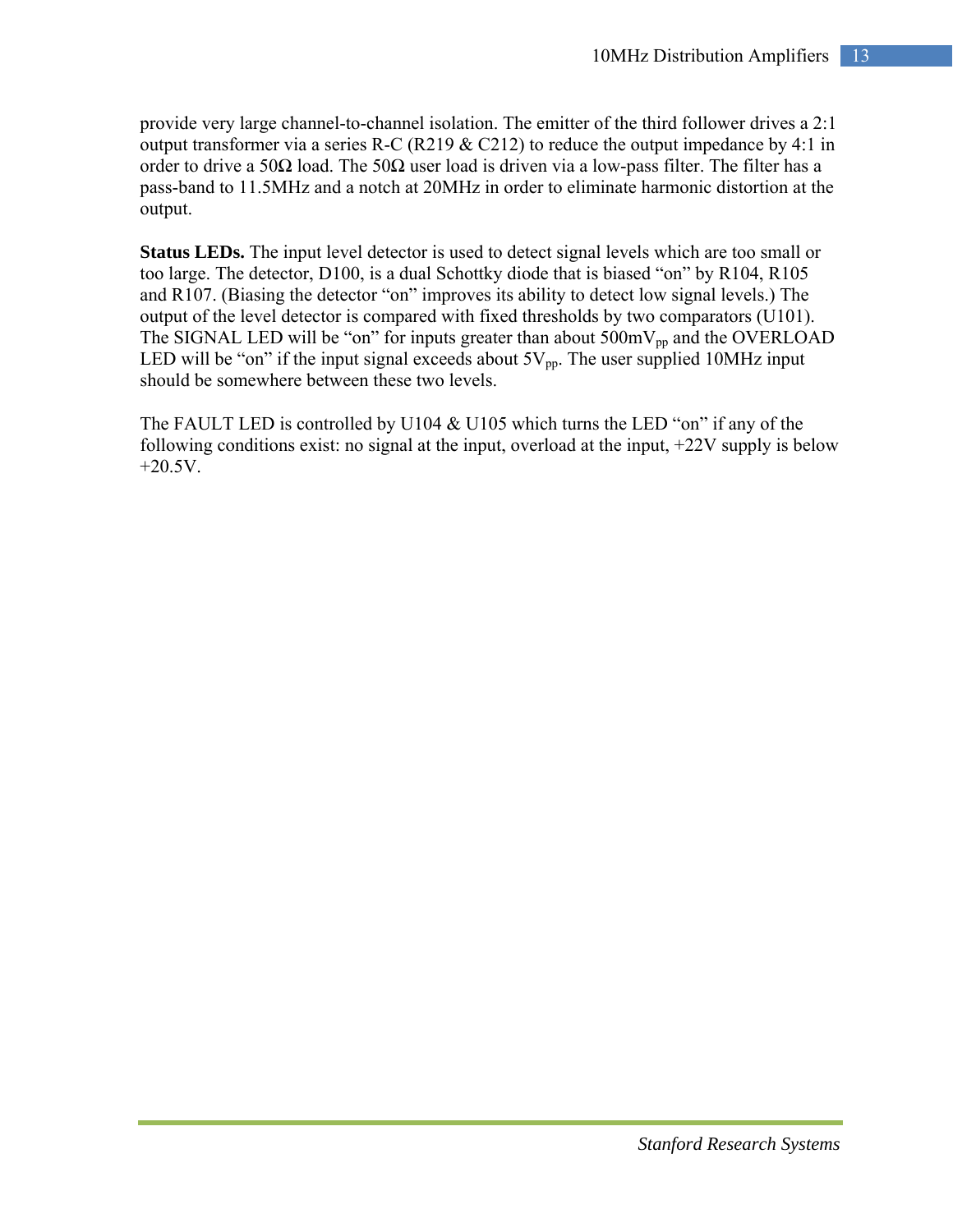provide very large channel-to-channel isolation. The emitter of the third follower drives a 2:1 output transformer via a series R-C (R219 & C212) to reduce the output impedance by 4:1 in order to drive a 50Ω load. The 50Ω user load is driven via a low-pass filter. The filter has a pass-band to 11.5MHz and a notch at 20MHz in order to eliminate harmonic distortion at the output.

**Status LEDs.** The input level detector is used to detect signal levels which are too small or too large. The detector, D100, is a dual Schottky diode that is biased "on" by R104, R105 and R107. (Biasing the detector "on" improves its ability to detect low signal levels.) The output of the level detector is compared with fixed thresholds by two comparators (U101). The SIGNAL LED will be "on" for inputs greater than about $500mV_{pp}$ and the OVERLOAD LED will be "on" if the input signal exceeds about $5V_{pp}$. The user supplied 10MHz input should be somewhere between these two levels.

The FAULT LED is controlled by U104 & U105 which turns the LED "on" if any of the following conditions exist: no signal at the input, overload at the input, +22V supply is below +20.5V.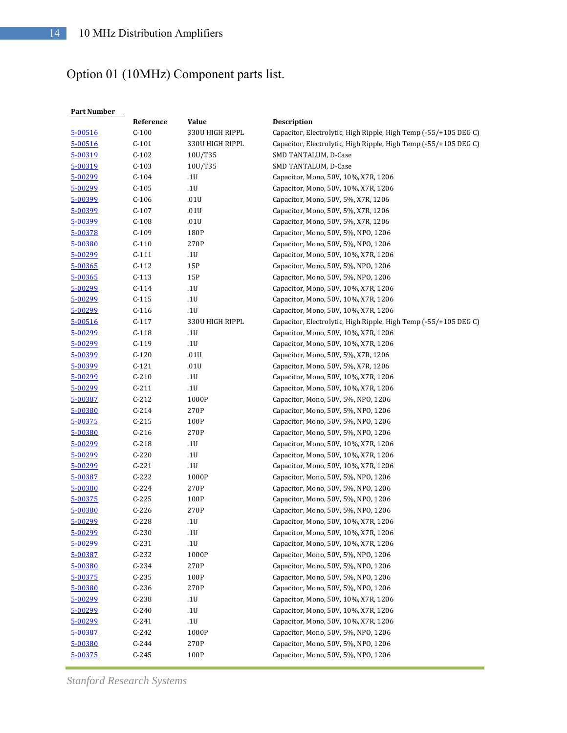# Option 01 (10MHz) Component parts list.

| Part Number | Reference | Value | Description |
|---|---|---|---|
| 5-00516 | C-100 | 330U HIGH RIPPL | Capacitor, Electrolytic, High Ripple, High Temp (-55/+105 DEG C) |
| 5-00516 | C-101 | 330U HIGH RIPPL | Capacitor, Electrolytic, High Ripple, High Temp (-55/+105 DEG C) |
| 5-00319 | C-102 | 10U/T35 | SMD TANTALUM, D-Case |
| 5-00319 | C-103 | 10U/T35 | SMD TANTALUM, D-Case |
| 5-00299 | C-104 | .1U | Capacitor, Mono, 50V, 10%, X7R, 1206 |
| 5-00299 | C-105 | .1U | Capacitor, Mono, 50V, 10%, X7R, 1206 |
| 5-00399 | C-106 | .01U | Capacitor, Mono, 50V, 5%, X7R, 1206 |
| 5-00399 | C-107 | .01U | Capacitor, Mono, 50V, 5%, X7R, 1206 |
| 5-00399 | C-108 | .01U | Capacitor, Mono, 50V, 5%, X7R, 1206 |
| 5-00378 | C-109 | 180P | Capacitor, Mono, 50V, 5%, NPO, 1206 |
| 5-00380 | C-110 | 270P | Capacitor, Mono, 50V, 5%, NPO, 1206 |
| 5-00299 | C-111 | .1U | Capacitor, Mono, 50V, 10%, X7R, 1206 |
| 5-00365 | C-112 | 15P | Capacitor, Mono, 50V, 5%, NPO, 1206 |
| 5-00365 | C-113 | 15P | Capacitor, Mono, 50V, 5%, NPO, 1206 |
| 5-00299 | C-114 | .1U | Capacitor, Mono, 50V, 10%, X7R, 1206 |
| 5-00299 | C-115 | .1U | Capacitor, Mono, 50V, 10%, X7R, 1206 |
| 5-00299 | C-116 | .1U | Capacitor, Mono, 50V, 10%, X7R, 1206 |
| 5-00516 | C-117 | 330U HIGH RIPPL | Capacitor, Electrolytic, High Ripple, High Temp (-55/+105 DEG C) |
| 5-00299 | C-118 | .1U | Capacitor, Mono, 50V, 10%, X7R, 1206 |
| 5-00299 | C-119 | .1U | Capacitor, Mono, 50V, 10%, X7R, 1206 |
| 5-00399 | C-120 | .01U | Capacitor, Mono, 50V, 5%, X7R, 1206 |
| 5-00399 | C-121 | .01U | Capacitor, Mono, 50V, 5%, X7R, 1206 |
| 5-00299 | C-210 | .1U | Capacitor, Mono, 50V, 10%, X7R, 1206 |
| 5-00299 | C-211 | .1U | Capacitor, Mono, 50V, 10%, X7R, 1206 |
| 5-00387 | C-212 | 1000P | Capacitor, Mono, 50V, 5%, NPO, 1206 |
| 5-00380 | C-214 | 270P | Capacitor, Mono, 50V, 5%, NPO, 1206 |
| 5-00375 | C-215 | 100P | Capacitor, Mono, 50V, 5%, NPO, 1206 |
| 5-00380 | C-216 | 270P | Capacitor, Mono, 50V, 5%, NPO, 1206 |
| 5-00299 | C-218 | .1U | Capacitor, Mono, 50V, 10%, X7R, 1206 |
| 5-00299 | C-220 | .1U | Capacitor, Mono, 50V, 10%, X7R, 1206 |
| 5-00299 | C-221 | .1U | Capacitor, Mono, 50V, 10%, X7R, 1206 |
| 5-00387 | C-222 | 1000P | Capacitor, Mono, 50V, 5%, NPO, 1206 |
| 5-00380 | C-224 | 270P | Capacitor, Mono, 50V, 5%, NPO, 1206 |
| 5-00375 | C-225 | 100P | Capacitor, Mono, 50V, 5%, NPO, 1206 |
| 5-00380 | C-226 | 270P | Capacitor, Mono, 50V, 5%, NPO, 1206 |
| 5-00299 | C-228 | .1U | Capacitor, Mono, 50V, 10%, X7R, 1206 |
| 5-00299 | C-230 | .1U | Capacitor, Mono, 50V, 10%, X7R, 1206 |
| 5-00299 | C-231 | .1U | Capacitor, Mono, 50V, 10%, X7R, 1206 |
| 5-00387 | C-232 | 1000P | Capacitor, Mono, 50V, 5%, NPO, 1206 |
| 5-00380 | C-234 | 270P | Capacitor, Mono, 50V, 5%, NPO, 1206 |
| 5-00375 | C-235 | 100P | Capacitor, Mono, 50V, 5%, NPO, 1206 |
| 5-00380 | C-236 | 270P | Capacitor, Mono, 50V, 5%, NPO, 1206 |
| 5-00299 | C-238 | .1U | Capacitor, Mono, 50V, 10%, X7R, 1206 |
| 5-00299 | C-240 | .1U | Capacitor, Mono, 50V, 10%, X7R, 1206 |
| 5-00299 | C-241 | .1U | Capacitor, Mono, 50V, 10%, X7R, 1206 |
| 5-00387 | C-242 | 1000P | Capacitor, Mono, 50V, 5%, NPO, 1206 |
| 5-00380 | C-244 | 270P | Capacitor, Mono, 50V, 5%, NPO, 1206 |
| 5-00375 | C-245 | 100P | Capacitor, Mono, 50V, 5%, NPO, 1206 |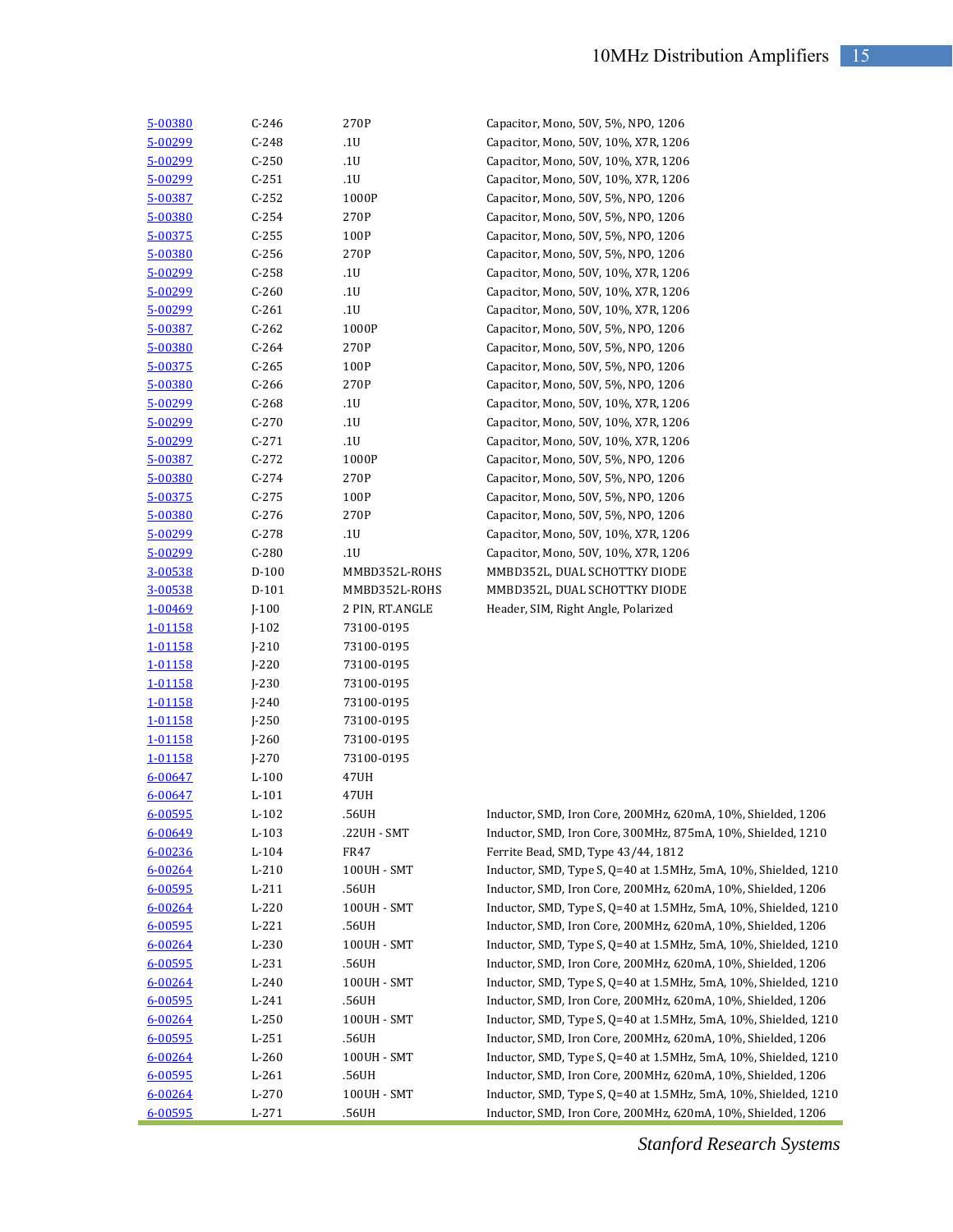| | | | |
|---|---|---|---|
| 5-00380 | C-246 | 270P | Capacitor, Mono, 50V, 5%, NPO, 1206 |
| 5-00299 | C-248 | .1U | Capacitor, Mono, 50V, 10%, X7R, 1206 |
| 5-00299 | C-250 | .1U | Capacitor, Mono, 50V, 10%, X7R, 1206 |
| 5-00299 | C-251 | .1U | Capacitor, Mono, 50V, 10%, X7R, 1206 |
| 5-00387 | C-252 | 1000P | Capacitor, Mono, 50V, 5%, NPO, 1206 |
| 5-00380 | C-254 | 270P | Capacitor, Mono, 50V, 5%, NPO, 1206 |
| 5-00375 | C-255 | 100P | Capacitor, Mono, 50V, 5%, NPO, 1206 |
| 5-00380 | C-256 | 270P | Capacitor, Mono, 50V, 5%, NPO, 1206 |
| 5-00299 | C-258 | .1U | Capacitor, Mono, 50V, 10%, X7R, 1206 |
| 5-00299 | C-260 | .1U | Capacitor, Mono, 50V, 10%, X7R, 1206 |
| 5-00299 | C-261 | .1U | Capacitor, Mono, 50V, 10%, X7R, 1206 |
| 5-00387 | C-262 | 1000P | Capacitor, Mono, 50V, 5%, NPO, 1206 |
| 5-00380 | C-264 | 270P | Capacitor, Mono, 50V, 5%, NPO, 1206 |
| 5-00375 | C-265 | 100P | Capacitor, Mono, 50V, 5%, NPO, 1206 |
| 5-00380 | C-266 | 270P | Capacitor, Mono, 50V, 5%, NPO, 1206 |
| 5-00299 | C-268 | .1U | Capacitor, Mono, 50V, 10%, X7R, 1206 |
| 5-00299 | C-270 | .1U | Capacitor, Mono, 50V, 10%, X7R, 1206 |
| 5-00299 | C-271 | .1U | Capacitor, Mono, 50V, 10%, X7R, 1206 |
| 5-00387 | C-272 | 1000P | Capacitor, Mono, 50V, 5%, NPO, 1206 |
| 5-00380 | C-274 | 270P | Capacitor, Mono, 50V, 5%, NPO, 1206 |
| 5-00375 | C-275 | 100P | Capacitor, Mono, 50V, 5%, NPO, 1206 |
| 5-00380 | C-276 | 270P | Capacitor, Mono, 50V, 5%, NPO, 1206 |
| 5-00299 | C-278 | .1U | Capacitor, Mono, 50V, 10%, X7R, 1206 |
| 5-00299 | C-280 | .1U | Capacitor, Mono, 50V, 10%, X7R, 1206 |
| 3-00538 | D-100 | MMBD352L-ROHS | MMBD352L, DUAL SCHOTTKY DIODE |
| 3-00538 | D-101 | MMBD352L-ROHS | MMBD352L, DUAL SCHOTTKY DIODE |
| 1-00469 | J-100 | 2 PIN, RT.ANGLE | Header, SIM, Right Angle, Polarized |
| 1-01158 | J-102 | 73100-0195 | |
| 1-01158 | J-210 | 73100-0195 | |
| 1-01158 | J-220 | 73100-0195 | |
| 1-01158 | J-230 | 73100-0195 | |
| 1-01158 | J-240 | 73100-0195 | |
| 1-01158 | J-250 | 73100-0195 | |
| 1-01158 | J-260 | 73100-0195 | |
| 1-01158 | J-270 | 73100-0195 | |
| 6-00647 | L-100 | 47UH | |
| 6-00647 | L-101 | 47UH | |
| 6-00595 | L-102 | .56UH | Inductor, SMD, Iron Core, 200MHz, 620mA, 10%, Shielded, 1206 |
| 6-00649 | L-103 | .22UH - SMT | Inductor, SMD, Iron Core, 300MHz, 875mA, 10%, Shielded, 1210 |
| 6-00236 | L-104 | FR47 | Ferrite Bead, SMD, Type 43/44, 1812 |
| 6-00264 | L-210 | 100UH - SMT | Inductor, SMD, Type S, Q=40 at 1.5MHz, 5mA, 10%, Shielded, 1210 |
| 6-00595 | L-211 | .56UH | Inductor, SMD, Iron Core, 200MHz, 620mA, 10%, Shielded, 1206 |
| 6-00264 | L-220 | 100UH - SMT | Inductor, SMD, Type S, Q=40 at 1.5MHz, 5mA, 10%, Shielded, 1210 |
| 6-00595 | L-221 | .56UH | Inductor, SMD, Iron Core, 200MHz, 620mA, 10%, Shielded, 1206 |
| 6-00264 | L-230 | 100UH - SMT | Inductor, SMD, Type S, Q=40 at 1.5MHz, 5mA, 10%, Shielded, 1210 |
| 6-00595 | L-231 | .56UH | Inductor, SMD, Iron Core, 200MHz, 620mA, 10%, Shielded, 1206 |
| 6-00264 | L-240 | 100UH - SMT | Inductor, SMD, Type S, Q=40 at 1.5MHz, 5mA, 10%, Shielded, 1210 |
| 6-00595 | L-241 | .56UH | Inductor, SMD, Iron Core, 200MHz, 620mA, 10%, Shielded, 1206 |
| 6-00264 | L-250 | 100UH - SMT | Inductor, SMD, Type S, Q=40 at 1.5MHz, 5mA, 10%, Shielded, 1210 |
| 6-00595 | L-251 | .56UH | Inductor, SMD, Iron Core, 200MHz, 620mA, 10%, Shielded, 1206 |
| 6-00264 | L-260 | 100UH - SMT | Inductor, SMD, Type S, Q=40 at 1.5MHz, 5mA, 10%, Shielded, 1210 |
| 6-00595 | L-261 | .56UH | Inductor, SMD, Iron Core, 200MHz, 620mA, 10%, Shielded, 1206 |
| 6-00264 | L-270 | 100UH - SMT | Inductor, SMD, Type S, Q=40 at 1.5MHz, 5mA, 10%, Shielded, 1210 |
| 6-00595 | L-271 | .56UH | Inductor, SMD, Iron Core, 200MHz, 620mA, 10%, Shielded, 1206 |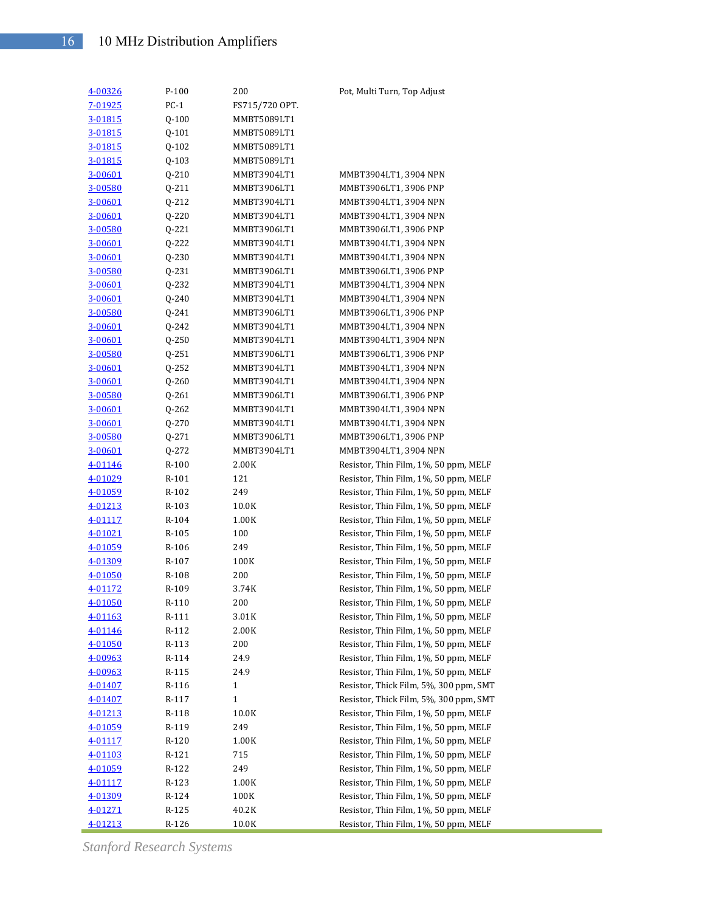| | | | |
|---|---|---|---|
| 4-00326 | P-100 | 200 | Pot, Multi Turn, Top Adjust |
| 7-01925 | PC-1 | FS715/720 OPT. | |
| 3-01815 | Q-100 | MMBT5089LT1 | |
| 3-01815 | Q-101 | MMBT5089LT1 | |
| 3-01815 | Q-102 | MMBT5089LT1 | |
| 3-01815 | Q-103 | MMBT5089LT1 | |
| 3-00601 | Q-210 | MMBT3904LT1 | MMBT3904LT1, 3904 NPN |
| 3-00580 | Q-211 | MMBT3906LT1 | MMBT3906LT1, 3906 PNP |
| 3-00601 | Q-212 | MMBT3904LT1 | MMBT3904LT1, 3904 NPN |
| 3-00601 | Q-220 | MMBT3904LT1 | MMBT3904LT1, 3904 NPN |
| 3-00580 | Q-221 | MMBT3906LT1 | MMBT3906LT1, 3906 PNP |
| 3-00601 | Q-222 | MMBT3904LT1 | MMBT3904LT1, 3904 NPN |
| 3-00601 | Q-230 | MMBT3904LT1 | MMBT3904LT1, 3904 NPN |
| 3-00580 | Q-231 | MMBT3906LT1 | MMBT3906LT1, 3906 PNP |
| 3-00601 | Q-232 | MMBT3904LT1 | MMBT3904LT1, 3904 NPN |
| 3-00601 | Q-240 | MMBT3904LT1 | MMBT3904LT1, 3904 NPN |
| 3-00580 | Q-241 | MMBT3906LT1 | MMBT3906LT1, 3906 PNP |
| 3-00601 | Q-242 | MMBT3904LT1 | MMBT3904LT1, 3904 NPN |
| 3-00601 | Q-250 | MMBT3904LT1 | MMBT3904LT1, 3904 NPN |
| 3-00580 | Q-251 | MMBT3906LT1 | MMBT3906LT1, 3906 PNP |
| 3-00601 | Q-252 | MMBT3904LT1 | MMBT3904LT1, 3904 NPN |
| 3-00601 | Q-260 | MMBT3904LT1 | MMBT3904LT1, 3904 NPN |
| 3-00580 | Q-261 | MMBT3906LT1 | MMBT3906LT1, 3906 PNP |
| 3-00601 | Q-262 | MMBT3904LT1 | MMBT3904LT1, 3904 NPN |
| 3-00601 | Q-270 | MMBT3904LT1 | MMBT3904LT1, 3904 NPN |
| 3-00580 | Q-271 | MMBT3906LT1 | MMBT3906LT1, 3906 PNP |
| 3-00601 | Q-272 | MMBT3904LT1 | MMBT3904LT1, 3904 NPN |
| 4-01146 | R-100 | 2.00K | Resistor, Thin Film, 1%, 50 ppm, MELF |
| 4-01029 | R-101 | 121 | Resistor, Thin Film, 1%, 50 ppm, MELF |
| 4-01059 | R-102 | 249 | Resistor, Thin Film, 1%, 50 ppm, MELF |
| 4-01213 | R-103 | 10.0K | Resistor, Thin Film, 1%, 50 ppm, MELF |
| 4-01117 | R-104 | 1.00K | Resistor, Thin Film, 1%, 50 ppm, MELF |
| 4-01021 | R-105 | 100 | Resistor, Thin Film, 1%, 50 ppm, MELF |
| 4-01059 | R-106 | 249 | Resistor, Thin Film, 1%, 50 ppm, MELF |
| 4-01309 | R-107 | 100K | Resistor, Thin Film, 1%, 50 ppm, MELF |
| 4-01050 | R-108 | 200 | Resistor, Thin Film, 1%, 50 ppm, MELF |
| 4-01172 | R-109 | 3.74K | Resistor, Thin Film, 1%, 50 ppm, MELF |
| 4-01050 | R-110 | 200 | Resistor, Thin Film, 1%, 50 ppm, MELF |
| 4-01163 | R-111 | 3.01K | Resistor, Thin Film, 1%, 50 ppm, MELF |
| 4-01146 | R-112 | 2.00K | Resistor, Thin Film, 1%, 50 ppm, MELF |
| 4-01050 | R-113 | 200 | Resistor, Thin Film, 1%, 50 ppm, MELF |
| 4-00963 | R-114 | 24.9 | Resistor, Thin Film, 1%, 50 ppm, MELF |
| 4-00963 | R-115 | 24.9 | Resistor, Thin Film, 1%, 50 ppm, MELF |
| 4-01407 | R-116 | 1 | Resistor, Thick Film, 5%, 300 ppm, SMT |
| 4-01407 | R-117 | 1 | Resistor, Thick Film, 5%, 300 ppm, SMT |
| 4-01213 | R-118 | 10.0K | Resistor, Thin Film, 1%, 50 ppm, MELF |
| 4-01059 | R-119 | 249 | Resistor, Thin Film, 1%, 50 ppm, MELF |
| 4-01117 | R-120 | 1.00K | Resistor, Thin Film, 1%, 50 ppm, MELF |
| 4-01103 | R-121 | 715 | Resistor, Thin Film, 1%, 50 ppm, MELF |
| 4-01059 | R-122 | 249 | Resistor, Thin Film, 1%, 50 ppm, MELF |
| 4-01117 | R-123 | 1.00K | Resistor, Thin Film, 1%, 50 ppm, MELF |
| 4-01309 | R-124 | 100K | Resistor, Thin Film, 1%, 50 ppm, MELF |
| 4-01271 | R-125 | 40.2K | Resistor, Thin Film, 1%, 50 ppm, MELF |
| 4-01213 | R-126 | 10.0K | Resistor, Thin Film, 1%, 50 ppm, MELF |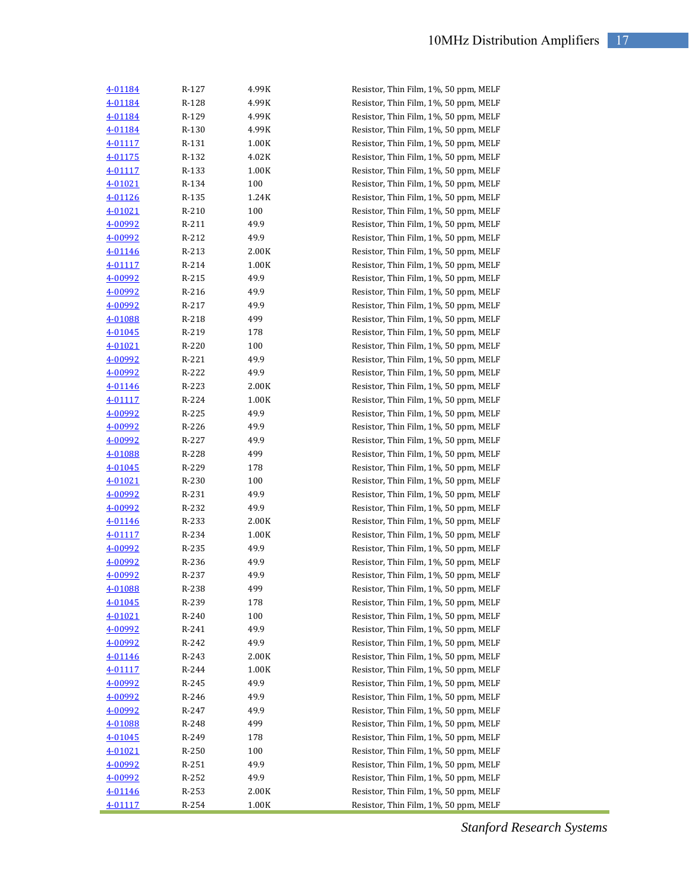| | | | |
|---|---|---|---|
| 4-01184 | R-127 | 4.99K | Resistor, Thin Film, 1%, 50 ppm, MELF |
| 4-01184 | R-128 | 4.99K | Resistor, Thin Film, 1%, 50 ppm, MELF |
| 4-01184 | R-129 | 4.99K | Resistor, Thin Film, 1%, 50 ppm, MELF |
| 4-01184 | R-130 | 4.99K | Resistor, Thin Film, 1%, 50 ppm, MELF |
| 4-01117 | R-131 | 1.00K | Resistor, Thin Film, 1%, 50 ppm, MELF |
| 4-01175 | R-132 | 4.02K | Resistor, Thin Film, 1%, 50 ppm, MELF |
| 4-01117 | R-133 | 1.00K | Resistor, Thin Film, 1%, 50 ppm, MELF |
| 4-01021 | R-134 | 100 | Resistor, Thin Film, 1%, 50 ppm, MELF |
| 4-01126 | R-135 | 1.24K | Resistor, Thin Film, 1%, 50 ppm, MELF |
| 4-01021 | R-210 | 100 | Resistor, Thin Film, 1%, 50 ppm, MELF |
| 4-00992 | R-211 | 49.9 | Resistor, Thin Film, 1%, 50 ppm, MELF |
| 4-00992 | R-212 | 49.9 | Resistor, Thin Film, 1%, 50 ppm, MELF |
| 4-01146 | R-213 | 2.00K | Resistor, Thin Film, 1%, 50 ppm, MELF |
| 4-01117 | R-214 | 1.00K | Resistor, Thin Film, 1%, 50 ppm, MELF |
| 4-00992 | R-215 | 49.9 | Resistor, Thin Film, 1%, 50 ppm, MELF |
| 4-00992 | R-216 | 49.9 | Resistor, Thin Film, 1%, 50 ppm, MELF |
| 4-00992 | R-217 | 49.9 | Resistor, Thin Film, 1%, 50 ppm, MELF |
| 4-01088 | R-218 | 499 | Resistor, Thin Film, 1%, 50 ppm, MELF |
| 4-01045 | R-219 | 178 | Resistor, Thin Film, 1%, 50 ppm, MELF |
| 4-01021 | R-220 | 100 | Resistor, Thin Film, 1%, 50 ppm, MELF |
| 4-00992 | R-221 | 49.9 | Resistor, Thin Film, 1%, 50 ppm, MELF |
| 4-00992 | R-222 | 49.9 | Resistor, Thin Film, 1%, 50 ppm, MELF |
| 4-01146 | R-223 | 2.00K | Resistor, Thin Film, 1%, 50 ppm, MELF |
| 4-01117 | R-224 | 1.00K | Resistor, Thin Film, 1%, 50 ppm, MELF |
| 4-00992 | R-225 | 49.9 | Resistor, Thin Film, 1%, 50 ppm, MELF |
| 4-00992 | R-226 | 49.9 | Resistor, Thin Film, 1%, 50 ppm, MELF |
| 4-00992 | R-227 | 49.9 | Resistor, Thin Film, 1%, 50 ppm, MELF |
| 4-01088 | R-228 | 499 | Resistor, Thin Film, 1%, 50 ppm, MELF |
| 4-01045 | R-229 | 178 | Resistor, Thin Film, 1%, 50 ppm, MELF |
| 4-01021 | R-230 | 100 | Resistor, Thin Film, 1%, 50 ppm, MELF |
| 4-00992 | R-231 | 49.9 | Resistor, Thin Film, 1%, 50 ppm, MELF |
| 4-00992 | R-232 | 49.9 | Resistor, Thin Film, 1%, 50 ppm, MELF |
| 4-01146 | R-233 | 2.00K | Resistor, Thin Film, 1%, 50 ppm, MELF |
| 4-01117 | R-234 | 1.00K | Resistor, Thin Film, 1%, 50 ppm, MELF |
| 4-00992 | R-235 | 49.9 | Resistor, Thin Film, 1%, 50 ppm, MELF |
| 4-00992 | R-236 | 49.9 | Resistor, Thin Film, 1%, 50 ppm, MELF |
| 4-00992 | R-237 | 49.9 | Resistor, Thin Film, 1%, 50 ppm, MELF |
| 4-01088 | R-238 | 499 | Resistor, Thin Film, 1%, 50 ppm, MELF |
| 4-01045 | R-239 | 178 | Resistor, Thin Film, 1%, 50 ppm, MELF |
| 4-01021 | R-240 | 100 | Resistor, Thin Film, 1%, 50 ppm, MELF |
| 4-00992 | R-241 | 49.9 | Resistor, Thin Film, 1%, 50 ppm, MELF |
| 4-00992 | R-242 | 49.9 | Resistor, Thin Film, 1%, 50 ppm, MELF |
| 4-01146 | R-243 | 2.00K | Resistor, Thin Film, 1%, 50 ppm, MELF |
| 4-01117 | R-244 | 1.00K | Resistor, Thin Film, 1%, 50 ppm, MELF |
| 4-00992 | R-245 | 49.9 | Resistor, Thin Film, 1%, 50 ppm, MELF |
| 4-00992 | R-246 | 49.9 | Resistor, Thin Film, 1%, 50 ppm, MELF |
| 4-00992 | R-247 | 49.9 | Resistor, Thin Film, 1%, 50 ppm, MELF |
| 4-01088 | R-248 | 499 | Resistor, Thin Film, 1%, 50 ppm, MELF |
| 4-01045 | R-249 | 178 | Resistor, Thin Film, 1%, 50 ppm, MELF |
| 4-01021 | R-250 | 100 | Resistor, Thin Film, 1%, 50 ppm, MELF |
| 4-00992 | R-251 | 49.9 | Resistor, Thin Film, 1%, 50 ppm, MELF |
| 4-00992 | R-252 | 49.9 | Resistor, Thin Film, 1%, 50 ppm, MELF |
| 4-01146 | R-253 | 2.00K | Resistor, Thin Film, 1%, 50 ppm, MELF |
| 4-01117 | R-254 | 1.00K | Resistor, Thin Film, 1%, 50 ppm, MELF |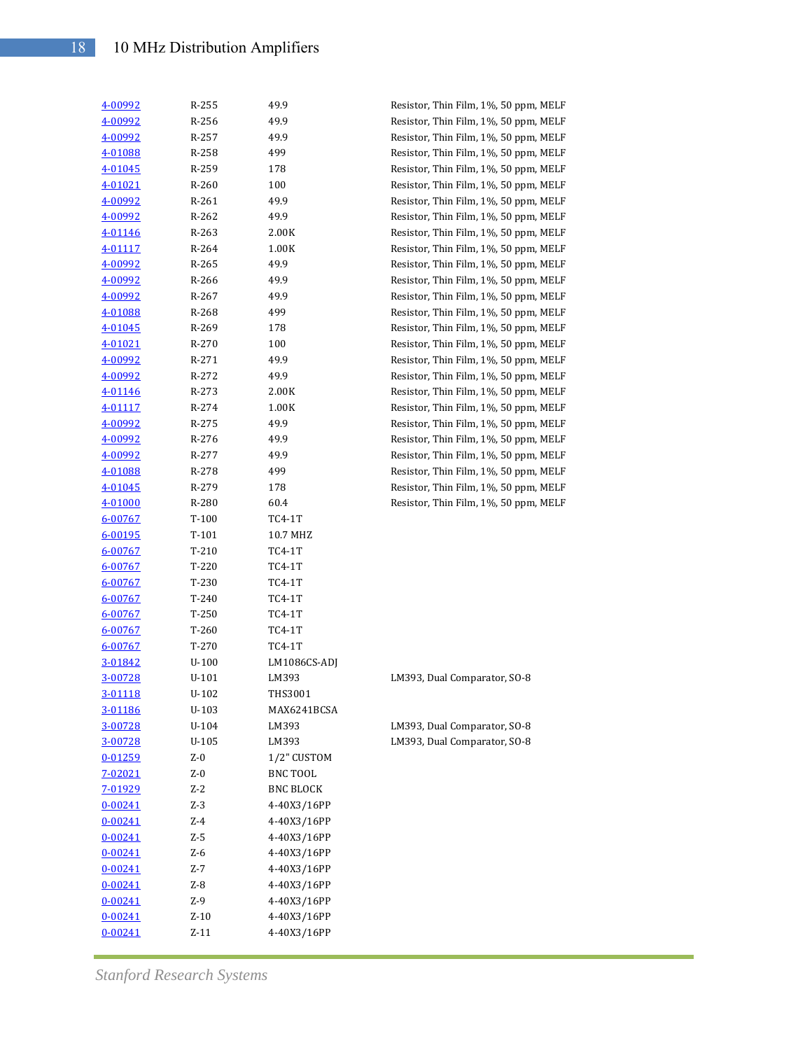| | | | |
|---|---|---|---|
| 4-00992 | R-255 | 49.9 | Resistor, Thin Film, 1%, 50 ppm, MELF |
| 4-00992 | R-256 | 49.9 | Resistor, Thin Film, 1%, 50 ppm, MELF |
| 4-00992 | R-257 | 49.9 | Resistor, Thin Film, 1%, 50 ppm, MELF |
| 4-01088 | R-258 | 499 | Resistor, Thin Film, 1%, 50 ppm, MELF |
| 4-01045 | R-259 | 178 | Resistor, Thin Film, 1%, 50 ppm, MELF |
| 4-01021 | R-260 | 100 | Resistor, Thin Film, 1%, 50 ppm, MELF |
| 4-00992 | R-261 | 49.9 | Resistor, Thin Film, 1%, 50 ppm, MELF |
| 4-00992 | R-262 | 49.9 | Resistor, Thin Film, 1%, 50 ppm, MELF |
| 4-01146 | R-263 | 2.00K | Resistor, Thin Film, 1%, 50 ppm, MELF |
| 4-01117 | R-264 | 1.00K | Resistor, Thin Film, 1%, 50 ppm, MELF |
| 4-00992 | R-265 | 49.9 | Resistor, Thin Film, 1%, 50 ppm, MELF |
| 4-00992 | R-266 | 49.9 | Resistor, Thin Film, 1%, 50 ppm, MELF |
| 4-00992 | R-267 | 49.9 | Resistor, Thin Film, 1%, 50 ppm, MELF |
| 4-01088 | R-268 | 499 | Resistor, Thin Film, 1%, 50 ppm, MELF |
| 4-01045 | R-269 | 178 | Resistor, Thin Film, 1%, 50 ppm, MELF |
| 4-01021 | R-270 | 100 | Resistor, Thin Film, 1%, 50 ppm, MELF |
| 4-00992 | R-271 | 49.9 | Resistor, Thin Film, 1%, 50 ppm, MELF |
| 4-00992 | R-272 | 49.9 | Resistor, Thin Film, 1%, 50 ppm, MELF |
| 4-01146 | R-273 | 2.00K | Resistor, Thin Film, 1%, 50 ppm, MELF |
| 4-01117 | R-274 | 1.00K | Resistor, Thin Film, 1%, 50 ppm, MELF |
| 4-00992 | R-275 | 49.9 | Resistor, Thin Film, 1%, 50 ppm, MELF |
| 4-00992 | R-276 | 49.9 | Resistor, Thin Film, 1%, 50 ppm, MELF |
| 4-00992 | R-277 | 49.9 | Resistor, Thin Film, 1%, 50 ppm, MELF |
| 4-01088 | R-278 | 499 | Resistor, Thin Film, 1%, 50 ppm, MELF |
| 4-01045 | R-279 | 178 | Resistor, Thin Film, 1%, 50 ppm, MELF |
| 4-01000 | R-280 | 60.4 | Resistor, Thin Film, 1%, 50 ppm, MELF |
| 6-00767 | T-100 | TC4-1T | |
| 6-00195 | T-101 | 10.7 MHZ | |
| 6-00767 | T-210 | TC4-1T | |
| 6-00767 | T-220 | TC4-1T | |
| 6-00767 | T-230 | TC4-1T | |
| 6-00767 | T-240 | TC4-1T | |
| 6-00767 | T-250 | TC4-1T | |
| 6-00767 | T-260 | TC4-1T | |
| 6-00767 | T-270 | TC4-1T | |
| 3-01842 | U-100 | LM1086CS-ADJ | |
| 3-00728 | U-101 | LM393 | LM393, Dual Comparator, SO-8 |
| 3-01118 | U-102 | THS3001 | |
| 3-01186 | U-103 | MAX6241BCSA | |
| 3-00728 | U-104 | LM393 | LM393, Dual Comparator, SO-8 |
| 3-00728 | U-105 | LM393 | LM393, Dual Comparator, SO-8 |
| 0-01259 | Z-0 | 1/2" CUSTOM | |
| 7-02021 | Z-0 | BNC TOOL | |
| 7-01929 | Z-2 | BNC BLOCK | |
| 0-00241 | Z-3 | 4-40X3/16PP | |
| 0-00241 | Z-4 | 4-40X3/16PP | |
| 0-00241 | Z-5 | 4-40X3/16PP | |
| 0-00241 | Z-6 | 4-40X3/16PP | |
| 0-00241 | Z-7 | 4-40X3/16PP | |
| 0-00241 | Z-8 | 4-40X3/16PP | |
| 0-00241 | Z-9 | 4-40X3/16PP | |
| 0-00241 | Z-10 | 4-40X3/16PP | |
| 0-00241 | Z-11 | 4-40X3/16PP | |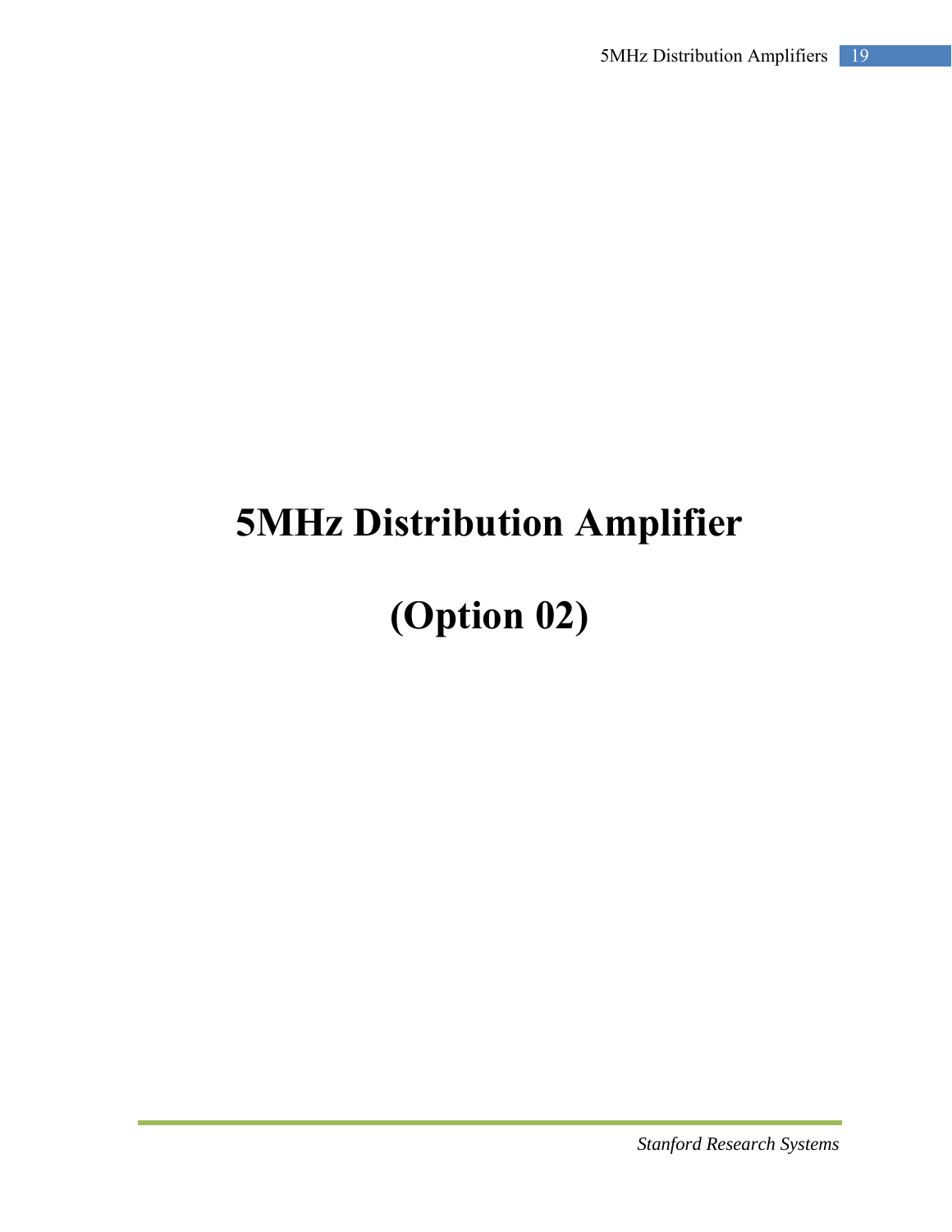# 5MHz Distribution Amplifier

# (Option 02)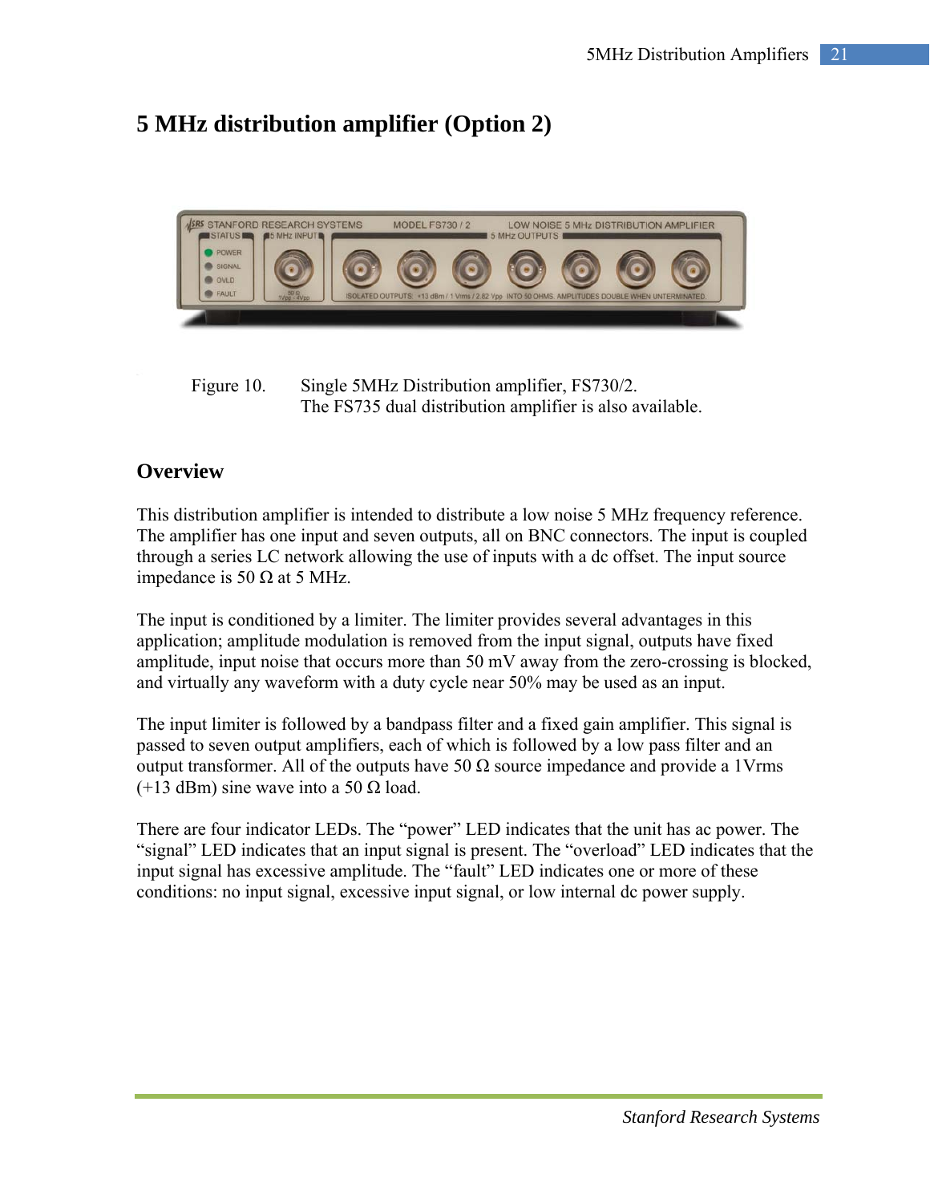# 5 MHz distribution amplifier (Option 2)

Figure 10. Single 5MHz Distribution amplifier, FS730/2.
The FS735 dual distribution amplifier is also available.

## Overview

This distribution amplifier is intended to distribute a low noise 5 MHz frequency reference. The amplifier has one input and seven outputs, all on BNC connectors. The input is coupled through a series LC network allowing the use of inputs with a dc offset. The input source impedance is 50 Ω at 5 MHz.

The input is conditioned by a limiter. The limiter provides several advantages in this application; amplitude modulation is removed from the input signal, outputs have fixed amplitude, input noise that occurs more than 50 mV away from the zero-crossing is blocked, and virtually any waveform with a duty cycle near 50% may be used as an input.

The input limiter is followed by a bandpass filter and a fixed gain amplifier. This signal is passed to seven output amplifiers, each of which is followed by a low pass filter and an output transformer. All of the outputs have 50 Ω source impedance and provide a 1Vrms (+13 dBm) sine wave into a 50 Ω load.

There are four indicator LEDs. The "power" LED indicates that the unit has ac power. The "signal" LED indicates that an input signal is present. The "overload" LED indicates that the input signal has excessive amplitude. The "fault" LED indicates one or more of these conditions: no input signal, excessive input signal, or low internal dc power supply.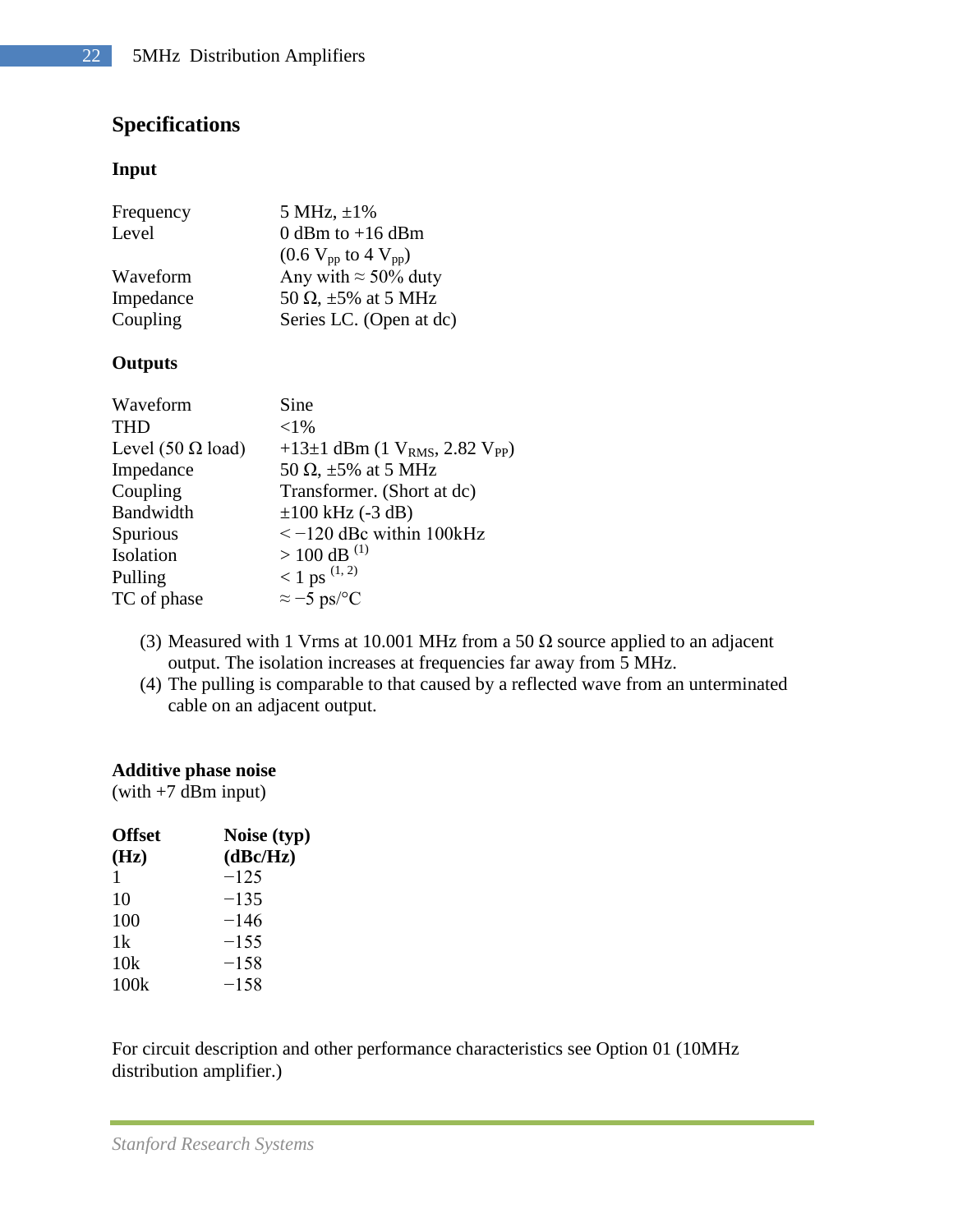## Specifications

### Input

| | |
|---|---|
| Frequency | 5 MHz, ±1% |
| Level | 0 dBm to +16 dBm |
| | (0.6 $V_{pp}$ to 4 $V_{pp}$) |
| Waveform | Any with ≈ 50% duty |
| Impedance | 50 Ω, ±5% at 5 MHz |
| Coupling | Series LC. (Open at dc) |

### Outputs

| | |
|---|---|
| Waveform | Sine |
| THD | <1% |
| Level (50 Ω load) | +13±1 dBm (1 $V_{RMS}$, 2.82 $V_{PP}$) |
| Impedance | 50 Ω, ±5% at 5 MHz |
| Coupling | Transformer. (Short at dc) |
| Bandwidth | ±100 kHz (-3 dB) |
| Spurious | < −120 dBc within 100kHz |
| Isolation | > 100 dB [1] |
| Pulling | < 1 ps [1, 2] |
| TC of phase | ≈ −5 ps/°C |

(3) Measured with 1 Vrms at 10.001 MHz from a 50 Ω source applied to an adjacent output. The isolation increases at frequencies far away from 5 MHz.

(4) The pulling is comparable to that caused by a reflected wave from an unterminated cable on an adjacent output.

**Additive phase noise**
(with +7 dBm input)

| Offset (Hz) | Noise (typ) (dBc/Hz) |
|---|---|
| 1 | −125 |
| 10 | −135 |
| 100 | −146 |
| 1k | −155 |
| 10k | −158 |
| 100k | −158 |

For circuit description and other performance characteristics see Option 01 (10MHz distribution amplifier.)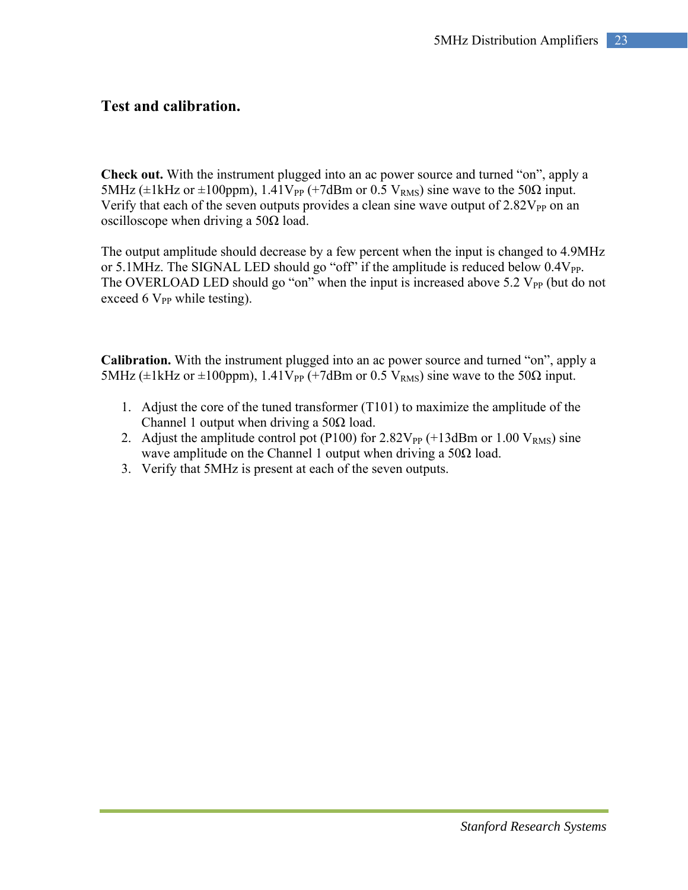## Test and calibration.

**Check out.** With the instrument plugged into an ac power source and turned “on”, apply a 5MHz (±1kHz or ±100ppm), 1.41$V_{PP}$ (+7dBm or 0.5 $V_{RMS}$) sine wave to the 50Ω input. Verify that each of the seven outputs provides a clean sine wave output of 2.82$V_{PP}$ on an oscilloscope when driving a 50Ω load.

The output amplitude should decrease by a few percent when the input is changed to 4.9MHz or 5.1MHz. The SIGNAL LED should go “off” if the amplitude is reduced below 0.4$V_{PP}$. The OVERLOAD LED should go “on” when the input is increased above 5.2 $V_{PP}$ (but do not exceed 6 $V_{PP}$ while testing).

**Calibration.** With the instrument plugged into an ac power source and turned “on”, apply a 5MHz (±1kHz or ±100ppm), 1.41$V_{PP}$ (+7dBm or 0.5 $V_{RMS}$) sine wave to the 50Ω input.

1. Adjust the core of the tuned transformer (T101) to maximize the amplitude of the Channel 1 output when driving a 50Ω load.
2. Adjust the amplitude control pot (P100) for 2.82$V_{PP}$ (+13dBm or 1.00 $V_{RMS}$) sine wave amplitude on the Channel 1 output when driving a 50Ω load.
3. Verify that 5MHz is present at each of the seven outputs.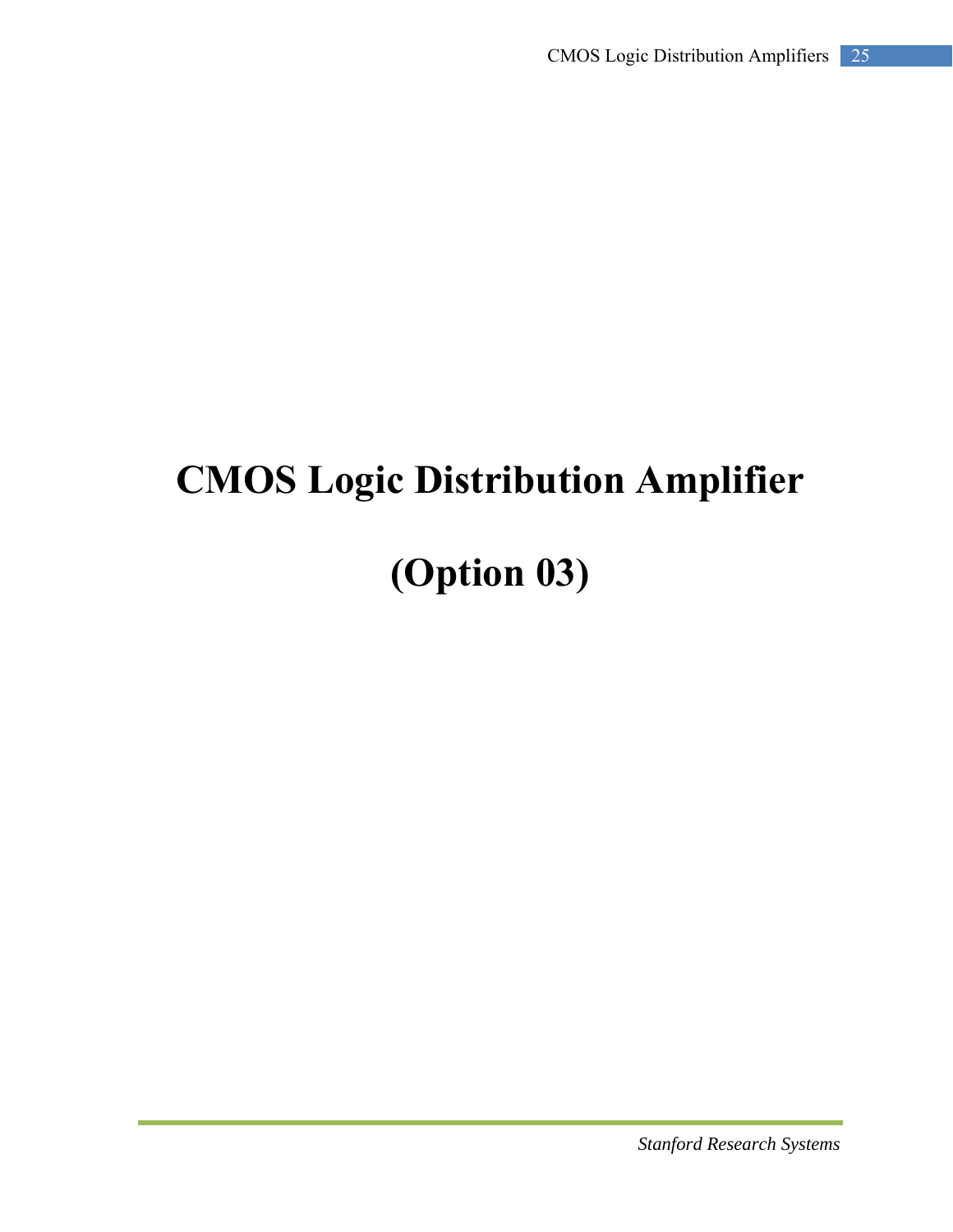# CMOS Logic Distribution Amplifier

# (Option 03)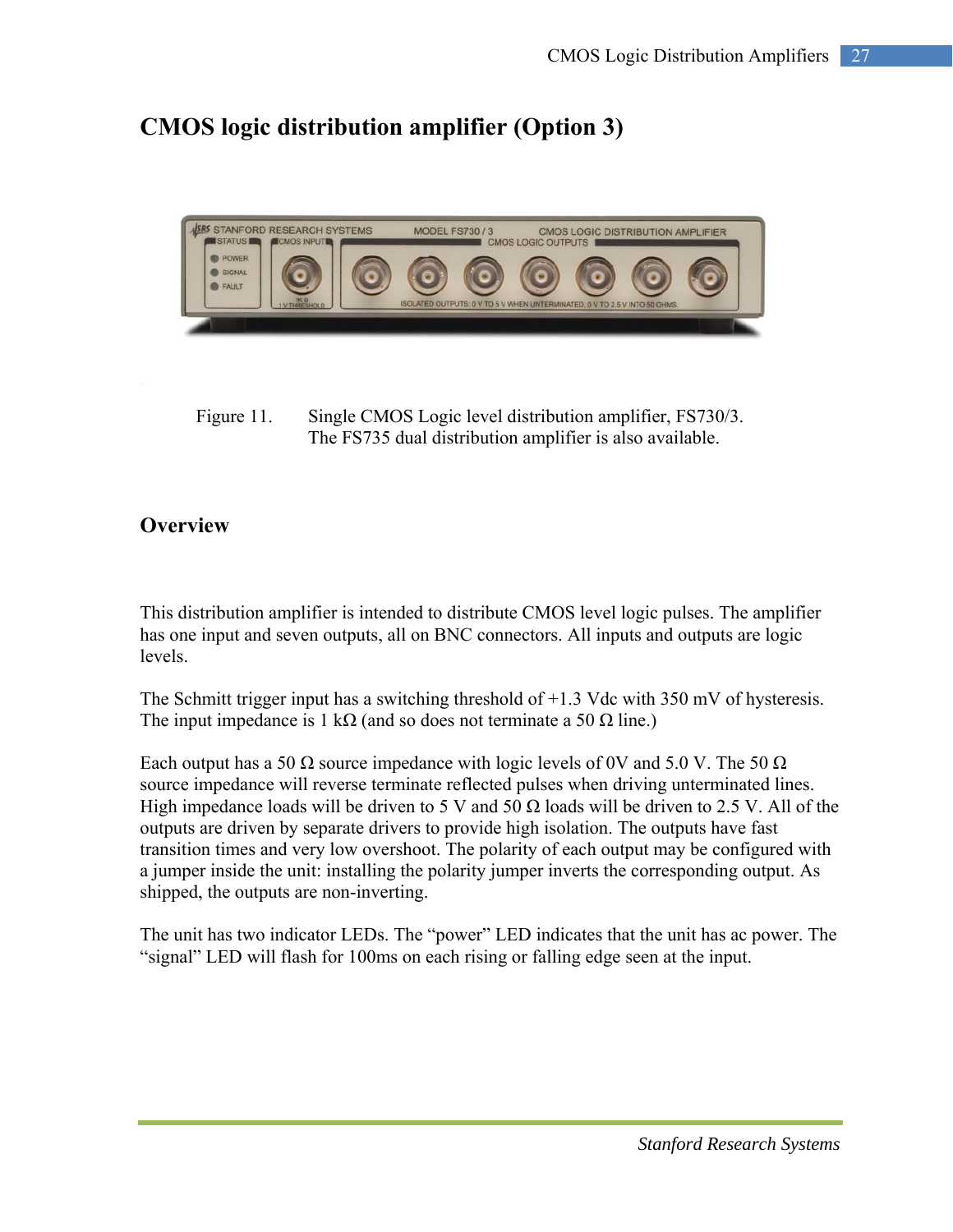# CMOS logic distribution amplifier (Option 3)

Figure 11. Single CMOS Logic level distribution amplifier, FS730/3. The FS735 dual distribution amplifier is also available.

## Overview

This distribution amplifier is intended to distribute CMOS level logic pulses. The amplifier has one input and seven outputs, all on BNC connectors. All inputs and outputs are logic levels.

The Schmitt trigger input has a switching threshold of +1.3 Vdc with 350 mV of hysteresis. The input impedance is 1 kΩ (and so does not terminate a 50 Ω line.)

Each output has a 50 Ω source impedance with logic levels of 0V and 5.0 V. The 50 Ω source impedance will reverse terminate reflected pulses when driving unterminated lines. High impedance loads will be driven to 5 V and 50 Ω loads will be driven to 2.5 V. All of the outputs are driven by separate drivers to provide high isolation. The outputs have fast transition times and very low overshoot. The polarity of each output may be configured with a jumper inside the unit: installing the polarity jumper inverts the corresponding output. As shipped, the outputs are non-inverting.

The unit has two indicator LEDs. The "power" LED indicates that the unit has ac power. The "signal" LED will flash for 100ms on each rising or falling edge seen at the input.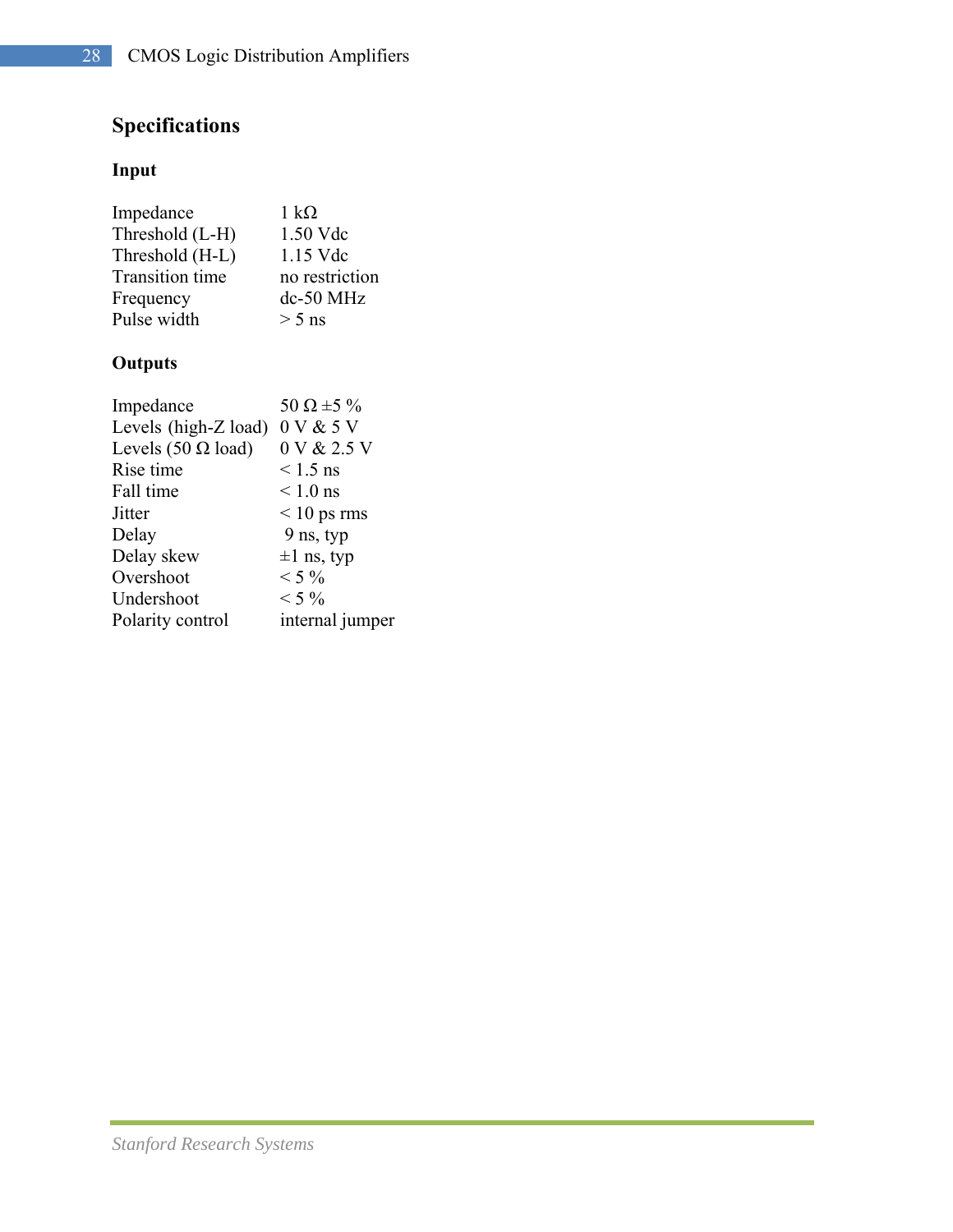## Specifications

### Input

| | |
|---|---|
| Impedance | 1 kΩ |
| Threshold (L-H) | 1.50 Vdc |
| Threshold (H-L) | 1.15 Vdc |
| Transition time | no restriction |
| Frequency | dc-50 MHz |
| Pulse width | > 5 ns |

### Outputs

| | |
|---|---|
| Impedance | 50 Ω ±5 % |
| Levels (high-Z load) | 0 V & 5 V |
| Levels (50 Ω load) | 0 V & 2.5 V |
| Rise time | < 1.5 ns |
| Fall time | < 1.0 ns |
| Jitter | < 10 ps rms |
| Delay | 9 ns, typ |
| Delay skew | ±1 ns, typ |
| Overshoot | < 5 % |
| Undershoot | < 5 % |
| Polarity control | internal jumper |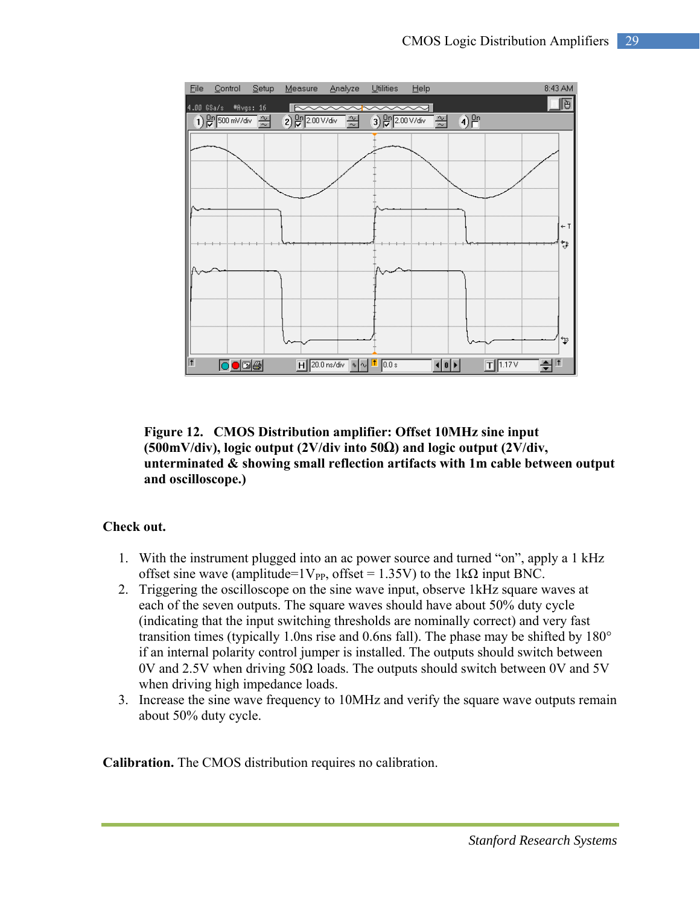**Figure 12. CMOS Distribution amplifier: Offset 10MHz sine input (500mV/div), logic output (2V/div into 50Ω) and logic output (2V/div, unterminated & showing small reflection artifacts with 1m cable between output and oscilloscope.)**

**Check out.**

1. With the instrument plugged into an ac power source and turned "on", apply a 1 kHz offset sine wave (amplitude=1$V_{PP}$, offset = 1.35V) to the 1kΩ input BNC.
2. Triggering the oscilloscope on the sine wave input, observe 1kHz square waves at each of the seven outputs. The square waves should have about 50% duty cycle (indicating that the input switching thresholds are nominally correct) and very fast transition times (typically 1.0ns rise and 0.6ns fall). The phase may be shifted by 180° if an internal polarity control jumper is installed. The outputs should switch between 0V and 2.5V when driving 50Ω loads. The outputs should switch between 0V and 5V when driving high impedance loads.
3. Increase the sine wave frequency to 10MHz and verify the square wave outputs remain about 50% duty cycle.

**Calibration.** The CMOS distribution requires no calibration.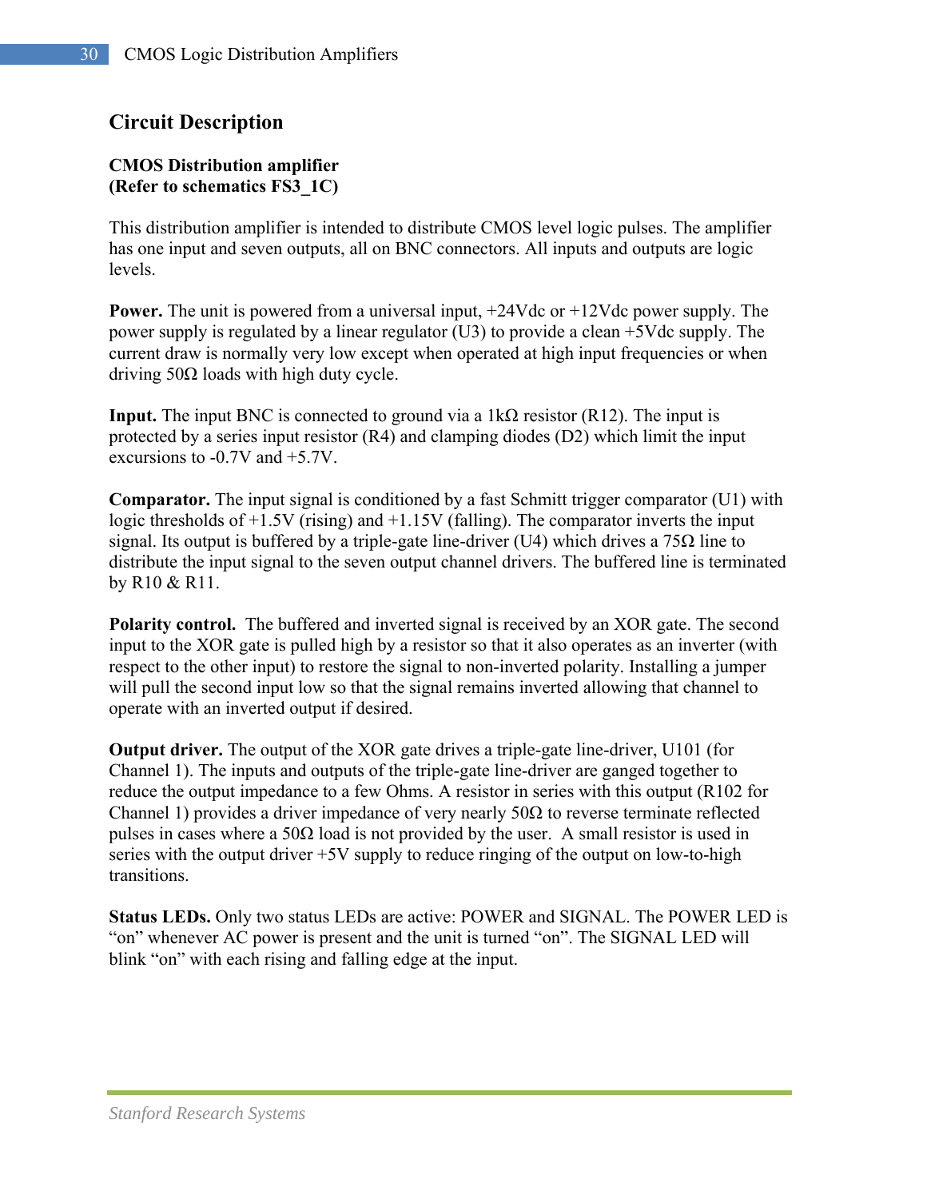## Circuit Description

**CMOS Distribution amplifier**
**(Refer to schematics FS3_1C)**

This distribution amplifier is intended to distribute CMOS level logic pulses. The amplifier has one input and seven outputs, all on BNC connectors. All inputs and outputs are logic levels.

**Power.** The unit is powered from a universal input, +24Vdc or +12Vdc power supply. The power supply is regulated by a linear regulator (U3) to provide a clean +5Vdc supply. The current draw is normally very low except when operated at high input frequencies or when driving 50Ω loads with high duty cycle.

**Input.** The input BNC is connected to ground via a 1kΩ resistor (R12). The input is protected by a series input resistor (R4) and clamping diodes (D2) which limit the input excursions to -0.7V and +5.7V.

**Comparator.** The input signal is conditioned by a fast Schmitt trigger comparator (U1) with logic thresholds of +1.5V (rising) and +1.15V (falling). The comparator inverts the input signal. Its output is buffered by a triple-gate line-driver (U4) which drives a 75Ω line to distribute the input signal to the seven output channel drivers. The buffered line is terminated by R10 & R11.

**Polarity control.** The buffered and inverted signal is received by an XOR gate. The second input to the XOR gate is pulled high by a resistor so that it also operates as an inverter (with respect to the other input) to restore the signal to non-inverted polarity. Installing a jumper will pull the second input low so that the signal remains inverted allowing that channel to operate with an inverted output if desired.

**Output driver.** The output of the XOR gate drives a triple-gate line-driver, U101 (for Channel 1). The inputs and outputs of the triple-gate line-driver are ganged together to reduce the output impedance to a few Ohms. A resistor in series with this output (R102 for Channel 1) provides a driver impedance of very nearly 50Ω to reverse terminate reflected pulses in cases where a 50Ω load is not provided by the user. A small resistor is used in series with the output driver +5V supply to reduce ringing of the output on low-to-high transitions.

**Status LEDs.** Only two status LEDs are active: POWER and SIGNAL. The POWER LED is "on" whenever AC power is present and the unit is turned "on". The SIGNAL LED will blink "on" with each rising and falling edge at the input.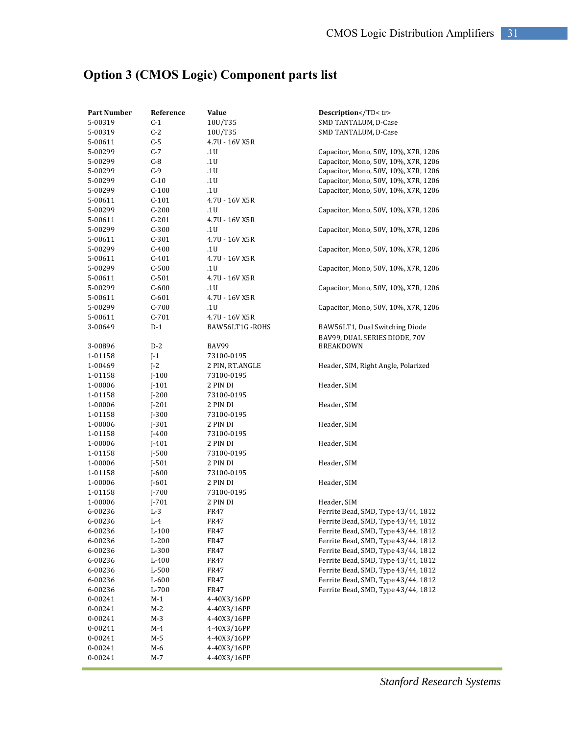# Option 3 (CMOS Logic) Component parts list

| Part Number | Reference | Value | Description</TD< tr> |
|---|---|---|---|
| 5-00319 | C-1 | 10U/T35 | SMD TANTALUM, D-Case |
| 5-00319 | C-2 | 10U/T35 | SMD TANTALUM, D-Case |
| 5-00611 | C-5 | 4.7U - 16V X5R | |
| 5-00299 | C-7 | .1U | Capacitor, Mono, 50V, 10%, X7R, 1206 |
| 5-00299 | C-8 | .1U | Capacitor, Mono, 50V, 10%, X7R, 1206 |
| 5-00299 | C-9 | .1U | Capacitor, Mono, 50V, 10%, X7R, 1206 |
| 5-00299 | C-10 | .1U | Capacitor, Mono, 50V, 10%, X7R, 1206 |
| 5-00299 | C-100 | .1U | Capacitor, Mono, 50V, 10%, X7R, 1206 |
| 5-00611 | C-101 | 4.7U - 16V X5R | |
| 5-00299 | C-200 | .1U | Capacitor, Mono, 50V, 10%, X7R, 1206 |
| 5-00611 | C-201 | 4.7U - 16V X5R | |
| 5-00299 | C-300 | .1U | Capacitor, Mono, 50V, 10%, X7R, 1206 |
| 5-00611 | C-301 | 4.7U - 16V X5R | |
| 5-00299 | C-400 | .1U | Capacitor, Mono, 50V, 10%, X7R, 1206 |
| 5-00611 | C-401 | 4.7U - 16V X5R | |
| 5-00299 | C-500 | .1U | Capacitor, Mono, 50V, 10%, X7R, 1206 |
| 5-00611 | C-501 | 4.7U - 16V X5R | |
| 5-00299 | C-600 | .1U | Capacitor, Mono, 50V, 10%, X7R, 1206 |
| 5-00611 | C-601 | 4.7U - 16V X5R | |
| 5-00299 | C-700 | .1U | Capacitor, Mono, 50V, 10%, X7R, 1206 |
| 5-00611 | C-701 | 4.7U - 16V X5R | |
| 3-00649 | D-1 | BAW56LT1G -ROHS | BAW56LT1, Dual Switching Diode |
| 3-00896 | D-2 | BAV99 | BAV99, DUAL SERIES DIODE, 70V BREAKDOWN |
| 1-01158 | J-1 | 73100-0195 | |
| 1-00469 | J-2 | 2 PIN, RT.ANGLE | Header, SIM, Right Angle, Polarized |
| 1-01158 | J-100 | 73100-0195 | |
| 1-00006 | J-101 | 2 PIN DI | Header, SIM |
| 1-01158 | J-200 | 73100-0195 | |
| 1-00006 | J-201 | 2 PIN DI | Header, SIM |
| 1-01158 | J-300 | 73100-0195 | |
| 1-00006 | J-301 | 2 PIN DI | Header, SIM |
| 1-01158 | J-400 | 73100-0195 | |
| 1-00006 | J-401 | 2 PIN DI | Header, SIM |
| 1-01158 | J-500 | 73100-0195 | |
| 1-00006 | J-501 | 2 PIN DI | Header, SIM |
| 1-01158 | J-600 | 73100-0195 | |
| 1-00006 | J-601 | 2 PIN DI | Header, SIM |
| 1-01158 | J-700 | 73100-0195 | |
| 1-00006 | J-701 | 2 PIN DI | Header, SIM |
| 6-00236 | L-3 | FR47 | Ferrite Bead, SMD, Type 43/44, 1812 |
| 6-00236 | L-4 | FR47 | Ferrite Bead, SMD, Type 43/44, 1812 |
| 6-00236 | L-100 | FR47 | Ferrite Bead, SMD, Type 43/44, 1812 |
| 6-00236 | L-200 | FR47 | Ferrite Bead, SMD, Type 43/44, 1812 |
| 6-00236 | L-300 | FR47 | Ferrite Bead, SMD, Type 43/44, 1812 |
| 6-00236 | L-400 | FR47 | Ferrite Bead, SMD, Type 43/44, 1812 |
| 6-00236 | L-500 | FR47 | Ferrite Bead, SMD, Type 43/44, 1812 |
| 6-00236 | L-600 | FR47 | Ferrite Bead, SMD, Type 43/44, 1812 |
| 6-00236 | L-700 | FR47 | Ferrite Bead, SMD, Type 43/44, 1812 |
| 0-00241 | M-1 | 4-40X3/16PP | |
| 0-00241 | M-2 | 4-40X3/16PP | |
| 0-00241 | M-3 | 4-40X3/16PP | |
| 0-00241 | M-4 | 4-40X3/16PP | |
| 0-00241 | M-5 | 4-40X3/16PP | |
| 0-00241 | M-6 | 4-40X3/16PP | |
| 0-00241 | M-7 | 4-40X3/16PP | |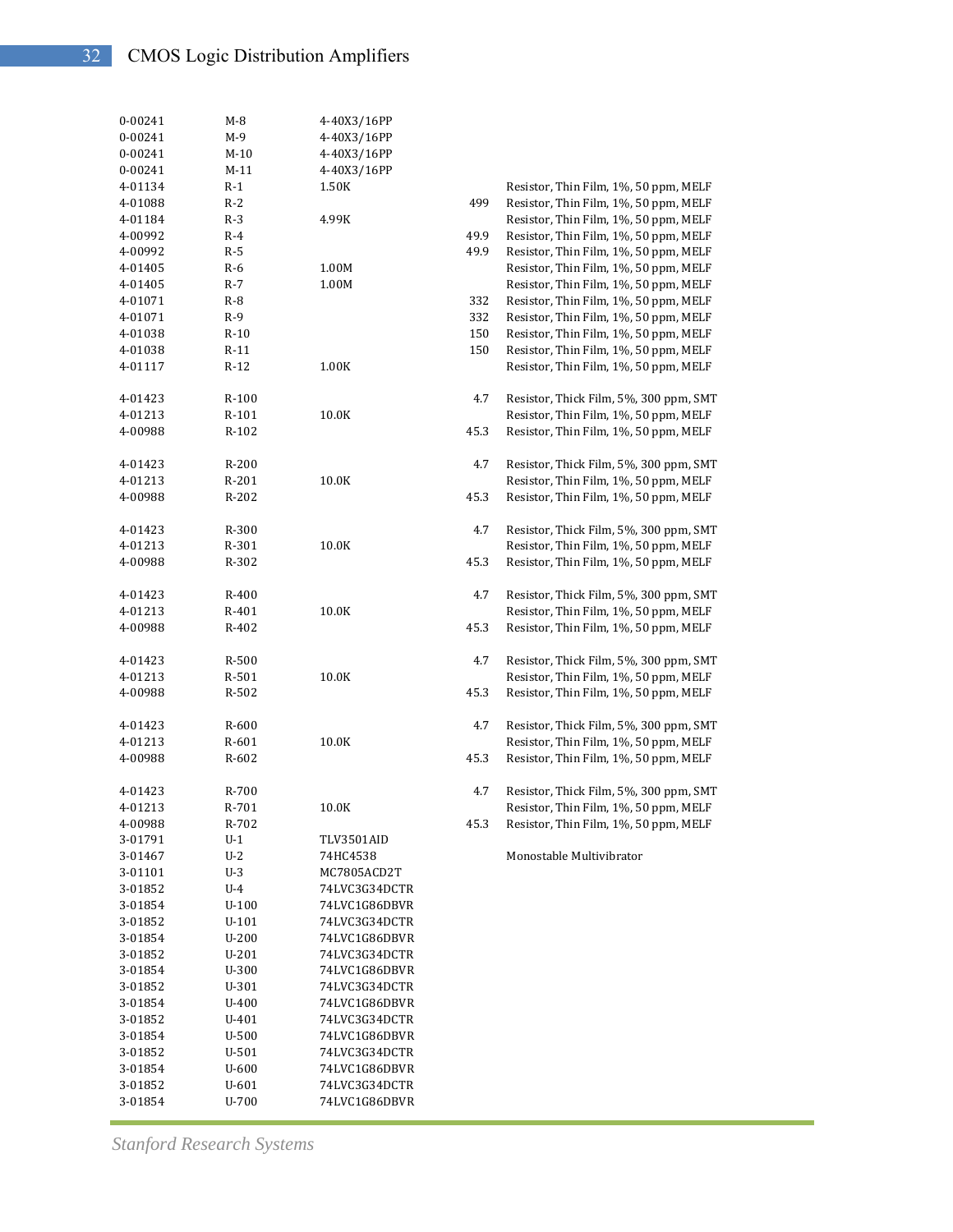| | | | | |
|---|---|---|---|---|
| 0-00241 | M-8 | 4-40X3/16PP | | |
| 0-00241 | M-9 | 4-40X3/16PP | | |
| 0-00241 | M-10 | 4-40X3/16PP | | |
| 0-00241 | M-11 | 4-40X3/16PP | | |
| 4-01134 | R-1 | 1.50K | | Resistor, Thin Film, 1%, 50 ppm, MELF |
| 4-01088 | R-2 | | 499 | Resistor, Thin Film, 1%, 50 ppm, MELF |
| 4-01184 | R-3 | 4.99K | | Resistor, Thin Film, 1%, 50 ppm, MELF |
| 4-00992 | R-4 | | 49.9 | Resistor, Thin Film, 1%, 50 ppm, MELF |
| 4-00992 | R-5 | | 49.9 | Resistor, Thin Film, 1%, 50 ppm, MELF |
| 4-01405 | R-6 | 1.00M | | Resistor, Thin Film, 1%, 50 ppm, MELF |
| 4-01405 | R-7 | 1.00M | | Resistor, Thin Film, 1%, 50 ppm, MELF |
| 4-01071 | R-8 | | 332 | Resistor, Thin Film, 1%, 50 ppm, MELF |
| 4-01071 | R-9 | | 332 | Resistor, Thin Film, 1%, 50 ppm, MELF |
| 4-01038 | R-10 | | 150 | Resistor, Thin Film, 1%, 50 ppm, MELF |
| 4-01038 | R-11 | | 150 | Resistor, Thin Film, 1%, 50 ppm, MELF |
| 4-01117 | R-12 | 1.00K | | Resistor, Thin Film, 1%, 50 ppm, MELF |
| 4-01423 | R-100 | | 4.7 | Resistor, Thick Film, 5%, 300 ppm, SMT |
| 4-01213 | R-101 | 10.0K | | Resistor, Thin Film, 1%, 50 ppm, MELF |
| 4-00988 | R-102 | | 45.3 | Resistor, Thin Film, 1%, 50 ppm, MELF |
| 4-01423 | R-200 | | 4.7 | Resistor, Thick Film, 5%, 300 ppm, SMT |
| 4-01213 | R-201 | 10.0K | | Resistor, Thin Film, 1%, 50 ppm, MELF |
| 4-00988 | R-202 | | 45.3 | Resistor, Thin Film, 1%, 50 ppm, MELF |
| 4-01423 | R-300 | | 4.7 | Resistor, Thick Film, 5%, 300 ppm, SMT |
| 4-01213 | R-301 | 10.0K | | Resistor, Thin Film, 1%, 50 ppm, MELF |
| 4-00988 | R-302 | | 45.3 | Resistor, Thin Film, 1%, 50 ppm, MELF |
| 4-01423 | R-400 | | 4.7 | Resistor, Thick Film, 5%, 300 ppm, SMT |
| 4-01213 | R-401 | 10.0K | | Resistor, Thin Film, 1%, 50 ppm, MELF |
| 4-00988 | R-402 | | 45.3 | Resistor, Thin Film, 1%, 50 ppm, MELF |
| 4-01423 | R-500 | | 4.7 | Resistor, Thick Film, 5%, 300 ppm, SMT |
| 4-01213 | R-501 | 10.0K | | Resistor, Thin Film, 1%, 50 ppm, MELF |
| 4-00988 | R-502 | | 45.3 | Resistor, Thin Film, 1%, 50 ppm, MELF |
| 4-01423 | R-600 | | 4.7 | Resistor, Thick Film, 5%, 300 ppm, SMT |
| 4-01213 | R-601 | 10.0K | | Resistor, Thin Film, 1%, 50 ppm, MELF |
| 4-00988 | R-602 | | 45.3 | Resistor, Thin Film, 1%, 50 ppm, MELF |
| 4-01423 | R-700 | | 4.7 | Resistor, Thick Film, 5%, 300 ppm, SMT |
| 4-01213 | R-701 | 10.0K | | Resistor, Thin Film, 1%, 50 ppm, MELF |
| 4-00988 | R-702 | | 45.3 | Resistor, Thin Film, 1%, 50 ppm, MELF |
| 3-01791 | U-1 | TLV3501AID | | |
| 3-01467 | U-2 | 74HC4538 | | Monostable Multivibrator |
| 3-01101 | U-3 | MC7805ACD2T | | |
| 3-01852 | U-4 | 74LVC3G34DCTR | | |
| 3-01854 | U-100 | 74LVC1G86DBVR | | |
| 3-01852 | U-101 | 74LVC3G34DCTR | | |
| 3-01854 | U-200 | 74LVC1G86DBVR | | |
| 3-01852 | U-201 | 74LVC3G34DCTR | | |
| 3-01854 | U-300 | 74LVC1G86DBVR | | |
| 3-01852 | U-301 | 74LVC3G34DCTR | | |
| 3-01854 | U-400 | 74LVC1G86DBVR | | |
| 3-01852 | U-401 | 74LVC3G34DCTR | | |
| 3-01854 | U-500 | 74LVC1G86DBVR | | |
| 3-01852 | U-501 | 74LVC3G34DCTR | | |
| 3-01854 | U-600 | 74LVC1G86DBVR | | |
| 3-01852 | U-601 | 74LVC3G34DCTR | | |
| 3-01854 | U-700 | 74LVC1G86DBVR | | |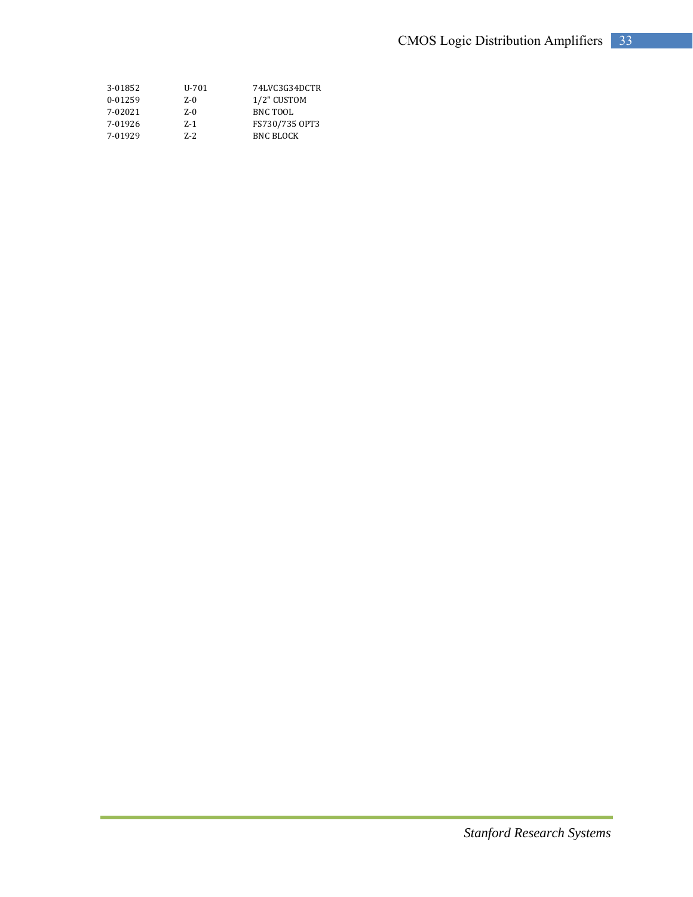| | | |
|---|---|---|
| 3-01852 | U-701 | 74LVC3G34DCTR |
| 0-01259 | Z-0 | 1/2" CUSTOM |
| 7-02021 | Z-0 | BNC TOOL |
| 7-01926 | Z-1 | FS730/735 OPT3 |
| 7-01929 | Z-2 | BNC BLOCK |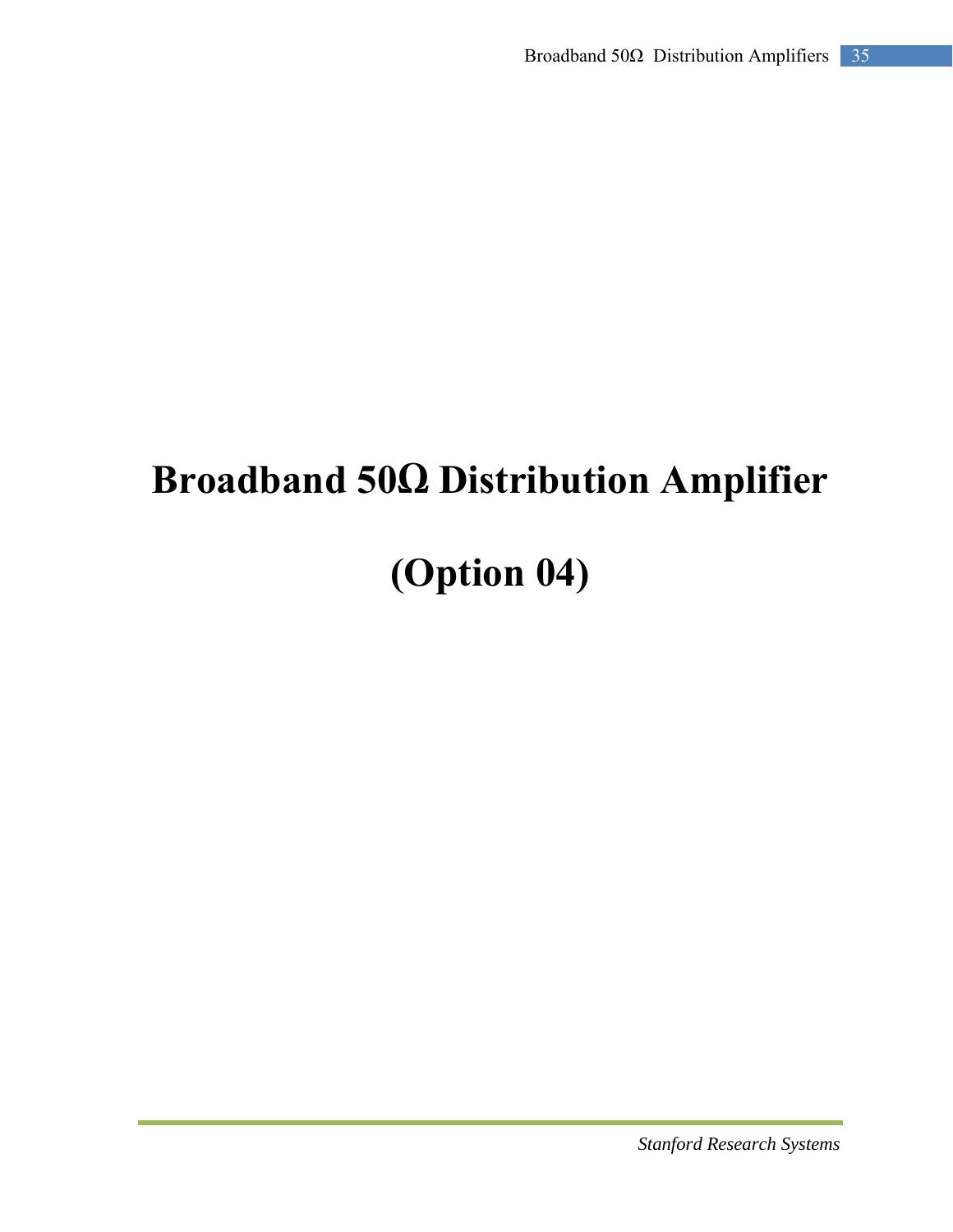# Broadband 50Ω Distribution Amplifier

# (Option 04)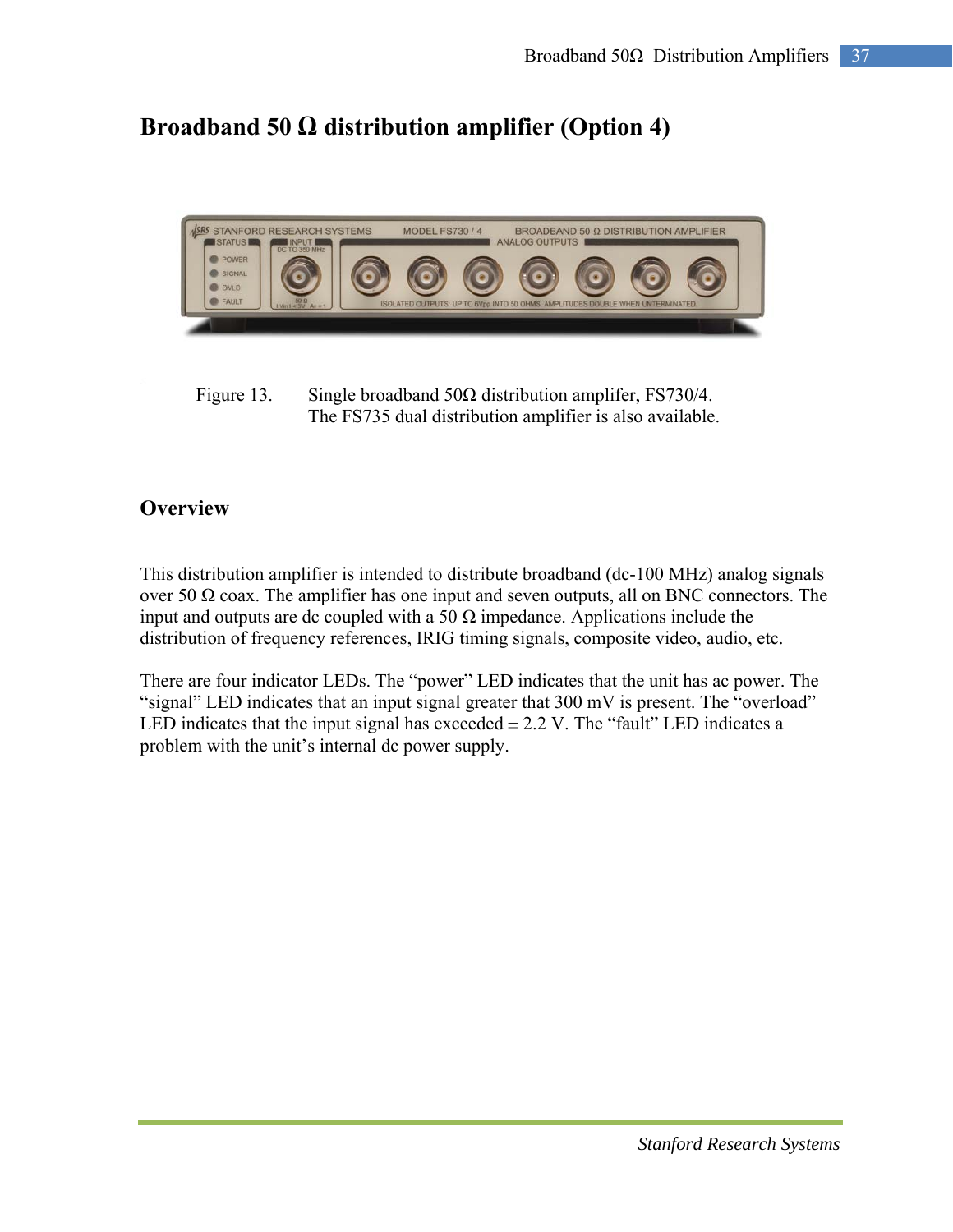# Broadband 50 Ω distribution amplifier (Option 4)

Figure 13. Single broadband 50Ω distribution amplifer, FS730/4.
The FS735 dual distribution amplifier is also available.

## Overview

This distribution amplifier is intended to distribute broadband (dc-100 MHz) analog signals over 50 Ω coax. The amplifier has one input and seven outputs, all on BNC connectors. The input and outputs are dc coupled with a 50 Ω impedance. Applications include the distribution of frequency references, IRIG timing signals, composite video, audio, etc.

There are four indicator LEDs. The "power" LED indicates that the unit has ac power. The "signal" LED indicates that an input signal greater that 300 mV is present. The "overload" LED indicates that the input signal has exceeded ± 2.2 V. The "fault" LED indicates a problem with the unit's internal dc power supply.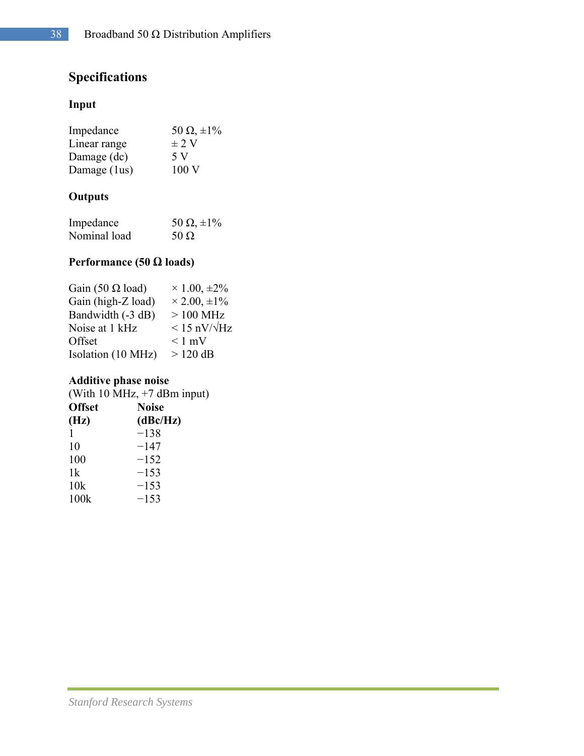## Specifications

### Input

| | |
|---|---|
| Impedance | 50 Ω, ±1% |
| Linear range | ± 2 V |
| Damage (dc) | 5 V |
| Damage (1us) | 100 V |

### Outputs

| | |
|---|---|
| Impedance | 50 Ω, ±1% |
| Nominal load | 50 Ω |

### Performance (50 Ω loads)

| | |
|---|---|
| Gain (50 Ω load) | × 1.00, ±2% |
| Gain (high-Z load) | × 2.00, ±1% |
| Bandwidth (-3 dB) | > 100 MHz |
| Noise at 1 kHz | < 15 nV/√Hz |
| Offset | < 1 mV |
| Isolation (10 MHz) | > 120 dB |

### Additive phase noise

(With 10 MHz, +7 dBm input)

| **Offset (Hz)** | **Noise (dBc/Hz)** |
|---|---|
| 1 | −138 |
| 10 | −147 |
| 100 | −152 |
| 1k | −153 |
| 10k | −153 |
| 100k | −153 |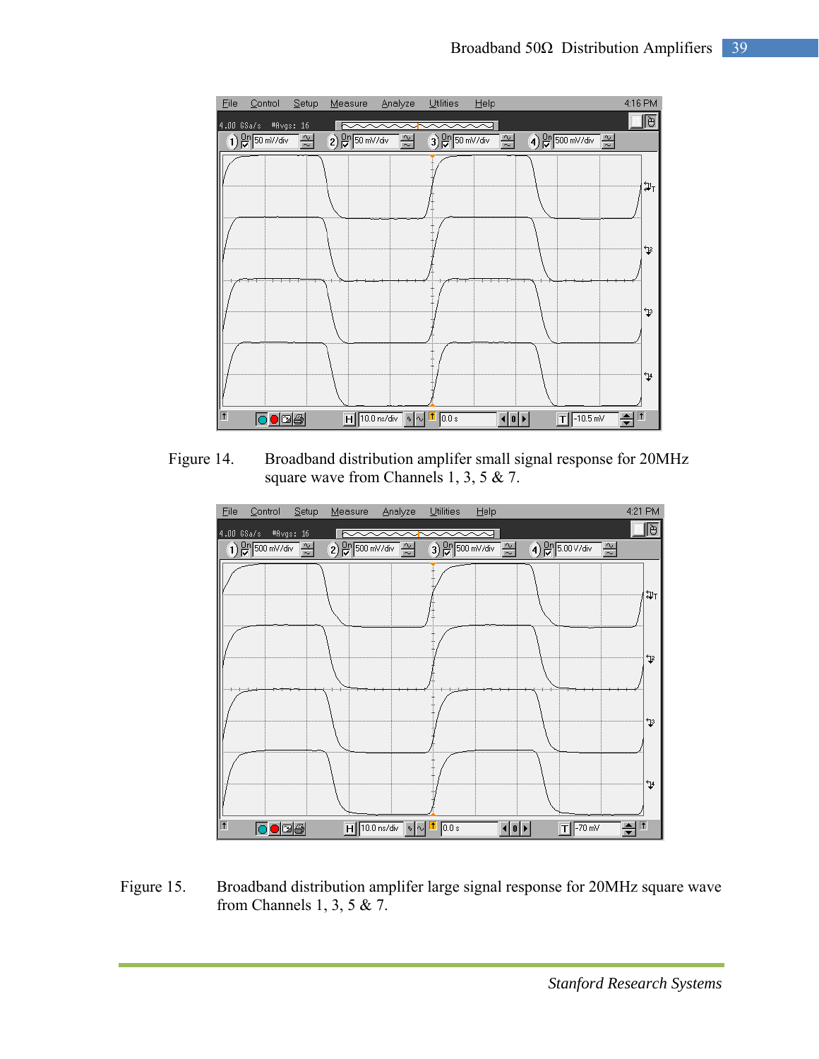Figure 14. Broadband distribution amplifer small signal response for 20MHz square wave from Channels 1, 3, 5 & 7.

Figure 15. Broadband distribution amplifer large signal response for 20MHz square wave from Channels 1, 3, 5 & 7.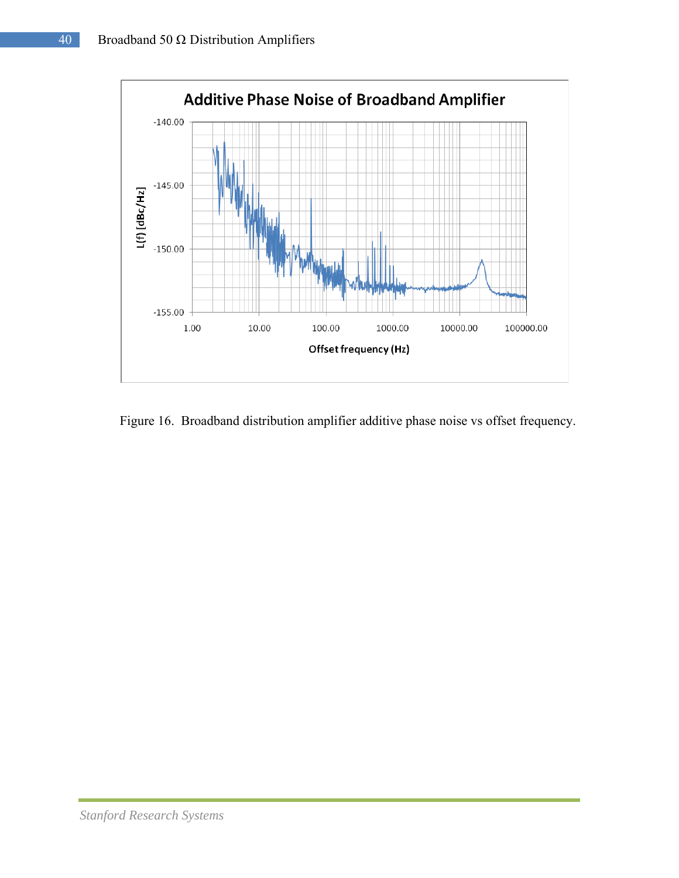Figure 16. Broadband distribution amplifier additive phase noise vs offset frequency.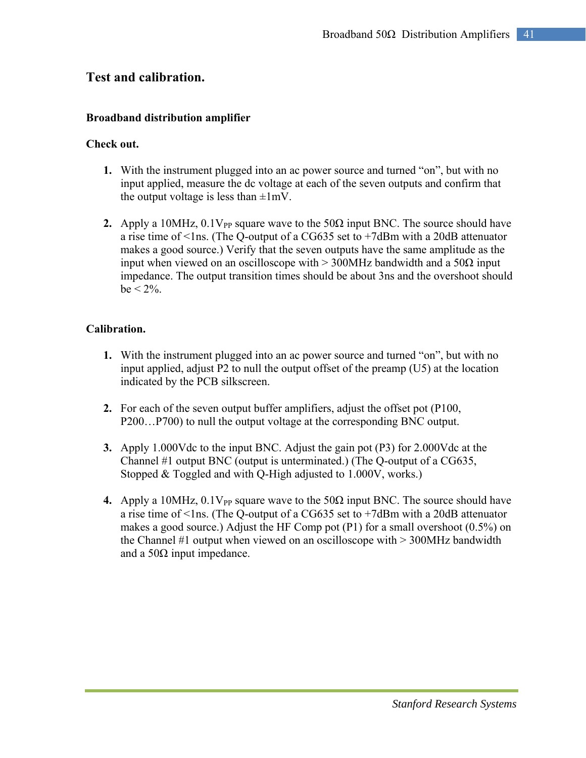# Test and calibration.

## Broadband distribution amplifier

### Check out.

1. With the instrument plugged into an ac power source and turned "on", but with no input applied, measure the dc voltage at each of the seven outputs and confirm that the output voltage is less than ±1mV.

2. Apply a 10MHz, $0.1V_{PP}$ square wave to the 50Ω input BNC. The source should have a rise time of <1ns. (The Q-output of a CG635 set to +7dBm with a 20dB attenuator makes a good source.) Verify that the seven outputs have the same amplitude as the input when viewed on an oscilloscope with > 300MHz bandwidth and a 50Ω input impedance. The output transition times should be about 3ns and the overshoot should be < 2%.

### Calibration.

1. With the instrument plugged into an ac power source and turned "on", but with no input applied, adjust P2 to null the output offset of the preamp (U5) at the location indicated by the PCB silkscreen.

2. For each of the seven output buffer amplifiers, adjust the offset pot (P100, P200…P700) to null the output voltage at the corresponding BNC output.

3. Apply 1.000Vdc to the input BNC. Adjust the gain pot (P3) for 2.000Vdc at the Channel #1 output BNC (output is unterminated.) (The Q-output of a CG635, Stopped & Toggled and with Q-High adjusted to 1.000V, works.)

4. Apply a 10MHz, $0.1V_{PP}$ square wave to the 50Ω input BNC. The source should have a rise time of <1ns. (The Q-output of a CG635 set to +7dBm with a 20dB attenuator makes a good source.) Adjust the HF Comp pot (P1) for a small overshoot (0.5%) on the Channel #1 output when viewed on an oscilloscope with > 300MHz bandwidth and a 50Ω input impedance.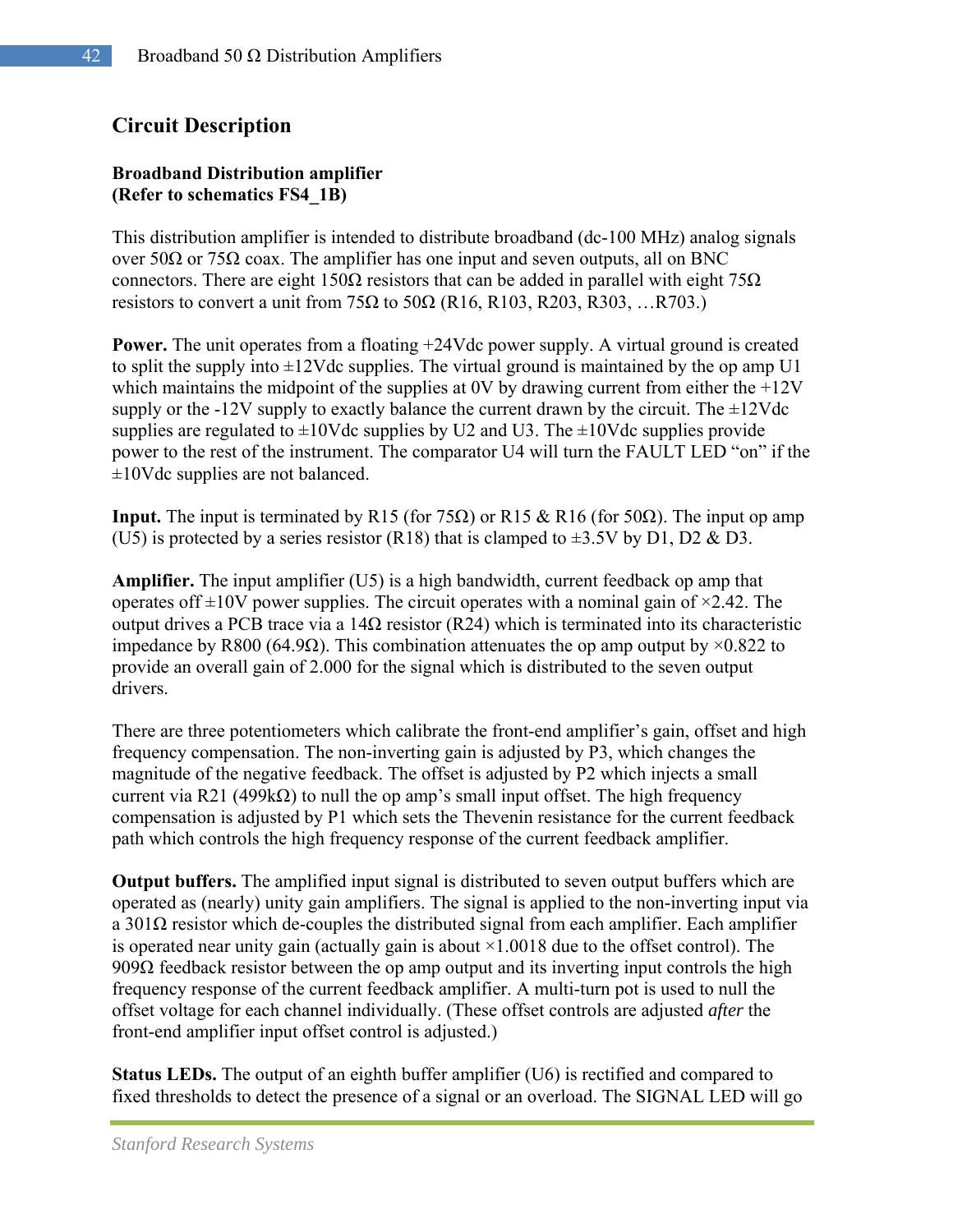## Circuit Description

### Broadband Distribution amplifier
### (Refer to schematics FS4_1B)

This distribution amplifier is intended to distribute broadband (dc-100 MHz) analog signals over 50Ω or 75Ω coax. The amplifier has one input and seven outputs, all on BNC connectors. There are eight 150Ω resistors that can be added in parallel with eight 75Ω resistors to convert a unit from 75Ω to 50Ω (R16, R103, R203, R303, …R703.)

**Power.** The unit operates from a floating +24Vdc power supply. A virtual ground is created to split the supply into ±12Vdc supplies. The virtual ground is maintained by the op amp U1 which maintains the midpoint of the supplies at 0V by drawing current from either the +12V supply or the -12V supply to exactly balance the current drawn by the circuit. The ±12Vdc supplies are regulated to ±10Vdc supplies by U2 and U3. The ±10Vdc supplies provide power to the rest of the instrument. The comparator U4 will turn the FAULT LED "on" if the ±10Vdc supplies are not balanced.

**Input.** The input is terminated by R15 (for 75Ω) or R15 & R16 (for 50Ω). The input op amp (U5) is protected by a series resistor (R18) that is clamped to ±3.5V by D1, D2 & D3.

**Amplifier.** The input amplifier (U5) is a high bandwidth, current feedback op amp that operates off ±10V power supplies. The circuit operates with a nominal gain of ×2.42. The output drives a PCB trace via a 14Ω resistor (R24) which is terminated into its characteristic impedance by R800 (64.9Ω). This combination attenuates the op amp output by ×0.822 to provide an overall gain of 2.000 for the signal which is distributed to the seven output drivers.

There are three potentiometers which calibrate the front-end amplifier's gain, offset and high frequency compensation. The non-inverting gain is adjusted by P3, which changes the magnitude of the negative feedback. The offset is adjusted by P2 which injects a small current via R21 (499kΩ) to null the op amp's small input offset. The high frequency compensation is adjusted by P1 which sets the Thevenin resistance for the current feedback path which controls the high frequency response of the current feedback amplifier.

**Output buffers.** The amplified input signal is distributed to seven output buffers which are operated as (nearly) unity gain amplifiers. The signal is applied to the non-inverting input via a 301Ω resistor which de-couples the distributed signal from each amplifier. Each amplifier is operated near unity gain (actually gain is about ×1.0018 due to the offset control). The 909Ω feedback resistor between the op amp output and its inverting input controls the high frequency response of the current feedback amplifier. A multi-turn pot is used to null the offset voltage for each channel individually. (These offset controls are adjusted *after* the front-end amplifier input offset control is adjusted.)

**Status LEDs.** The output of an eighth buffer amplifier (U6) is rectified and compared to fixed thresholds to detect the presence of a signal or an overload. The SIGNAL LED will go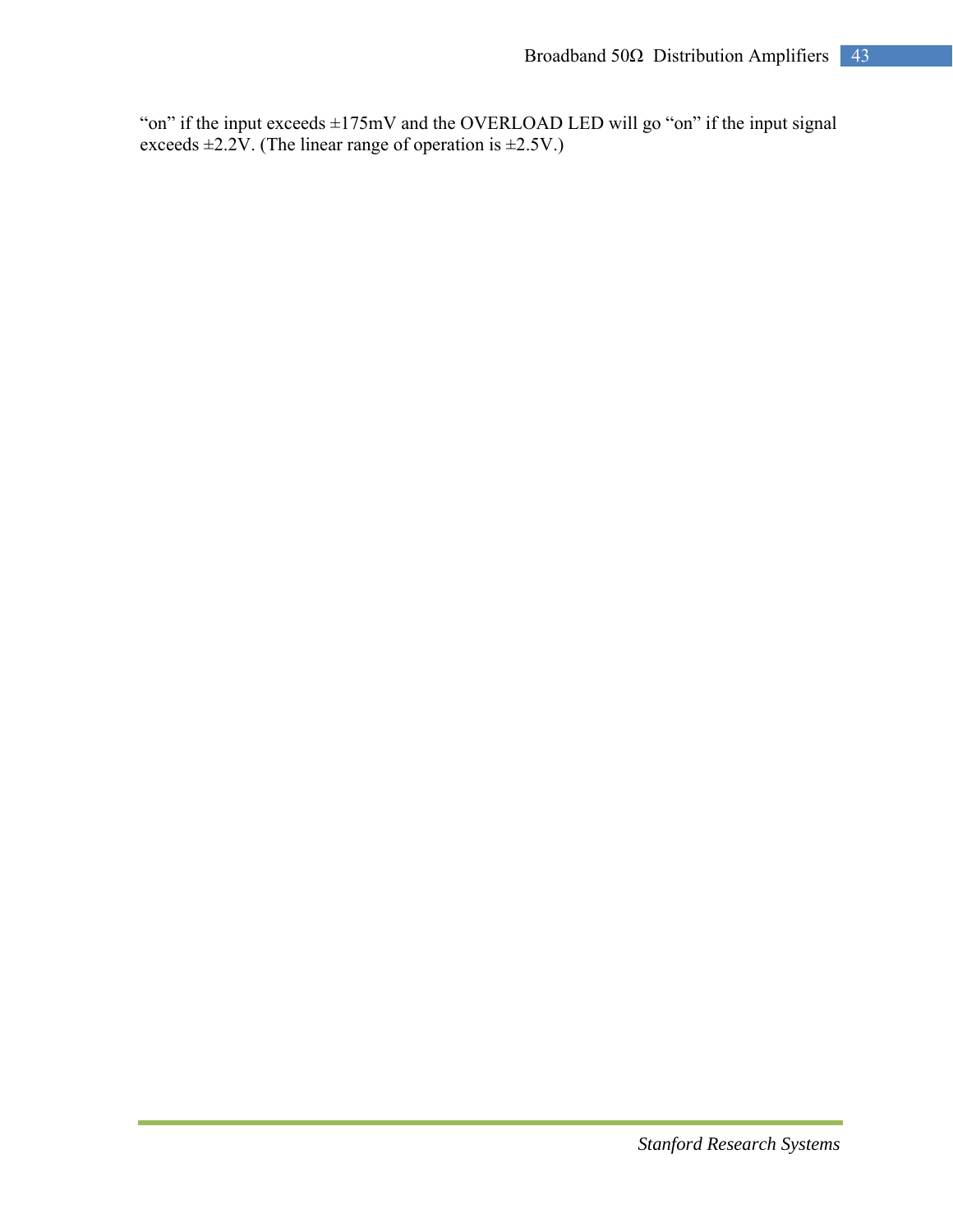“on” if the input exceeds ±175mV and the OVERLOAD LED will go “on” if the input signal exceeds ±2.2V. (The linear range of operation is ±2.5V.)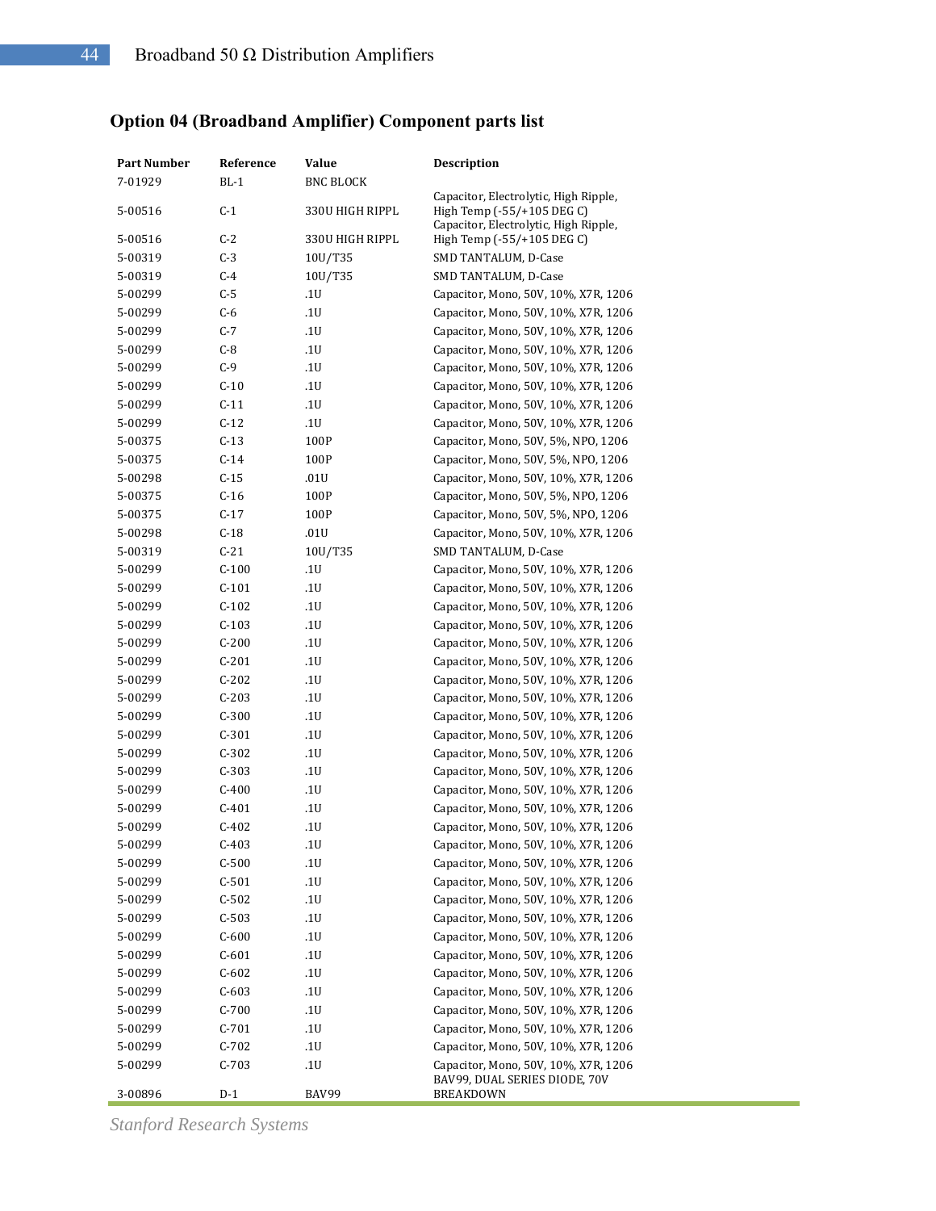## Option 04 (Broadband Amplifier) Component parts list

| Part Number | Reference | Value | Description |
|---|---|---|---|
| 7-01929 | BL-1 | BNC BLOCK | |
| 5-00516 | C-1 | 330U HIGH RIPPL | Capacitor, Electrolytic, High Ripple, High Temp (-55/+105 DEG C) |
| 5-00516 | C-2 | 330U HIGH RIPPL | Capacitor, Electrolytic, High Ripple, High Temp (-55/+105 DEG C) |
| 5-00319 | C-3 | 10U/T35 | SMD TANTALUM, D-Case |
| 5-00319 | C-4 | 10U/T35 | SMD TANTALUM, D-Case |
| 5-00299 | C-5 | .1U | Capacitor, Mono, 50V, 10%, X7R, 1206 |
| 5-00299 | C-6 | .1U | Capacitor, Mono, 50V, 10%, X7R, 1206 |
| 5-00299 | C-7 | .1U | Capacitor, Mono, 50V, 10%, X7R, 1206 |
| 5-00299 | C-8 | .1U | Capacitor, Mono, 50V, 10%, X7R, 1206 |
| 5-00299 | C-9 | .1U | Capacitor, Mono, 50V, 10%, X7R, 1206 |
| 5-00299 | C-10 | .1U | Capacitor, Mono, 50V, 10%, X7R, 1206 |
| 5-00299 | C-11 | .1U | Capacitor, Mono, 50V, 10%, X7R, 1206 |
| 5-00299 | C-12 | .1U | Capacitor, Mono, 50V, 10%, X7R, 1206 |
| 5-00375 | C-13 | 100P | Capacitor, Mono, 50V, 5%, NPO, 1206 |
| 5-00375 | C-14 | 100P | Capacitor, Mono, 50V, 5%, NPO, 1206 |
| 5-00298 | C-15 | .01U | Capacitor, Mono, 50V, 10%, X7R, 1206 |
| 5-00375 | C-16 | 100P | Capacitor, Mono, 50V, 5%, NPO, 1206 |
| 5-00375 | C-17 | 100P | Capacitor, Mono, 50V, 5%, NPO, 1206 |
| 5-00298 | C-18 | .01U | Capacitor, Mono, 50V, 10%, X7R, 1206 |
| 5-00319 | C-21 | 10U/T35 | SMD TANTALUM, D-Case |
| 5-00299 | C-100 | .1U | Capacitor, Mono, 50V, 10%, X7R, 1206 |
| 5-00299 | C-101 | .1U | Capacitor, Mono, 50V, 10%, X7R, 1206 |
| 5-00299 | C-102 | .1U | Capacitor, Mono, 50V, 10%, X7R, 1206 |
| 5-00299 | C-103 | .1U | Capacitor, Mono, 50V, 10%, X7R, 1206 |
| 5-00299 | C-200 | .1U | Capacitor, Mono, 50V, 10%, X7R, 1206 |
| 5-00299 | C-201 | .1U | Capacitor, Mono, 50V, 10%, X7R, 1206 |
| 5-00299 | C-202 | .1U | Capacitor, Mono, 50V, 10%, X7R, 1206 |
| 5-00299 | C-203 | .1U | Capacitor, Mono, 50V, 10%, X7R, 1206 |
| 5-00299 | C-300 | .1U | Capacitor, Mono, 50V, 10%, X7R, 1206 |
| 5-00299 | C-301 | .1U | Capacitor, Mono, 50V, 10%, X7R, 1206 |
| 5-00299 | C-302 | .1U | Capacitor, Mono, 50V, 10%, X7R, 1206 |
| 5-00299 | C-303 | .1U | Capacitor, Mono, 50V, 10%, X7R, 1206 |
| 5-00299 | C-400 | .1U | Capacitor, Mono, 50V, 10%, X7R, 1206 |
| 5-00299 | C-401 | .1U | Capacitor, Mono, 50V, 10%, X7R, 1206 |
| 5-00299 | C-402 | .1U | Capacitor, Mono, 50V, 10%, X7R, 1206 |
| 5-00299 | C-403 | .1U | Capacitor, Mono, 50V, 10%, X7R, 1206 |
| 5-00299 | C-500 | .1U | Capacitor, Mono, 50V, 10%, X7R, 1206 |
| 5-00299 | C-501 | .1U | Capacitor, Mono, 50V, 10%, X7R, 1206 |
| 5-00299 | C-502 | .1U | Capacitor, Mono, 50V, 10%, X7R, 1206 |
| 5-00299 | C-503 | .1U | Capacitor, Mono, 50V, 10%, X7R, 1206 |
| 5-00299 | C-600 | .1U | Capacitor, Mono, 50V, 10%, X7R, 1206 |
| 5-00299 | C-601 | .1U | Capacitor, Mono, 50V, 10%, X7R, 1206 |
| 5-00299 | C-602 | .1U | Capacitor, Mono, 50V, 10%, X7R, 1206 |
| 5-00299 | C-603 | .1U | Capacitor, Mono, 50V, 10%, X7R, 1206 |
| 5-00299 | C-700 | .1U | Capacitor, Mono, 50V, 10%, X7R, 1206 |
| 5-00299 | C-701 | .1U | Capacitor, Mono, 50V, 10%, X7R, 1206 |
| 5-00299 | C-702 | .1U | Capacitor, Mono, 50V, 10%, X7R, 1206 |
| 5-00299 | C-703 | .1U | Capacitor, Mono, 50V, 10%, X7R, 1206 |
| 3-00896 | D-1 | BAV99 | BAV99, DUAL SERIES DIODE, 70V BREAKDOWN |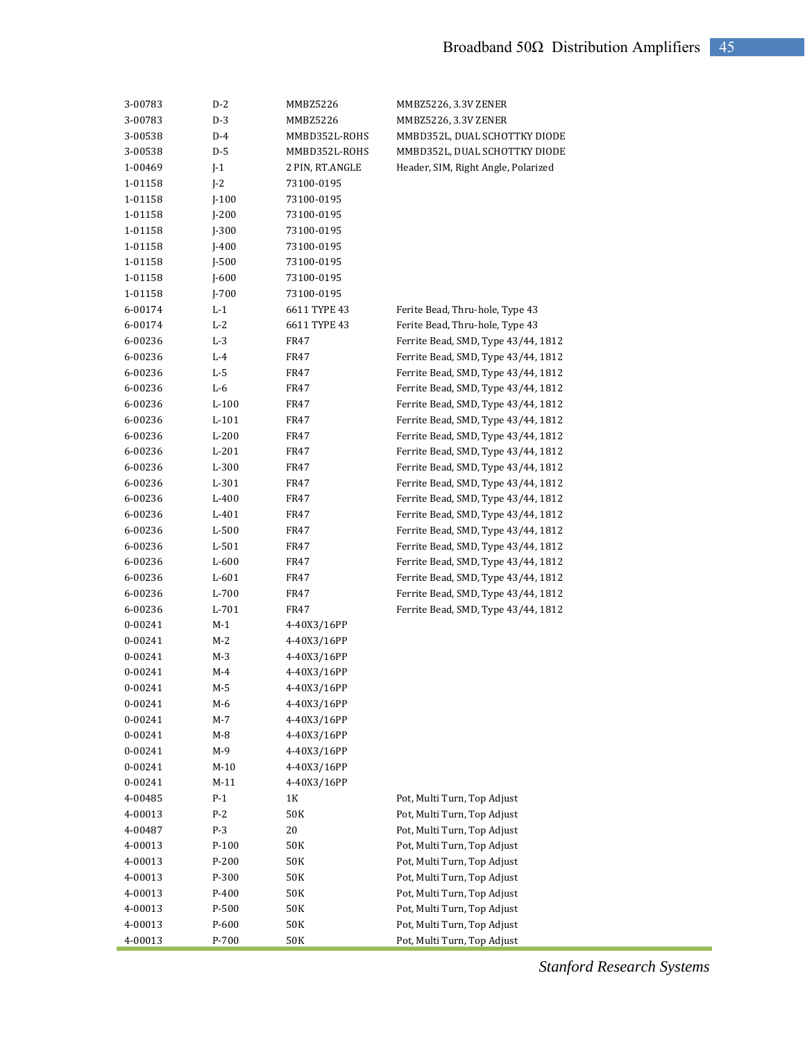| | | | |
|---|---|---|---|
| 3-00783 | D-2 | MMBZ5226 | MMBZ5226, 3.3V ZENER |
| 3-00783 | D-3 | MMBZ5226 | MMBZ5226, 3.3V ZENER |
| 3-00538 | D-4 | MMBD352L-ROHS | MMBD352L, DUAL SCHOTTKY DIODE |
| 3-00538 | D-5 | MMBD352L-ROHS | MMBD352L, DUAL SCHOTTKY DIODE |
| 1-00469 | J-1 | 2 PIN, RT.ANGLE | Header, SIM, Right Angle, Polarized |
| 1-01158 | J-2 | 73100-0195 | |
| 1-01158 | J-100 | 73100-0195 | |
| 1-01158 | J-200 | 73100-0195 | |
| 1-01158 | J-300 | 73100-0195 | |
| 1-01158 | J-400 | 73100-0195 | |
| 1-01158 | J-500 | 73100-0195 | |
| 1-01158 | J-600 | 73100-0195 | |
| 1-01158 | J-700 | 73100-0195 | |
| 6-00174 | L-1 | 6611 TYPE 43 | Ferite Bead, Thru-hole, Type 43 |
| 6-00174 | L-2 | 6611 TYPE 43 | Ferite Bead, Thru-hole, Type 43 |
| 6-00236 | L-3 | FR47 | Ferrite Bead, SMD, Type 43/44, 1812 |
| 6-00236 | L-4 | FR47 | Ferrite Bead, SMD, Type 43/44, 1812 |
| 6-00236 | L-5 | FR47 | Ferrite Bead, SMD, Type 43/44, 1812 |
| 6-00236 | L-6 | FR47 | Ferrite Bead, SMD, Type 43/44, 1812 |
| 6-00236 | L-100 | FR47 | Ferrite Bead, SMD, Type 43/44, 1812 |
| 6-00236 | L-101 | FR47 | Ferrite Bead, SMD, Type 43/44, 1812 |
| 6-00236 | L-200 | FR47 | Ferrite Bead, SMD, Type 43/44, 1812 |
| 6-00236 | L-201 | FR47 | Ferrite Bead, SMD, Type 43/44, 1812 |
| 6-00236 | L-300 | FR47 | Ferrite Bead, SMD, Type 43/44, 1812 |
| 6-00236 | L-301 | FR47 | Ferrite Bead, SMD, Type 43/44, 1812 |
| 6-00236 | L-400 | FR47 | Ferrite Bead, SMD, Type 43/44, 1812 |
| 6-00236 | L-401 | FR47 | Ferrite Bead, SMD, Type 43/44, 1812 |
| 6-00236 | L-500 | FR47 | Ferrite Bead, SMD, Type 43/44, 1812 |
| 6-00236 | L-501 | FR47 | Ferrite Bead, SMD, Type 43/44, 1812 |
| 6-00236 | L-600 | FR47 | Ferrite Bead, SMD, Type 43/44, 1812 |
| 6-00236 | L-601 | FR47 | Ferrite Bead, SMD, Type 43/44, 1812 |
| 6-00236 | L-700 | FR47 | Ferrite Bead, SMD, Type 43/44, 1812 |
| 6-00236 | L-701 | FR47 | Ferrite Bead, SMD, Type 43/44, 1812 |
| 0-00241 | M-1 | 4-40X3/16PP | |
| 0-00241 | M-2 | 4-40X3/16PP | |
| 0-00241 | M-3 | 4-40X3/16PP | |
| 0-00241 | M-4 | 4-40X3/16PP | |
| 0-00241 | M-5 | 4-40X3/16PP | |
| 0-00241 | M-6 | 4-40X3/16PP | |
| 0-00241 | M-7 | 4-40X3/16PP | |
| 0-00241 | M-8 | 4-40X3/16PP | |
| 0-00241 | M-9 | 4-40X3/16PP | |
| 0-00241 | M-10 | 4-40X3/16PP | |
| 0-00241 | M-11 | 4-40X3/16PP | |
| 4-00485 | P-1 | 1K | Pot, Multi Turn, Top Adjust |
| 4-00013 | P-2 | 50K | Pot, Multi Turn, Top Adjust |
| 4-00487 | P-3 | 20 | Pot, Multi Turn, Top Adjust |
| 4-00013 | P-100 | 50K | Pot, Multi Turn, Top Adjust |
| 4-00013 | P-200 | 50K | Pot, Multi Turn, Top Adjust |
| 4-00013 | P-300 | 50K | Pot, Multi Turn, Top Adjust |
| 4-00013 | P-400 | 50K | Pot, Multi Turn, Top Adjust |
| 4-00013 | P-500 | 50K | Pot, Multi Turn, Top Adjust |
| 4-00013 | P-600 | 50K | Pot, Multi Turn, Top Adjust |
| 4-00013 | P-700 | 50K | Pot, Multi Turn, Top Adjust |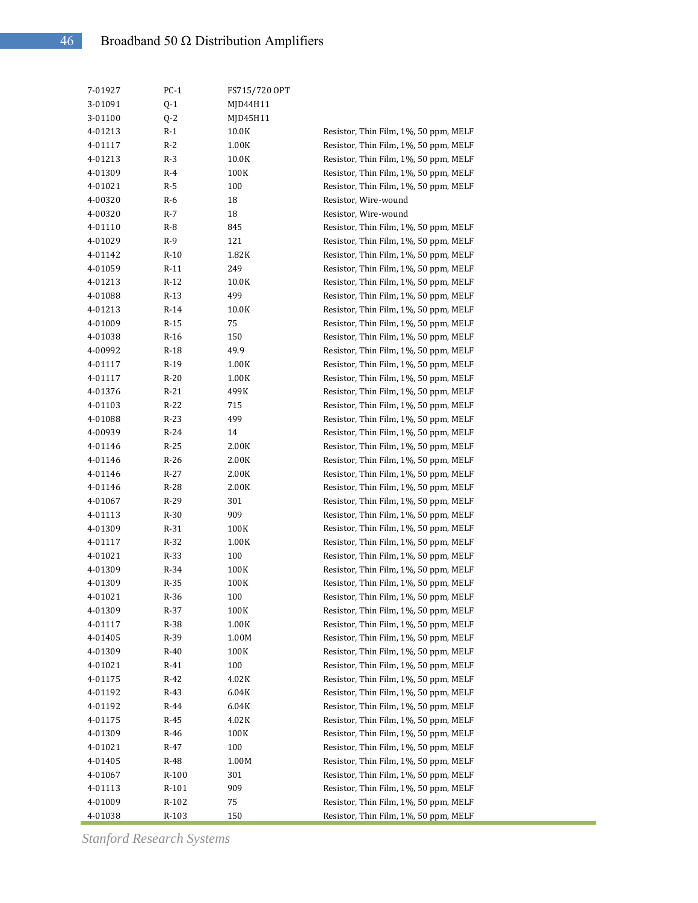| | | | |
|---|---|---|---|
| 7-01927 | PC-1 | FS715/720 OPT | |
| 3-01091 | Q-1 | MJD44H11 | |
| 3-01100 | Q-2 | MJD45H11 | |
| 4-01213 | R-1 | 10.0K | Resistor, Thin Film, 1%, 50 ppm, MELF |
| 4-01117 | R-2 | 1.00K | Resistor, Thin Film, 1%, 50 ppm, MELF |
| 4-01213 | R-3 | 10.0K | Resistor, Thin Film, 1%, 50 ppm, MELF |
| 4-01309 | R-4 | 100K | Resistor, Thin Film, 1%, 50 ppm, MELF |
| 4-01021 | R-5 | 100 | Resistor, Thin Film, 1%, 50 ppm, MELF |
| 4-00320 | R-6 | 18 | Resistor, Wire-wound |
| 4-00320 | R-7 | 18 | Resistor, Wire-wound |
| 4-01110 | R-8 | 845 | Resistor, Thin Film, 1%, 50 ppm, MELF |
| 4-01029 | R-9 | 121 | Resistor, Thin Film, 1%, 50 ppm, MELF |
| 4-01142 | R-10 | 1.82K | Resistor, Thin Film, 1%, 50 ppm, MELF |
| 4-01059 | R-11 | 249 | Resistor, Thin Film, 1%, 50 ppm, MELF |
| 4-01213 | R-12 | 10.0K | Resistor, Thin Film, 1%, 50 ppm, MELF |
| 4-01088 | R-13 | 499 | Resistor, Thin Film, 1%, 50 ppm, MELF |
| 4-01213 | R-14 | 10.0K | Resistor, Thin Film, 1%, 50 ppm, MELF |
| 4-01009 | R-15 | 75 | Resistor, Thin Film, 1%, 50 ppm, MELF |
| 4-01038 | R-16 | 150 | Resistor, Thin Film, 1%, 50 ppm, MELF |
| 4-00992 | R-18 | 49.9 | Resistor, Thin Film, 1%, 50 ppm, MELF |
| 4-01117 | R-19 | 1.00K | Resistor, Thin Film, 1%, 50 ppm, MELF |
| 4-01117 | R-20 | 1.00K | Resistor, Thin Film, 1%, 50 ppm, MELF |
| 4-01376 | R-21 | 499K | Resistor, Thin Film, 1%, 50 ppm, MELF |
| 4-01103 | R-22 | 715 | Resistor, Thin Film, 1%, 50 ppm, MELF |
| 4-01088 | R-23 | 499 | Resistor, Thin Film, 1%, 50 ppm, MELF |
| 4-00939 | R-24 | 14 | Resistor, Thin Film, 1%, 50 ppm, MELF |
| 4-01146 | R-25 | 2.00K | Resistor, Thin Film, 1%, 50 ppm, MELF |
| 4-01146 | R-26 | 2.00K | Resistor, Thin Film, 1%, 50 ppm, MELF |
| 4-01146 | R-27 | 2.00K | Resistor, Thin Film, 1%, 50 ppm, MELF |
| 4-01146 | R-28 | 2.00K | Resistor, Thin Film, 1%, 50 ppm, MELF |
| 4-01067 | R-29 | 301 | Resistor, Thin Film, 1%, 50 ppm, MELF |
| 4-01113 | R-30 | 909 | Resistor, Thin Film, 1%, 50 ppm, MELF |
| 4-01309 | R-31 | 100K | Resistor, Thin Film, 1%, 50 ppm, MELF |
| 4-01117 | R-32 | 1.00K | Resistor, Thin Film, 1%, 50 ppm, MELF |
| 4-01021 | R-33 | 100 | Resistor, Thin Film, 1%, 50 ppm, MELF |
| 4-01309 | R-34 | 100K | Resistor, Thin Film, 1%, 50 ppm, MELF |
| 4-01309 | R-35 | 100K | Resistor, Thin Film, 1%, 50 ppm, MELF |
| 4-01021 | R-36 | 100 | Resistor, Thin Film, 1%, 50 ppm, MELF |
| 4-01309 | R-37 | 100K | Resistor, Thin Film, 1%, 50 ppm, MELF |
| 4-01117 | R-38 | 1.00K | Resistor, Thin Film, 1%, 50 ppm, MELF |
| 4-01405 | R-39 | 1.00M | Resistor, Thin Film, 1%, 50 ppm, MELF |
| 4-01309 | R-40 | 100K | Resistor, Thin Film, 1%, 50 ppm, MELF |
| 4-01021 | R-41 | 100 | Resistor, Thin Film, 1%, 50 ppm, MELF |
| 4-01175 | R-42 | 4.02K | Resistor, Thin Film, 1%, 50 ppm, MELF |
| 4-01192 | R-43 | 6.04K | Resistor, Thin Film, 1%, 50 ppm, MELF |
| 4-01192 | R-44 | 6.04K | Resistor, Thin Film, 1%, 50 ppm, MELF |
| 4-01175 | R-45 | 4.02K | Resistor, Thin Film, 1%, 50 ppm, MELF |
| 4-01309 | R-46 | 100K | Resistor, Thin Film, 1%, 50 ppm, MELF |
| 4-01021 | R-47 | 100 | Resistor, Thin Film, 1%, 50 ppm, MELF |
| 4-01405 | R-48 | 1.00M | Resistor, Thin Film, 1%, 50 ppm, MELF |
| 4-01067 | R-100 | 301 | Resistor, Thin Film, 1%, 50 ppm, MELF |
| 4-01113 | R-101 | 909 | Resistor, Thin Film, 1%, 50 ppm, MELF |
| 4-01009 | R-102 | 75 | Resistor, Thin Film, 1%, 50 ppm, MELF |
| 4-01038 | R-103 | 150 | Resistor, Thin Film, 1%, 50 ppm, MELF |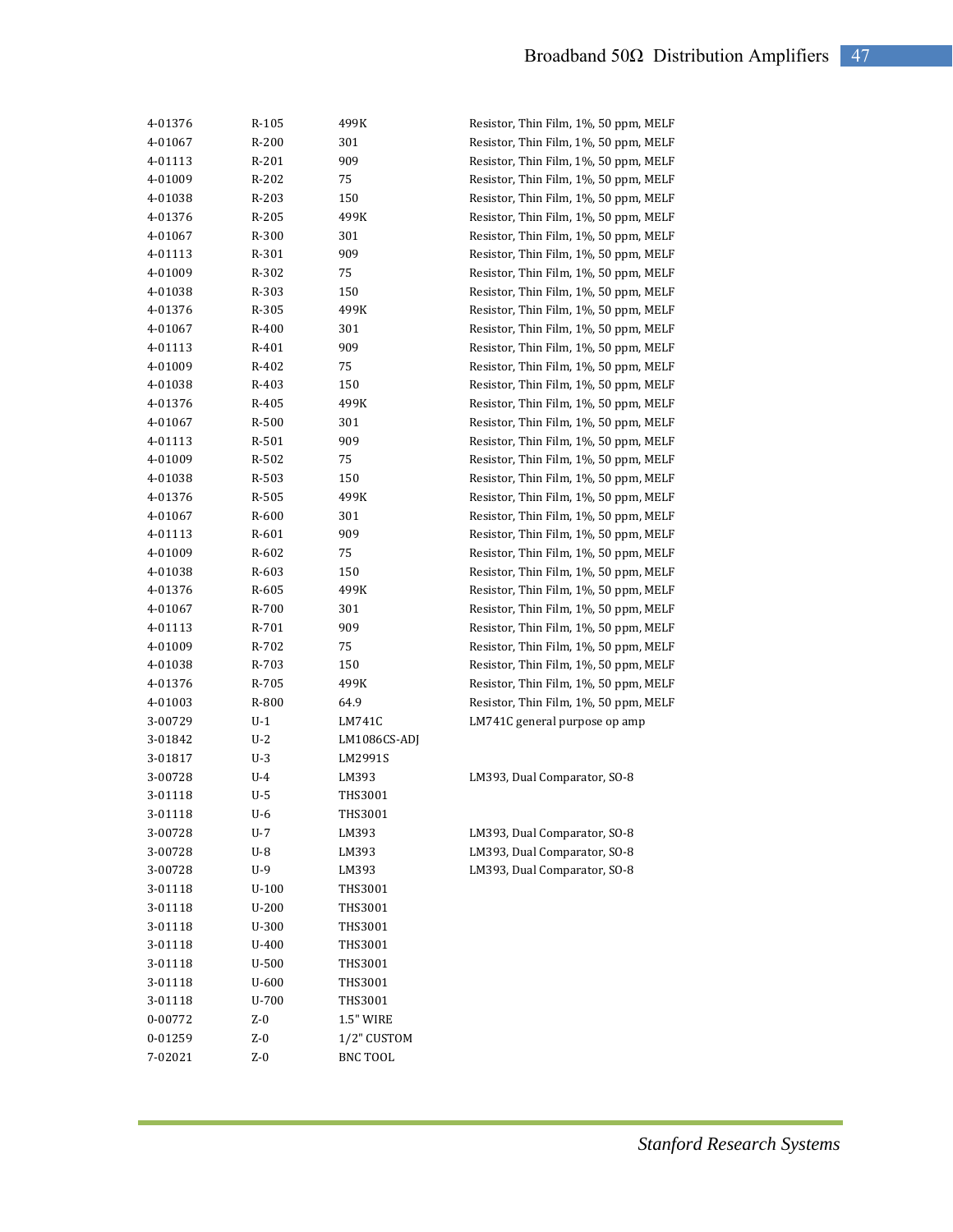| | | | |
|---|---|---|---|
| 4-01376 | R-105 | 499K | Resistor, Thin Film, 1%, 50 ppm, MELF |
| 4-01067 | R-200 | 301 | Resistor, Thin Film, 1%, 50 ppm, MELF |
| 4-01113 | R-201 | 909 | Resistor, Thin Film, 1%, 50 ppm, MELF |
| 4-01009 | R-202 | 75 | Resistor, Thin Film, 1%, 50 ppm, MELF |
| 4-01038 | R-203 | 150 | Resistor, Thin Film, 1%, 50 ppm, MELF |
| 4-01376 | R-205 | 499K | Resistor, Thin Film, 1%, 50 ppm, MELF |
| 4-01067 | R-300 | 301 | Resistor, Thin Film, 1%, 50 ppm, MELF |
| 4-01113 | R-301 | 909 | Resistor, Thin Film, 1%, 50 ppm, MELF |
| 4-01009 | R-302 | 75 | Resistor, Thin Film, 1%, 50 ppm, MELF |
| 4-01038 | R-303 | 150 | Resistor, Thin Film, 1%, 50 ppm, MELF |
| 4-01376 | R-305 | 499K | Resistor, Thin Film, 1%, 50 ppm, MELF |
| 4-01067 | R-400 | 301 | Resistor, Thin Film, 1%, 50 ppm, MELF |
| 4-01113 | R-401 | 909 | Resistor, Thin Film, 1%, 50 ppm, MELF |
| 4-01009 | R-402 | 75 | Resistor, Thin Film, 1%, 50 ppm, MELF |
| 4-01038 | R-403 | 150 | Resistor, Thin Film, 1%, 50 ppm, MELF |
| 4-01376 | R-405 | 499K | Resistor, Thin Film, 1%, 50 ppm, MELF |
| 4-01067 | R-500 | 301 | Resistor, Thin Film, 1%, 50 ppm, MELF |
| 4-01113 | R-501 | 909 | Resistor, Thin Film, 1%, 50 ppm, MELF |
| 4-01009 | R-502 | 75 | Resistor, Thin Film, 1%, 50 ppm, MELF |
| 4-01038 | R-503 | 150 | Resistor, Thin Film, 1%, 50 ppm, MELF |
| 4-01376 | R-505 | 499K | Resistor, Thin Film, 1%, 50 ppm, MELF |
| 4-01067 | R-600 | 301 | Resistor, Thin Film, 1%, 50 ppm, MELF |
| 4-01113 | R-601 | 909 | Resistor, Thin Film, 1%, 50 ppm, MELF |
| 4-01009 | R-602 | 75 | Resistor, Thin Film, 1%, 50 ppm, MELF |
| 4-01038 | R-603 | 150 | Resistor, Thin Film, 1%, 50 ppm, MELF |
| 4-01376 | R-605 | 499K | Resistor, Thin Film, 1%, 50 ppm, MELF |
| 4-01067 | R-700 | 301 | Resistor, Thin Film, 1%, 50 ppm, MELF |
| 4-01113 | R-701 | 909 | Resistor, Thin Film, 1%, 50 ppm, MELF |
| 4-01009 | R-702 | 75 | Resistor, Thin Film, 1%, 50 ppm, MELF |
| 4-01038 | R-703 | 150 | Resistor, Thin Film, 1%, 50 ppm, MELF |
| 4-01376 | R-705 | 499K | Resistor, Thin Film, 1%, 50 ppm, MELF |
| 4-01003 | R-800 | 64.9 | Resistor, Thin Film, 1%, 50 ppm, MELF |
| 3-00729 | U-1 | LM741C | LM741C general purpose op amp |
| 3-01842 | U-2 | LM1086CS-ADJ | |
| 3-01817 | U-3 | LM2991S | |
| 3-00728 | U-4 | LM393 | LM393, Dual Comparator, SO-8 |
| 3-01118 | U-5 | THS3001 | |
| 3-01118 | U-6 | THS3001 | |
| 3-00728 | U-7 | LM393 | LM393, Dual Comparator, SO-8 |
| 3-00728 | U-8 | LM393 | LM393, Dual Comparator, SO-8 |
| 3-00728 | U-9 | LM393 | LM393, Dual Comparator, SO-8 |
| 3-01118 | U-100 | THS3001 | |
| 3-01118 | U-200 | THS3001 | |
| 3-01118 | U-300 | THS3001 | |
| 3-01118 | U-400 | THS3001 | |
| 3-01118 | U-500 | THS3001 | |
| 3-01118 | U-600 | THS3001 | |
| 3-01118 | U-700 | THS3001 | |
| 0-00772 | Z-0 | 1.5" WIRE | |
| 0-01259 | Z-0 | 1/2" CUSTOM | |
| 7-02021 | Z-0 | BNC TOOL | |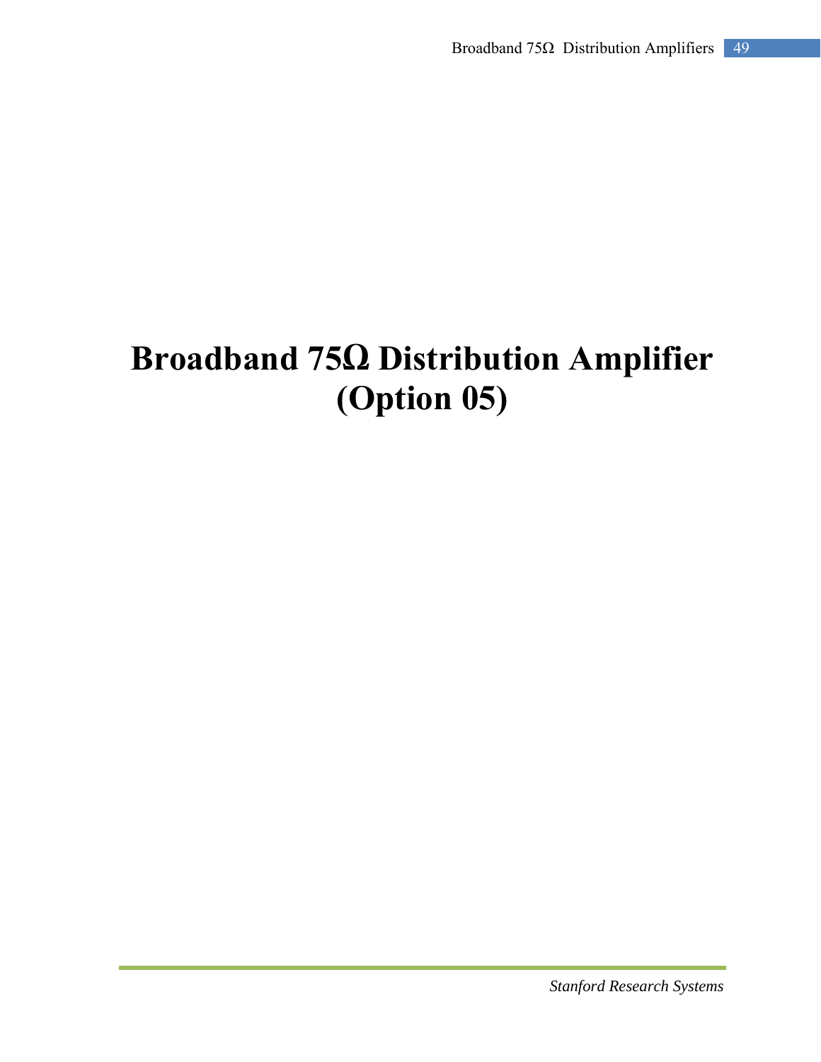# Broadband 75Ω Distribution Amplifier (Option 05)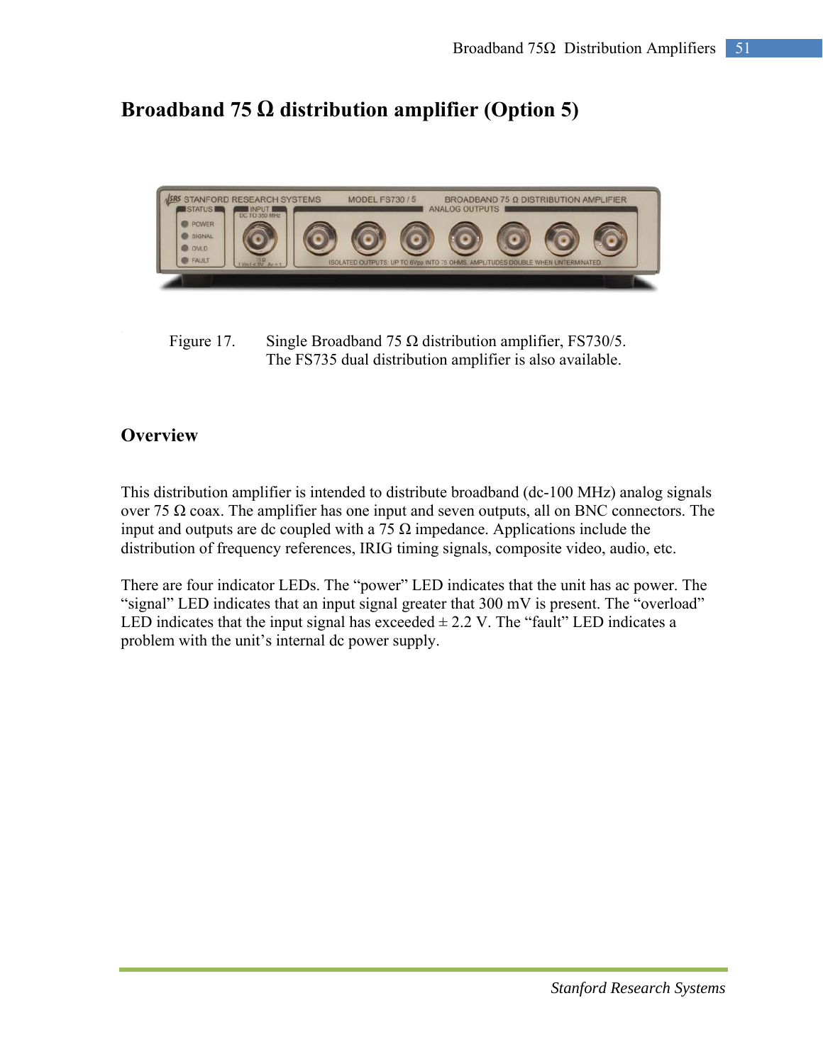# Broadband 75 Ω distribution amplifier (Option 5)

Figure 17. Single Broadband 75 Ω distribution amplifier, FS730/5. The FS735 dual distribution amplifier is also available.

## Overview

This distribution amplifier is intended to distribute broadband (dc-100 MHz) analog signals over 75 Ω coax. The amplifier has one input and seven outputs, all on BNC connectors. The input and outputs are dc coupled with a 75 Ω impedance. Applications include the distribution of frequency references, IRIG timing signals, composite video, audio, etc.

There are four indicator LEDs. The "power" LED indicates that the unit has ac power. The "signal" LED indicates that an input signal greater that 300 mV is present. The "overload" LED indicates that the input signal has exceeded ± 2.2 V. The "fault" LED indicates a problem with the unit's internal dc power supply.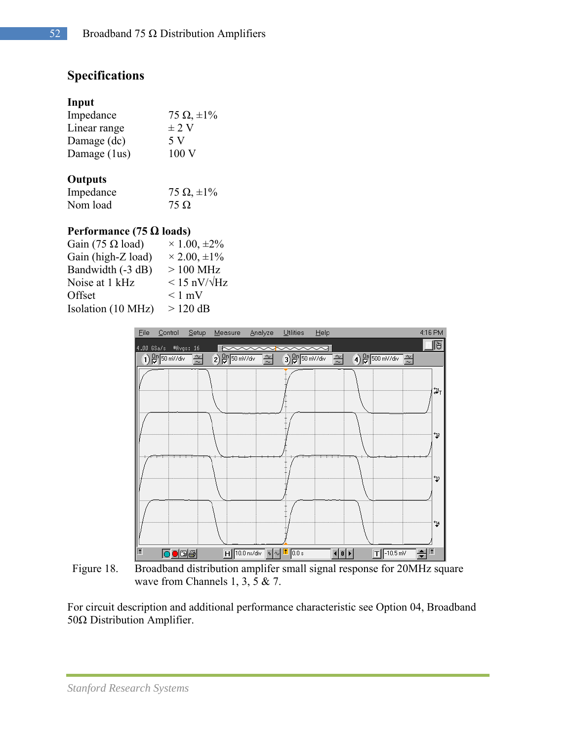## Specifications

### Input

| | |
|---|---|
| Impedance | 75 Ω, ±1% |
| Linear range | ± 2 V |
| Damage (dc) | 5 V |
| Damage (1us) | 100 V |

### Outputs

| | |
|---|---|
| Impedance | 75 Ω, ±1% |
| Nom load | 75 Ω |

### Performance (75 Ω loads)

| | |
|---|---|
| Gain (75 Ω load) | × 1.00, ±2% |
| Gain (high-Z load) | × 2.00, ±1% |
| Bandwidth (-3 dB) | > 100 MHz |
| Noise at 1 kHz | < 15 nV/√Hz |
| Offset | < 1 mV |
| Isolation (10 MHz) | > 120 dB |

Figure 18. Broadband distribution amplifer small signal response for 20MHz square wave from Channels 1, 3, 5 & 7.

For circuit description and additional performance characteristic see Option 04, Broadband 50Ω Distribution Amplifier.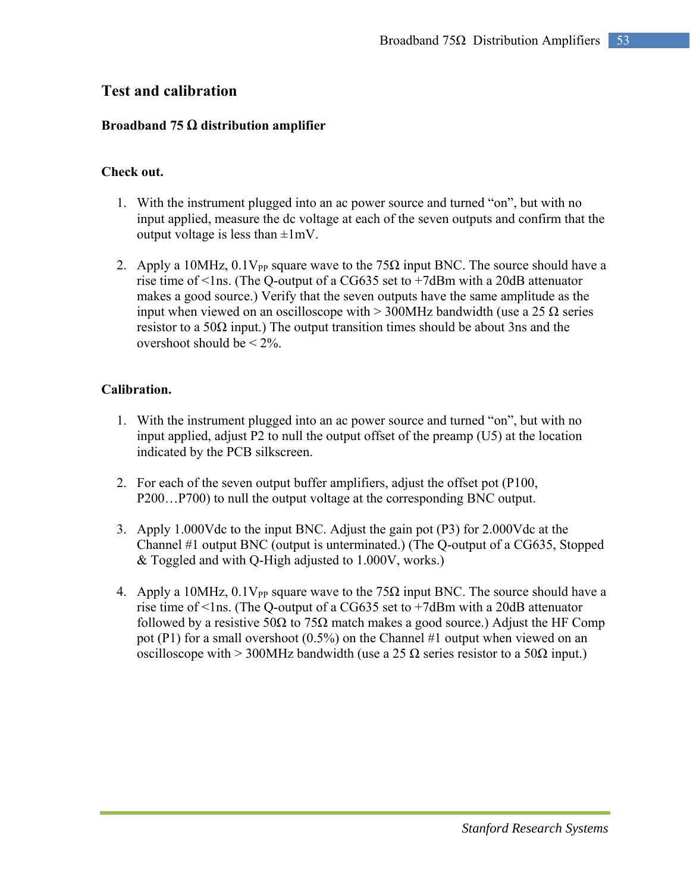# Test and calibration

## Broadband 75 Ω distribution amplifier

### Check out.

1. With the instrument plugged into an ac power source and turned "on", but with no input applied, measure the dc voltage at each of the seven outputs and confirm that the output voltage is less than ±1mV.

2. Apply a 10MHz, 0.1$V_{PP}$ square wave to the 75Ω input BNC. The source should have a rise time of <1ns. (The Q-output of a CG635 set to +7dBm with a 20dB attenuator makes a good source.) Verify that the seven outputs have the same amplitude as the input when viewed on an oscilloscope with > 300MHz bandwidth (use a 25 Ω series resistor to a 50Ω input.) The output transition times should be about 3ns and the overshoot should be < 2%.

### Calibration.

1. With the instrument plugged into an ac power source and turned "on", but with no input applied, adjust P2 to null the output offset of the preamp (U5) at the location indicated by the PCB silkscreen.

2. For each of the seven output buffer amplifiers, adjust the offset pot (P100, P200…P700) to null the output voltage at the corresponding BNC output.

3. Apply 1.000Vdc to the input BNC. Adjust the gain pot (P3) for 2.000Vdc at the Channel #1 output BNC (output is unterminated.) (The Q-output of a CG635, Stopped & Toggled and with Q-High adjusted to 1.000V, works.)

4. Apply a 10MHz, 0.1$V_{PP}$ square wave to the 75Ω input BNC. The source should have a rise time of <1ns. (The Q-output of a CG635 set to +7dBm with a 20dB attenuator followed by a resistive 50Ω to 75Ω match makes a good source.) Adjust the HF Comp pot (P1) for a small overshoot (0.5%) on the Channel #1 output when viewed on an oscilloscope with > 300MHz bandwidth (use a 25 Ω series resistor to a 50Ω input.)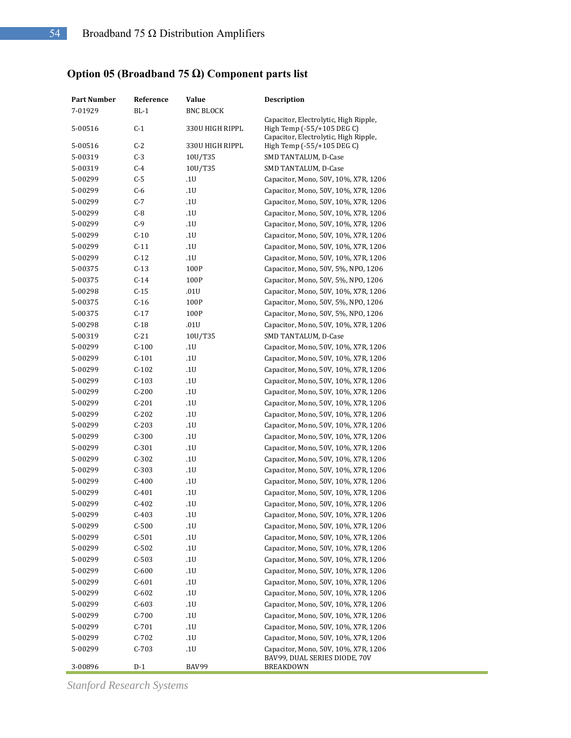## Option 05 (Broadband 75 Ω) Component parts list

| Part Number | Reference | Value | Description |
|---|---|---|---|
| 7-01929 | BL-1 | BNC BLOCK | |
| 5-00516 | C-1 | 330U HIGH RIPPL | Capacitor, Electrolytic, High Ripple, High Temp (-55/+105 DEG C) |
| 5-00516 | C-2 | 330U HIGH RIPPL | Capacitor, Electrolytic, High Ripple, High Temp (-55/+105 DEG C) |
| 5-00319 | C-3 | 10U/T35 | SMD TANTALUM, D-Case |
| 5-00319 | C-4 | 10U/T35 | SMD TANTALUM, D-Case |
| 5-00299 | C-5 | .1U | Capacitor, Mono, 50V, 10%, X7R, 1206 |
| 5-00299 | C-6 | .1U | Capacitor, Mono, 50V, 10%, X7R, 1206 |
| 5-00299 | C-7 | .1U | Capacitor, Mono, 50V, 10%, X7R, 1206 |
| 5-00299 | C-8 | .1U | Capacitor, Mono, 50V, 10%, X7R, 1206 |
| 5-00299 | C-9 | .1U | Capacitor, Mono, 50V, 10%, X7R, 1206 |
| 5-00299 | C-10 | .1U | Capacitor, Mono, 50V, 10%, X7R, 1206 |
| 5-00299 | C-11 | .1U | Capacitor, Mono, 50V, 10%, X7R, 1206 |
| 5-00299 | C-12 | .1U | Capacitor, Mono, 50V, 10%, X7R, 1206 |
| 5-00375 | C-13 | 100P | Capacitor, Mono, 50V, 5%, NPO, 1206 |
| 5-00375 | C-14 | 100P | Capacitor, Mono, 50V, 5%, NPO, 1206 |
| 5-00298 | C-15 | .01U | Capacitor, Mono, 50V, 10%, X7R, 1206 |
| 5-00375 | C-16 | 100P | Capacitor, Mono, 50V, 5%, NPO, 1206 |
| 5-00375 | C-17 | 100P | Capacitor, Mono, 50V, 5%, NPO, 1206 |
| 5-00298 | C-18 | .01U | Capacitor, Mono, 50V, 10%, X7R, 1206 |
| 5-00319 | C-21 | 10U/T35 | SMD TANTALUM, D-Case |
| 5-00299 | C-100 | .1U | Capacitor, Mono, 50V, 10%, X7R, 1206 |
| 5-00299 | C-101 | .1U | Capacitor, Mono, 50V, 10%, X7R, 1206 |
| 5-00299 | C-102 | .1U | Capacitor, Mono, 50V, 10%, X7R, 1206 |
| 5-00299 | C-103 | .1U | Capacitor, Mono, 50V, 10%, X7R, 1206 |
| 5-00299 | C-200 | .1U | Capacitor, Mono, 50V, 10%, X7R, 1206 |
| 5-00299 | C-201 | .1U | Capacitor, Mono, 50V, 10%, X7R, 1206 |
| 5-00299 | C-202 | .1U | Capacitor, Mono, 50V, 10%, X7R, 1206 |
| 5-00299 | C-203 | .1U | Capacitor, Mono, 50V, 10%, X7R, 1206 |
| 5-00299 | C-300 | .1U | Capacitor, Mono, 50V, 10%, X7R, 1206 |
| 5-00299 | C-301 | .1U | Capacitor, Mono, 50V, 10%, X7R, 1206 |
| 5-00299 | C-302 | .1U | Capacitor, Mono, 50V, 10%, X7R, 1206 |
| 5-00299 | C-303 | .1U | Capacitor, Mono, 50V, 10%, X7R, 1206 |
| 5-00299 | C-400 | .1U | Capacitor, Mono, 50V, 10%, X7R, 1206 |
| 5-00299 | C-401 | .1U | Capacitor, Mono, 50V, 10%, X7R, 1206 |
| 5-00299 | C-402 | .1U | Capacitor, Mono, 50V, 10%, X7R, 1206 |
| 5-00299 | C-403 | .1U | Capacitor, Mono, 50V, 10%, X7R, 1206 |
| 5-00299 | C-500 | .1U | Capacitor, Mono, 50V, 10%, X7R, 1206 |
| 5-00299 | C-501 | .1U | Capacitor, Mono, 50V, 10%, X7R, 1206 |
| 5-00299 | C-502 | .1U | Capacitor, Mono, 50V, 10%, X7R, 1206 |
| 5-00299 | C-503 | .1U | Capacitor, Mono, 50V, 10%, X7R, 1206 |
| 5-00299 | C-600 | .1U | Capacitor, Mono, 50V, 10%, X7R, 1206 |
| 5-00299 | C-601 | .1U | Capacitor, Mono, 50V, 10%, X7R, 1206 |
| 5-00299 | C-602 | .1U | Capacitor, Mono, 50V, 10%, X7R, 1206 |
| 5-00299 | C-603 | .1U | Capacitor, Mono, 50V, 10%, X7R, 1206 |
| 5-00299 | C-700 | .1U | Capacitor, Mono, 50V, 10%, X7R, 1206 |
| 5-00299 | C-701 | .1U | Capacitor, Mono, 50V, 10%, X7R, 1206 |
| 5-00299 | C-702 | .1U | Capacitor, Mono, 50V, 10%, X7R, 1206 |
| 5-00299 | C-703 | .1U | Capacitor, Mono, 50V, 10%, X7R, 1206 |
| 3-00896 | D-1 | BAV99 | BAV99, DUAL SERIES DIODE, 70V BREAKDOWN |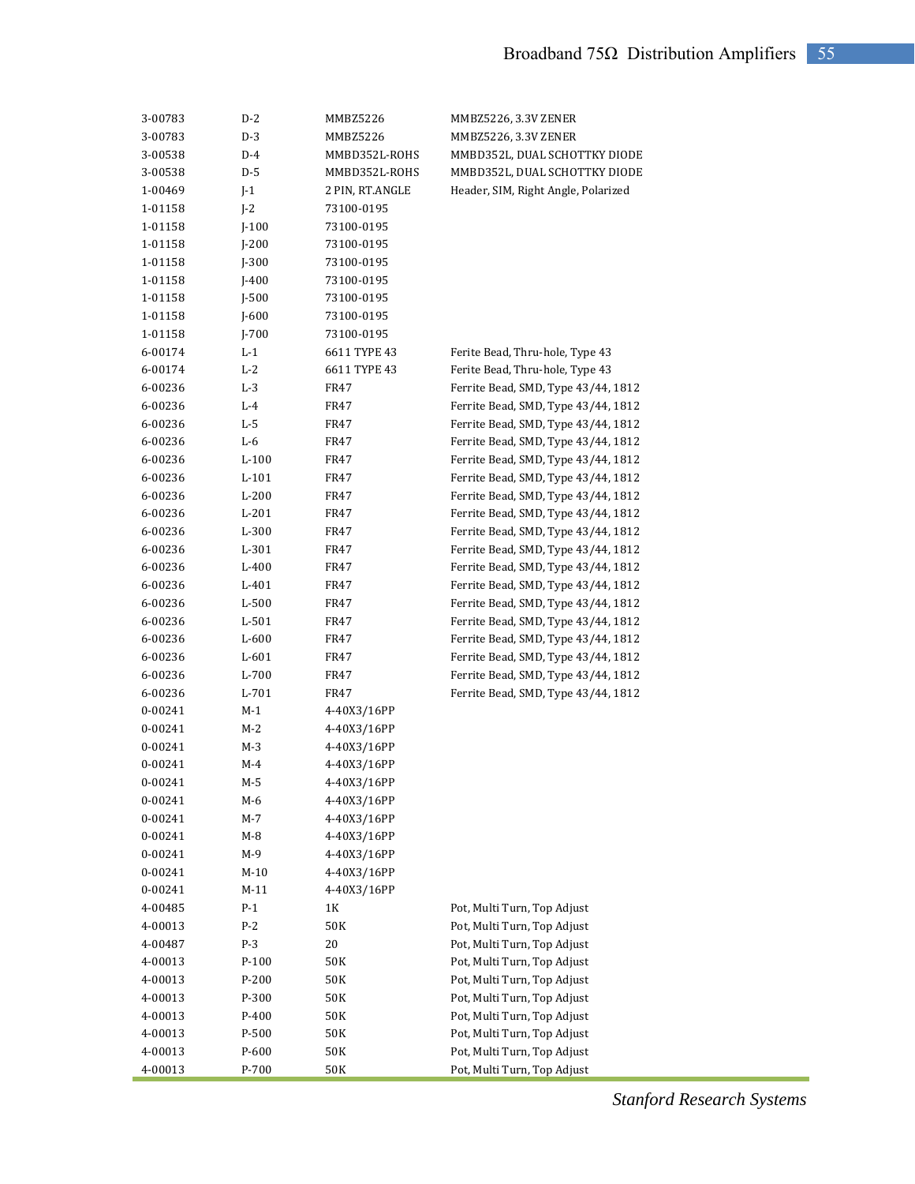| | | | |
|---|---|---|---|
| 3-00783 | D-2 | MMBZ5226 | MMBZ5226, 3.3V ZENER |
| 3-00783 | D-3 | MMBZ5226 | MMBZ5226, 3.3V ZENER |
| 3-00538 | D-4 | MMBD352L-ROHS | MMBD352L, DUAL SCHOTTKY DIODE |
| 3-00538 | D-5 | MMBD352L-ROHS | MMBD352L, DUAL SCHOTTKY DIODE |
| 1-00469 | J-1 | 2 PIN, RT.ANGLE | Header, SIM, Right Angle, Polarized |
| 1-01158 | J-2 | 73100-0195 | |
| 1-01158 | J-100 | 73100-0195 | |
| 1-01158 | J-200 | 73100-0195 | |
| 1-01158 | J-300 | 73100-0195 | |
| 1-01158 | J-400 | 73100-0195 | |
| 1-01158 | J-500 | 73100-0195 | |
| 1-01158 | J-600 | 73100-0195 | |
| 1-01158 | J-700 | 73100-0195 | |
| 6-00174 | L-1 | 6611 TYPE 43 | Ferite Bead, Thru-hole, Type 43 |
| 6-00174 | L-2 | 6611 TYPE 43 | Ferite Bead, Thru-hole, Type 43 |
| 6-00236 | L-3 | FR47 | Ferrite Bead, SMD, Type 43/44, 1812 |
| 6-00236 | L-4 | FR47 | Ferrite Bead, SMD, Type 43/44, 1812 |
| 6-00236 | L-5 | FR47 | Ferrite Bead, SMD, Type 43/44, 1812 |
| 6-00236 | L-6 | FR47 | Ferrite Bead, SMD, Type 43/44, 1812 |
| 6-00236 | L-100 | FR47 | Ferrite Bead, SMD, Type 43/44, 1812 |
| 6-00236 | L-101 | FR47 | Ferrite Bead, SMD, Type 43/44, 1812 |
| 6-00236 | L-200 | FR47 | Ferrite Bead, SMD, Type 43/44, 1812 |
| 6-00236 | L-201 | FR47 | Ferrite Bead, SMD, Type 43/44, 1812 |
| 6-00236 | L-300 | FR47 | Ferrite Bead, SMD, Type 43/44, 1812 |
| 6-00236 | L-301 | FR47 | Ferrite Bead, SMD, Type 43/44, 1812 |
| 6-00236 | L-400 | FR47 | Ferrite Bead, SMD, Type 43/44, 1812 |
| 6-00236 | L-401 | FR47 | Ferrite Bead, SMD, Type 43/44, 1812 |
| 6-00236 | L-500 | FR47 | Ferrite Bead, SMD, Type 43/44, 1812 |
| 6-00236 | L-501 | FR47 | Ferrite Bead, SMD, Type 43/44, 1812 |
| 6-00236 | L-600 | FR47 | Ferrite Bead, SMD, Type 43/44, 1812 |
| 6-00236 | L-601 | FR47 | Ferrite Bead, SMD, Type 43/44, 1812 |
| 6-00236 | L-700 | FR47 | Ferrite Bead, SMD, Type 43/44, 1812 |
| 6-00236 | L-701 | FR47 | Ferrite Bead, SMD, Type 43/44, 1812 |
| 0-00241 | M-1 | 4-40X3/16PP | |
| 0-00241 | M-2 | 4-40X3/16PP | |
| 0-00241 | M-3 | 4-40X3/16PP | |
| 0-00241 | M-4 | 4-40X3/16PP | |
| 0-00241 | M-5 | 4-40X3/16PP | |
| 0-00241 | M-6 | 4-40X3/16PP | |
| 0-00241 | M-7 | 4-40X3/16PP | |
| 0-00241 | M-8 | 4-40X3/16PP | |
| 0-00241 | M-9 | 4-40X3/16PP | |
| 0-00241 | M-10 | 4-40X3/16PP | |
| 0-00241 | M-11 | 4-40X3/16PP | |
| 4-00485 | P-1 | 1K | Pot, Multi Turn, Top Adjust |
| 4-00013 | P-2 | 50K | Pot, Multi Turn, Top Adjust |
| 4-00487 | P-3 | 20 | Pot, Multi Turn, Top Adjust |
| 4-00013 | P-100 | 50K | Pot, Multi Turn, Top Adjust |
| 4-00013 | P-200 | 50K | Pot, Multi Turn, Top Adjust |
| 4-00013 | P-300 | 50K | Pot, Multi Turn, Top Adjust |
| 4-00013 | P-400 | 50K | Pot, Multi Turn, Top Adjust |
| 4-00013 | P-500 | 50K | Pot, Multi Turn, Top Adjust |
| 4-00013 | P-600 | 50K | Pot, Multi Turn, Top Adjust |
| 4-00013 | P-700 | 50K | Pot, Multi Turn, Top Adjust |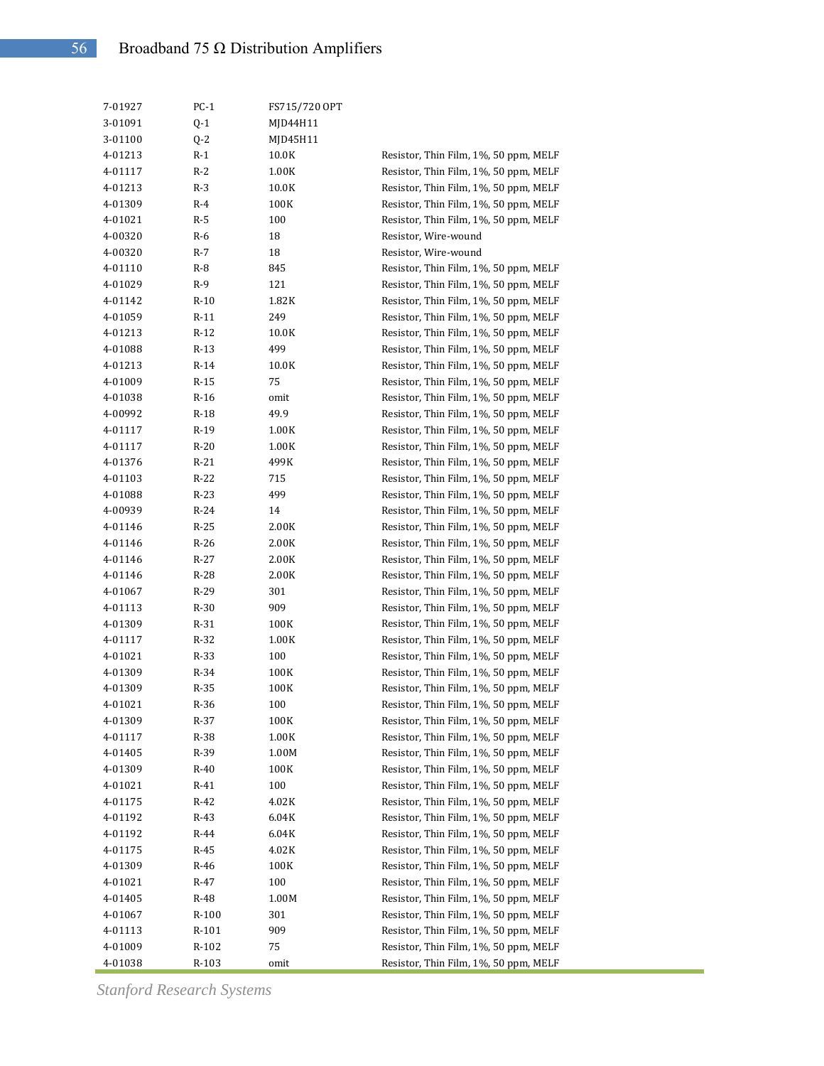| | | | |
|---|---|---|---|
| 7-01927 | PC-1 | FS715/720 OPT | |
| 3-01091 | Q-1 | MJD44H11 | |
| 3-01100 | Q-2 | MJD45H11 | |
| 4-01213 | R-1 | 10.0K | Resistor, Thin Film, 1%, 50 ppm, MELF |
| 4-01117 | R-2 | 1.00K | Resistor, Thin Film, 1%, 50 ppm, MELF |
| 4-01213 | R-3 | 10.0K | Resistor, Thin Film, 1%, 50 ppm, MELF |
| 4-01309 | R-4 | 100K | Resistor, Thin Film, 1%, 50 ppm, MELF |
| 4-01021 | R-5 | 100 | Resistor, Thin Film, 1%, 50 ppm, MELF |
| 4-00320 | R-6 | 18 | Resistor, Wire-wound |
| 4-00320 | R-7 | 18 | Resistor, Wire-wound |
| 4-01110 | R-8 | 845 | Resistor, Thin Film, 1%, 50 ppm, MELF |
| 4-01029 | R-9 | 121 | Resistor, Thin Film, 1%, 50 ppm, MELF |
| 4-01142 | R-10 | 1.82K | Resistor, Thin Film, 1%, 50 ppm, MELF |
| 4-01059 | R-11 | 249 | Resistor, Thin Film, 1%, 50 ppm, MELF |
| 4-01213 | R-12 | 10.0K | Resistor, Thin Film, 1%, 50 ppm, MELF |
| 4-01088 | R-13 | 499 | Resistor, Thin Film, 1%, 50 ppm, MELF |
| 4-01213 | R-14 | 10.0K | Resistor, Thin Film, 1%, 50 ppm, MELF |
| 4-01009 | R-15 | 75 | Resistor, Thin Film, 1%, 50 ppm, MELF |
| 4-01038 | R-16 | omit | Resistor, Thin Film, 1%, 50 ppm, MELF |
| 4-00992 | R-18 | 49.9 | Resistor, Thin Film, 1%, 50 ppm, MELF |
| 4-01117 | R-19 | 1.00K | Resistor, Thin Film, 1%, 50 ppm, MELF |
| 4-01117 | R-20 | 1.00K | Resistor, Thin Film, 1%, 50 ppm, MELF |
| 4-01376 | R-21 | 499K | Resistor, Thin Film, 1%, 50 ppm, MELF |
| 4-01103 | R-22 | 715 | Resistor, Thin Film, 1%, 50 ppm, MELF |
| 4-01088 | R-23 | 499 | Resistor, Thin Film, 1%, 50 ppm, MELF |
| 4-00939 | R-24 | 14 | Resistor, Thin Film, 1%, 50 ppm, MELF |
| 4-01146 | R-25 | 2.00K | Resistor, Thin Film, 1%, 50 ppm, MELF |
| 4-01146 | R-26 | 2.00K | Resistor, Thin Film, 1%, 50 ppm, MELF |
| 4-01146 | R-27 | 2.00K | Resistor, Thin Film, 1%, 50 ppm, MELF |
| 4-01146 | R-28 | 2.00K | Resistor, Thin Film, 1%, 50 ppm, MELF |
| 4-01067 | R-29 | 301 | Resistor, Thin Film, 1%, 50 ppm, MELF |
| 4-01113 | R-30 | 909 | Resistor, Thin Film, 1%, 50 ppm, MELF |
| 4-01309 | R-31 | 100K | Resistor, Thin Film, 1%, 50 ppm, MELF |
| 4-01117 | R-32 | 1.00K | Resistor, Thin Film, 1%, 50 ppm, MELF |
| 4-01021 | R-33 | 100 | Resistor, Thin Film, 1%, 50 ppm, MELF |
| 4-01309 | R-34 | 100K | Resistor, Thin Film, 1%, 50 ppm, MELF |
| 4-01309 | R-35 | 100K | Resistor, Thin Film, 1%, 50 ppm, MELF |
| 4-01021 | R-36 | 100 | Resistor, Thin Film, 1%, 50 ppm, MELF |
| 4-01309 | R-37 | 100K | Resistor, Thin Film, 1%, 50 ppm, MELF |
| 4-01117 | R-38 | 1.00K | Resistor, Thin Film, 1%, 50 ppm, MELF |
| 4-01405 | R-39 | 1.00M | Resistor, Thin Film, 1%, 50 ppm, MELF |
| 4-01309 | R-40 | 100K | Resistor, Thin Film, 1%, 50 ppm, MELF |
| 4-01021 | R-41 | 100 | Resistor, Thin Film, 1%, 50 ppm, MELF |
| 4-01175 | R-42 | 4.02K | Resistor, Thin Film, 1%, 50 ppm, MELF |
| 4-01192 | R-43 | 6.04K | Resistor, Thin Film, 1%, 50 ppm, MELF |
| 4-01192 | R-44 | 6.04K | Resistor, Thin Film, 1%, 50 ppm, MELF |
| 4-01175 | R-45 | 4.02K | Resistor, Thin Film, 1%, 50 ppm, MELF |
| 4-01309 | R-46 | 100K | Resistor, Thin Film, 1%, 50 ppm, MELF |
| 4-01021 | R-47 | 100 | Resistor, Thin Film, 1%, 50 ppm, MELF |
| 4-01405 | R-48 | 1.00M | Resistor, Thin Film, 1%, 50 ppm, MELF |
| 4-01067 | R-100 | 301 | Resistor, Thin Film, 1%, 50 ppm, MELF |
| 4-01113 | R-101 | 909 | Resistor, Thin Film, 1%, 50 ppm, MELF |
| 4-01009 | R-102 | 75 | Resistor, Thin Film, 1%, 50 ppm, MELF |
| 4-01038 | R-103 | omit | Resistor, Thin Film, 1%, 50 ppm, MELF |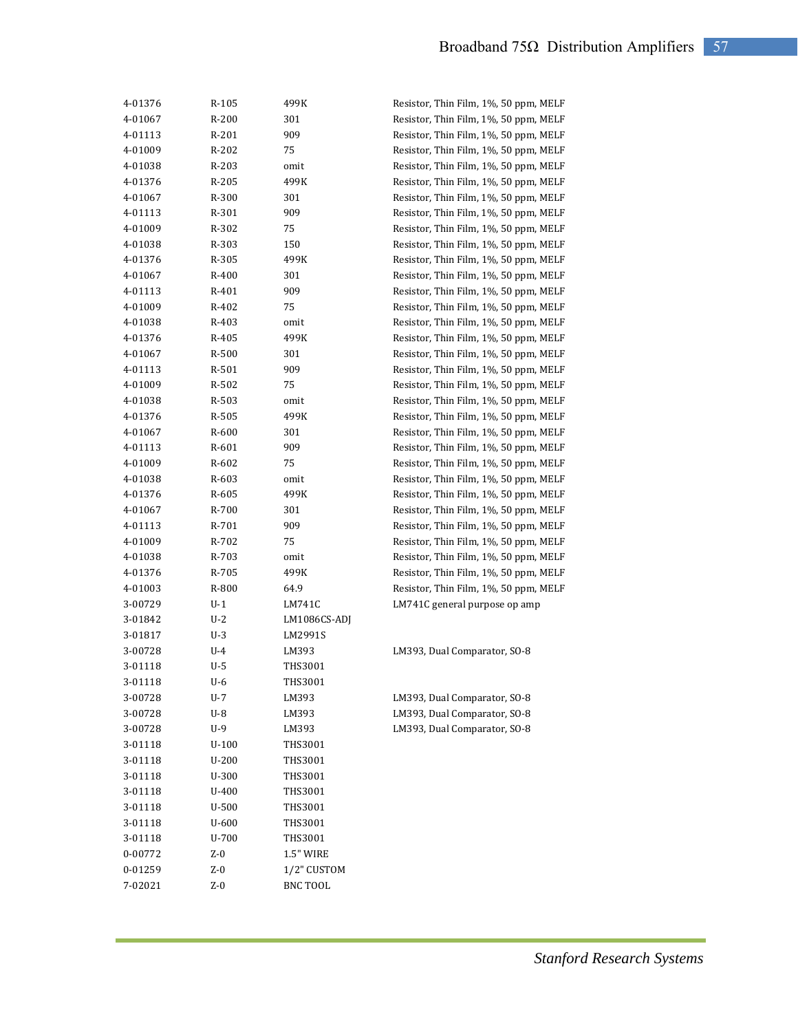| | | | |
|---|---|---|---|
| 4-01376 | R-105 | 499K | Resistor, Thin Film, 1%, 50 ppm, MELF |
| 4-01067 | R-200 | 301 | Resistor, Thin Film, 1%, 50 ppm, MELF |
| 4-01113 | R-201 | 909 | Resistor, Thin Film, 1%, 50 ppm, MELF |
| 4-01009 | R-202 | 75 | Resistor, Thin Film, 1%, 50 ppm, MELF |
| 4-01038 | R-203 | omit | Resistor, Thin Film, 1%, 50 ppm, MELF |
| 4-01376 | R-205 | 499K | Resistor, Thin Film, 1%, 50 ppm, MELF |
| 4-01067 | R-300 | 301 | Resistor, Thin Film, 1%, 50 ppm, MELF |
| 4-01113 | R-301 | 909 | Resistor, Thin Film, 1%, 50 ppm, MELF |
| 4-01009 | R-302 | 75 | Resistor, Thin Film, 1%, 50 ppm, MELF |
| 4-01038 | R-303 | 150 | Resistor, Thin Film, 1%, 50 ppm, MELF |
| 4-01376 | R-305 | 499K | Resistor, Thin Film, 1%, 50 ppm, MELF |
| 4-01067 | R-400 | 301 | Resistor, Thin Film, 1%, 50 ppm, MELF |
| 4-01113 | R-401 | 909 | Resistor, Thin Film, 1%, 50 ppm, MELF |
| 4-01009 | R-402 | 75 | Resistor, Thin Film, 1%, 50 ppm, MELF |
| 4-01038 | R-403 | omit | Resistor, Thin Film, 1%, 50 ppm, MELF |
| 4-01376 | R-405 | 499K | Resistor, Thin Film, 1%, 50 ppm, MELF |
| 4-01067 | R-500 | 301 | Resistor, Thin Film, 1%, 50 ppm, MELF |
| 4-01113 | R-501 | 909 | Resistor, Thin Film, 1%, 50 ppm, MELF |
| 4-01009 | R-502 | 75 | Resistor, Thin Film, 1%, 50 ppm, MELF |
| 4-01038 | R-503 | omit | Resistor, Thin Film, 1%, 50 ppm, MELF |
| 4-01376 | R-505 | 499K | Resistor, Thin Film, 1%, 50 ppm, MELF |
| 4-01067 | R-600 | 301 | Resistor, Thin Film, 1%, 50 ppm, MELF |
| 4-01113 | R-601 | 909 | Resistor, Thin Film, 1%, 50 ppm, MELF |
| 4-01009 | R-602 | 75 | Resistor, Thin Film, 1%, 50 ppm, MELF |
| 4-01038 | R-603 | omit | Resistor, Thin Film, 1%, 50 ppm, MELF |
| 4-01376 | R-605 | 499K | Resistor, Thin Film, 1%, 50 ppm, MELF |
| 4-01067 | R-700 | 301 | Resistor, Thin Film, 1%, 50 ppm, MELF |
| 4-01113 | R-701 | 909 | Resistor, Thin Film, 1%, 50 ppm, MELF |
| 4-01009 | R-702 | 75 | Resistor, Thin Film, 1%, 50 ppm, MELF |
| 4-01038 | R-703 | omit | Resistor, Thin Film, 1%, 50 ppm, MELF |
| 4-01376 | R-705 | 499K | Resistor, Thin Film, 1%, 50 ppm, MELF |
| 4-01003 | R-800 | 64.9 | Resistor, Thin Film, 1%, 50 ppm, MELF |
| 3-00729 | U-1 | LM741C | LM741C general purpose op amp |
| 3-01842 | U-2 | LM1086CS-ADJ | |
| 3-01817 | U-3 | LM2991S | |
| 3-00728 | U-4 | LM393 | LM393, Dual Comparator, SO-8 |
| 3-01118 | U-5 | THS3001 | |
| 3-01118 | U-6 | THS3001 | |
| 3-00728 | U-7 | LM393 | LM393, Dual Comparator, SO-8 |
| 3-00728 | U-8 | LM393 | LM393, Dual Comparator, SO-8 |
| 3-00728 | U-9 | LM393 | LM393, Dual Comparator, SO-8 |
| 3-01118 | U-100 | THS3001 | |
| 3-01118 | U-200 | THS3001 | |
| 3-01118 | U-300 | THS3001 | |
| 3-01118 | U-400 | THS3001 | |
| 3-01118 | U-500 | THS3001 | |
| 3-01118 | U-600 | THS3001 | |
| 3-01118 | U-700 | THS3001 | |
| 0-00772 | Z-0 | 1.5" WIRE | |
| 0-01259 | Z-0 | 1/2" CUSTOM | |
| 7-02021 | Z-0 | BNC TOOL | |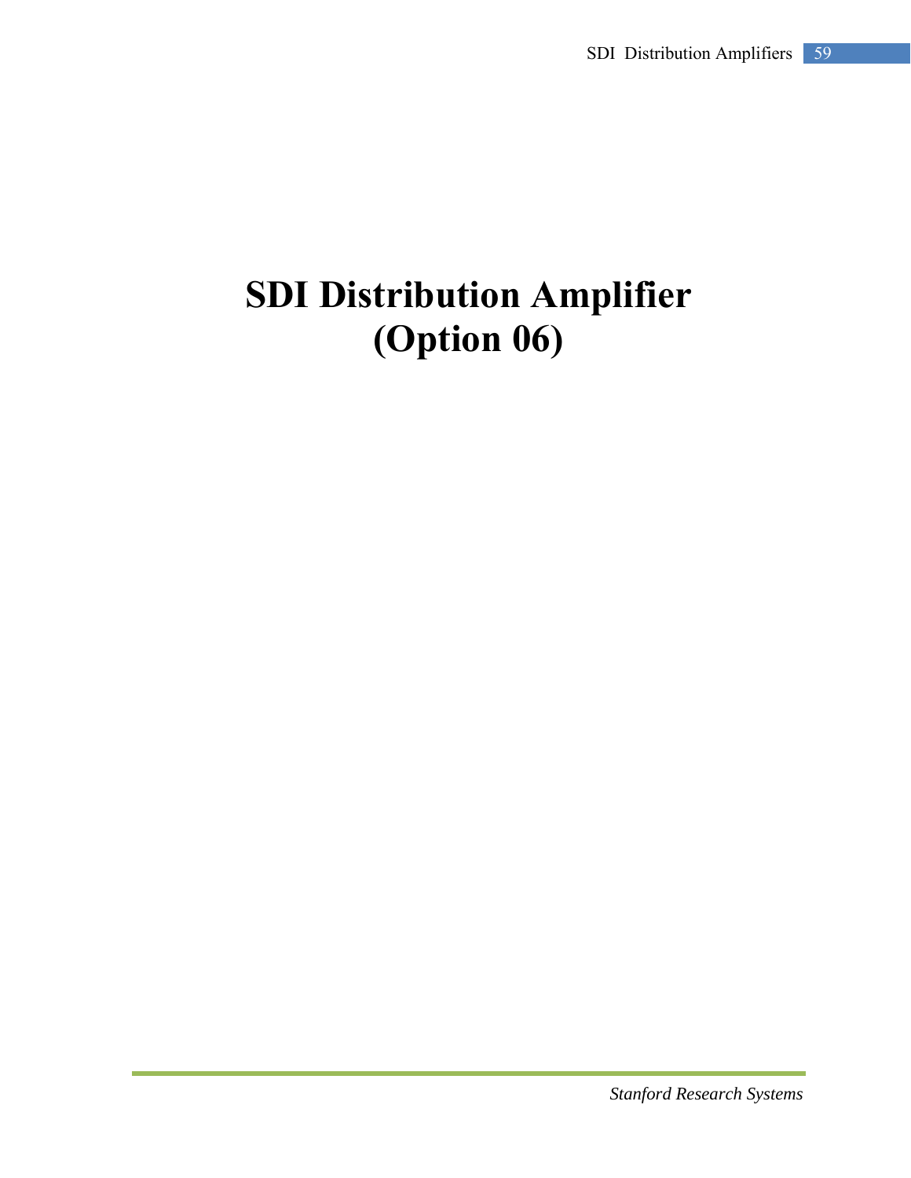# SDI Distribution Amplifier (Option 06)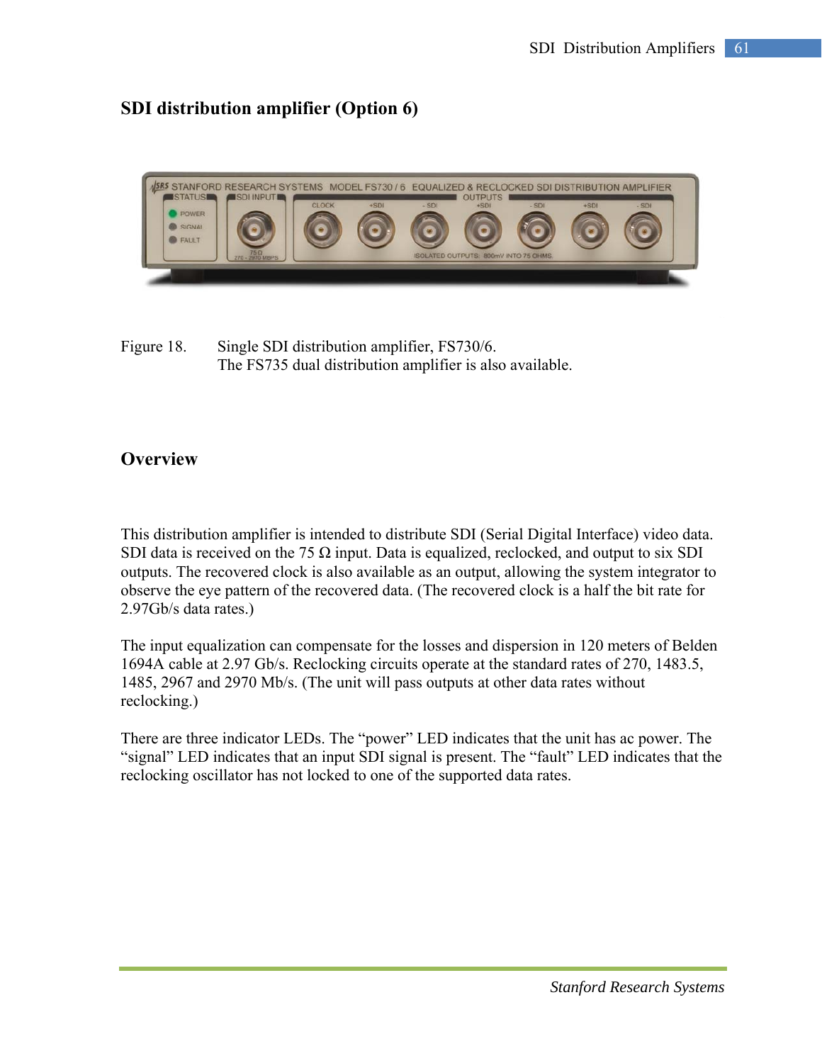## SDI distribution amplifier (Option 6)

Figure 18. Single SDI distribution amplifier, FS730/6.
The FS735 dual distribution amplifier is also available.

## Overview

This distribution amplifier is intended to distribute SDI (Serial Digital Interface) video data. SDI data is received on the 75 Ω input. Data is equalized, reclocked, and output to six SDI outputs. The recovered clock is also available as an output, allowing the system integrator to observe the eye pattern of the recovered data. (The recovered clock is a half the bit rate for 2.97Gb/s data rates.)

The input equalization can compensate for the losses and dispersion in 120 meters of Belden 1694A cable at 2.97 Gb/s. Reclocking circuits operate at the standard rates of 270, 1483.5, 1485, 2967 and 2970 Mb/s. (The unit will pass outputs at other data rates without reclocking.)

There are three indicator LEDs. The "power" LED indicates that the unit has ac power. The "signal" LED indicates that an input SDI signal is present. The "fault" LED indicates that the reclocking oscillator has not locked to one of the supported data rates.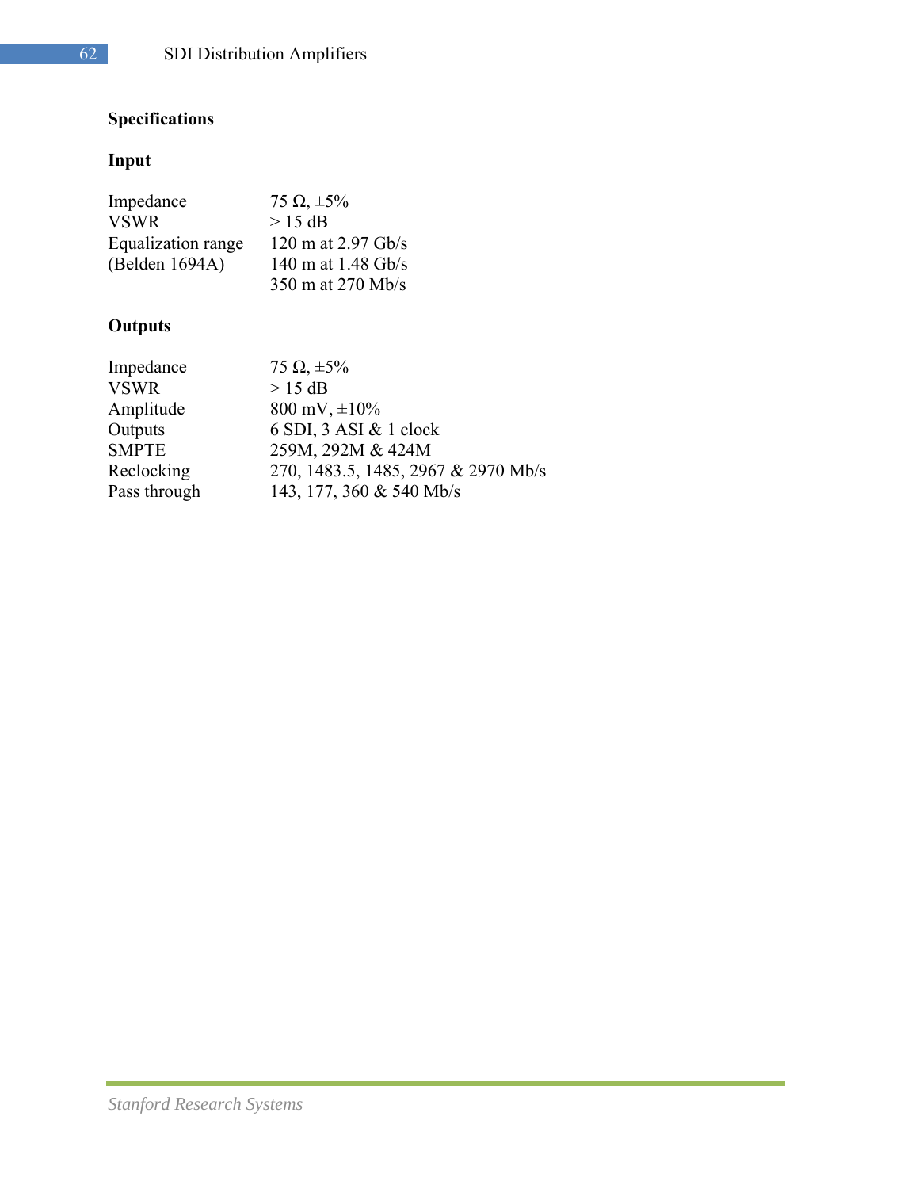## Specifications

### Input

| | |
|---|---|
| Impedance | 75 Ω, ±5% |
| VSWR | > 15 dB |
| Equalization range (Belden 1694A) | 120 m at 2.97 Gb/s |
| | 140 m at 1.48 Gb/s |
| | 350 m at 270 Mb/s |

### Outputs

| | |
|---|---|
| Impedance | 75 Ω, ±5% |
| VSWR | > 15 dB |
| Amplitude | 800 mV, ±10% |
| Outputs | 6 SDI, 3 ASI & 1 clock |
| SMPTE | 259M, 292M & 424M |
| Reclocking | 270, 1483.5, 1485, 2967 & 2970 Mb/s |
| Pass through | 143, 177, 360 & 540 Mb/s |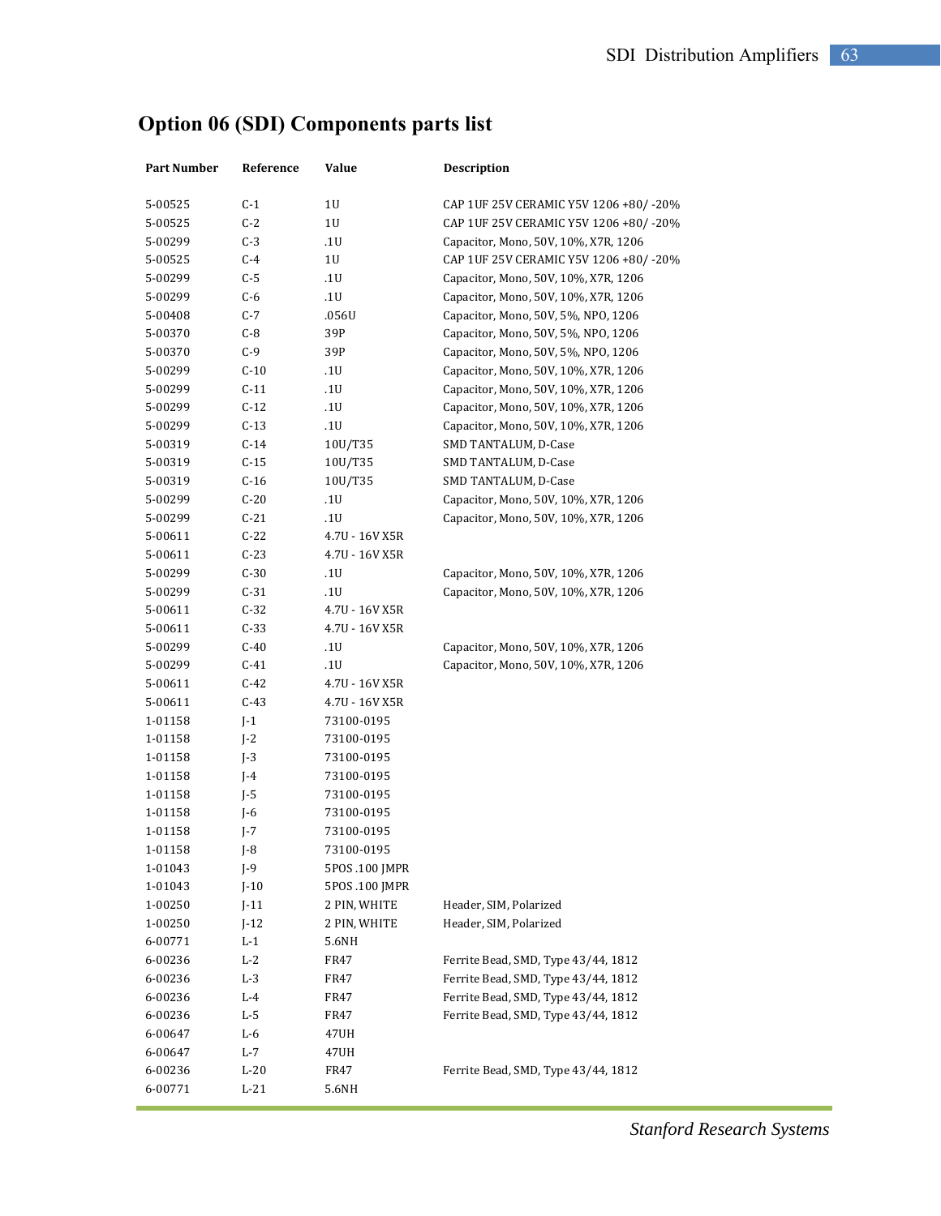# Option 06 (SDI) Components parts list

| Part Number | Reference | Value | Description |
|---|---|---|---|
| 5-00525 | C-1 | 1U | CAP 1UF 25V CERAMIC Y5V 1206 +80/ -20% |
| 5-00525 | C-2 | 1U | CAP 1UF 25V CERAMIC Y5V 1206 +80/ -20% |
| 5-00299 | C-3 | .1U | Capacitor, Mono, 50V, 10%, X7R, 1206 |
| 5-00525 | C-4 | 1U | CAP 1UF 25V CERAMIC Y5V 1206 +80/ -20% |
| 5-00299 | C-5 | .1U | Capacitor, Mono, 50V, 10%, X7R, 1206 |
| 5-00299 | C-6 | .1U | Capacitor, Mono, 50V, 10%, X7R, 1206 |
| 5-00408 | C-7 | .056U | Capacitor, Mono, 50V, 5%, NPO, 1206 |
| 5-00370 | C-8 | 39P | Capacitor, Mono, 50V, 5%, NPO, 1206 |
| 5-00370 | C-9 | 39P | Capacitor, Mono, 50V, 5%, NPO, 1206 |
| 5-00299 | C-10 | .1U | Capacitor, Mono, 50V, 10%, X7R, 1206 |
| 5-00299 | C-11 | .1U | Capacitor, Mono, 50V, 10%, X7R, 1206 |
| 5-00299 | C-12 | .1U | Capacitor, Mono, 50V, 10%, X7R, 1206 |
| 5-00299 | C-13 | .1U | Capacitor, Mono, 50V, 10%, X7R, 1206 |
| 5-00319 | C-14 | 10U/T35 | SMD TANTALUM, D-Case |
| 5-00319 | C-15 | 10U/T35 | SMD TANTALUM, D-Case |
| 5-00319 | C-16 | 10U/T35 | SMD TANTALUM, D-Case |
| 5-00299 | C-20 | .1U | Capacitor, Mono, 50V, 10%, X7R, 1206 |
| 5-00299 | C-21 | .1U | Capacitor, Mono, 50V, 10%, X7R, 1206 |
| 5-00611 | C-22 | 4.7U - 16V X5R | |
| 5-00611 | C-23 | 4.7U - 16V X5R | |
| 5-00299 | C-30 | .1U | Capacitor, Mono, 50V, 10%, X7R, 1206 |
| 5-00299 | C-31 | .1U | Capacitor, Mono, 50V, 10%, X7R, 1206 |
| 5-00611 | C-32 | 4.7U - 16V X5R | |
| 5-00611 | C-33 | 4.7U - 16V X5R | |
| 5-00299 | C-40 | .1U | Capacitor, Mono, 50V, 10%, X7R, 1206 |
| 5-00299 | C-41 | .1U | Capacitor, Mono, 50V, 10%, X7R, 1206 |
| 5-00611 | C-42 | 4.7U - 16V X5R | |
| 5-00611 | C-43 | 4.7U - 16V X5R | |
| 1-01158 | J-1 | 73100-0195 | |
| 1-01158 | J-2 | 73100-0195 | |
| 1-01158 | J-3 | 73100-0195 | |
| 1-01158 | J-4 | 73100-0195 | |
| 1-01158 | J-5 | 73100-0195 | |
| 1-01158 | J-6 | 73100-0195 | |
| 1-01158 | J-7 | 73100-0195 | |
| 1-01158 | J-8 | 73100-0195 | |
| 1-01043 | J-9 | 5POS .100 JMPR | |
| 1-01043 | J-10 | 5POS .100 JMPR | |
| 1-00250 | J-11 | 2 PIN, WHITE | Header, SIM, Polarized |
| 1-00250 | J-12 | 2 PIN, WHITE | Header, SIM, Polarized |
| 6-00771 | L-1 | 5.6NH | |
| 6-00236 | L-2 | FR47 | Ferrite Bead, SMD, Type 43/44, 1812 |
| 6-00236 | L-3 | FR47 | Ferrite Bead, SMD, Type 43/44, 1812 |
| 6-00236 | L-4 | FR47 | Ferrite Bead, SMD, Type 43/44, 1812 |
| 6-00236 | L-5 | FR47 | Ferrite Bead, SMD, Type 43/44, 1812 |
| 6-00647 | L-6 | 47UH | |
| 6-00647 | L-7 | 47UH | |
| 6-00236 | L-20 | FR47 | Ferrite Bead, SMD, Type 43/44, 1812 |
| 6-00771 | L-21 | 5.6NH | |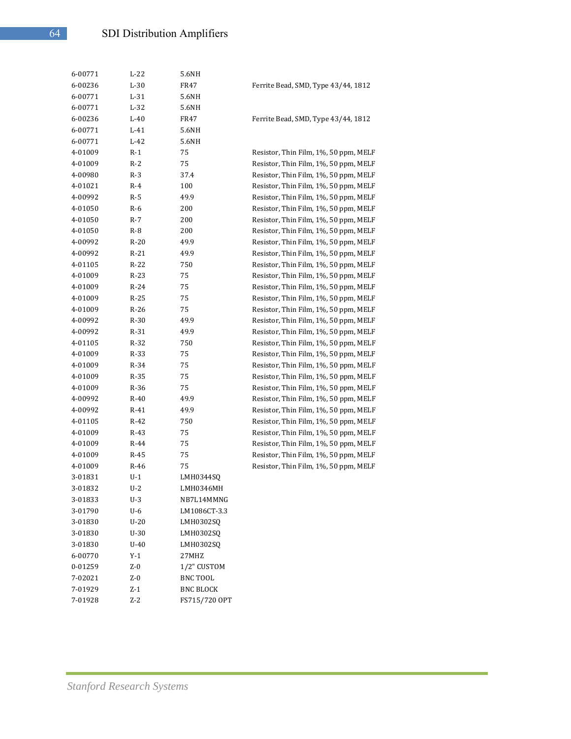| | | | |
|---|---|---|---|
| 6-00771 | L-22 | 5.6NH | |
| 6-00236 | L-30 | FR47 | Ferrite Bead, SMD, Type 43/44, 1812 |
| 6-00771 | L-31 | 5.6NH | |
| 6-00771 | L-32 | 5.6NH | |
| 6-00236 | L-40 | FR47 | Ferrite Bead, SMD, Type 43/44, 1812 |
| 6-00771 | L-41 | 5.6NH | |
| 6-00771 | L-42 | 5.6NH | |
| 4-01009 | R-1 | 75 | Resistor, Thin Film, 1%, 50 ppm, MELF |
| 4-01009 | R-2 | 75 | Resistor, Thin Film, 1%, 50 ppm, MELF |
| 4-00980 | R-3 | 37.4 | Resistor, Thin Film, 1%, 50 ppm, MELF |
| 4-01021 | R-4 | 100 | Resistor, Thin Film, 1%, 50 ppm, MELF |
| 4-00992 | R-5 | 49.9 | Resistor, Thin Film, 1%, 50 ppm, MELF |
| 4-01050 | R-6 | 200 | Resistor, Thin Film, 1%, 50 ppm, MELF |
| 4-01050 | R-7 | 200 | Resistor, Thin Film, 1%, 50 ppm, MELF |
| 4-01050 | R-8 | 200 | Resistor, Thin Film, 1%, 50 ppm, MELF |
| 4-00992 | R-20 | 49.9 | Resistor, Thin Film, 1%, 50 ppm, MELF |
| 4-00992 | R-21 | 49.9 | Resistor, Thin Film, 1%, 50 ppm, MELF |
| 4-01105 | R-22 | 750 | Resistor, Thin Film, 1%, 50 ppm, MELF |
| 4-01009 | R-23 | 75 | Resistor, Thin Film, 1%, 50 ppm, MELF |
| 4-01009 | R-24 | 75 | Resistor, Thin Film, 1%, 50 ppm, MELF |
| 4-01009 | R-25 | 75 | Resistor, Thin Film, 1%, 50 ppm, MELF |
| 4-01009 | R-26 | 75 | Resistor, Thin Film, 1%, 50 ppm, MELF |
| 4-00992 | R-30 | 49.9 | Resistor, Thin Film, 1%, 50 ppm, MELF |
| 4-00992 | R-31 | 49.9 | Resistor, Thin Film, 1%, 50 ppm, MELF |
| 4-01105 | R-32 | 750 | Resistor, Thin Film, 1%, 50 ppm, MELF |
| 4-01009 | R-33 | 75 | Resistor, Thin Film, 1%, 50 ppm, MELF |
| 4-01009 | R-34 | 75 | Resistor, Thin Film, 1%, 50 ppm, MELF |
| 4-01009 | R-35 | 75 | Resistor, Thin Film, 1%, 50 ppm, MELF |
| 4-01009 | R-36 | 75 | Resistor, Thin Film, 1%, 50 ppm, MELF |
| 4-00992 | R-40 | 49.9 | Resistor, Thin Film, 1%, 50 ppm, MELF |
| 4-00992 | R-41 | 49.9 | Resistor, Thin Film, 1%, 50 ppm, MELF |
| 4-01105 | R-42 | 750 | Resistor, Thin Film, 1%, 50 ppm, MELF |
| 4-01009 | R-43 | 75 | Resistor, Thin Film, 1%, 50 ppm, MELF |
| 4-01009 | R-44 | 75 | Resistor, Thin Film, 1%, 50 ppm, MELF |
| 4-01009 | R-45 | 75 | Resistor, Thin Film, 1%, 50 ppm, MELF |
| 4-01009 | R-46 | 75 | Resistor, Thin Film, 1%, 50 ppm, MELF |
| 3-01831 | U-1 | LMH0344SQ | |
| 3-01832 | U-2 | LMH0346MH | |
| 3-01833 | U-3 | NB7L14MMNG | |
| 3-01790 | U-6 | LM1086CT-3.3 | |
| 3-01830 | U-20 | LMH0302SQ | |
| 3-01830 | U-30 | LMH0302SQ | |
| 3-01830 | U-40 | LMH0302SQ | |
| 6-00770 | Y-1 | 27MHZ | |
| 0-01259 | Z-0 | 1/2" CUSTOM | |
| 7-02021 | Z-0 | BNC TOOL | |
| 7-01929 | Z-1 | BNC BLOCK | |
| 7-01928 | Z-2 | FS715/720 OPT | |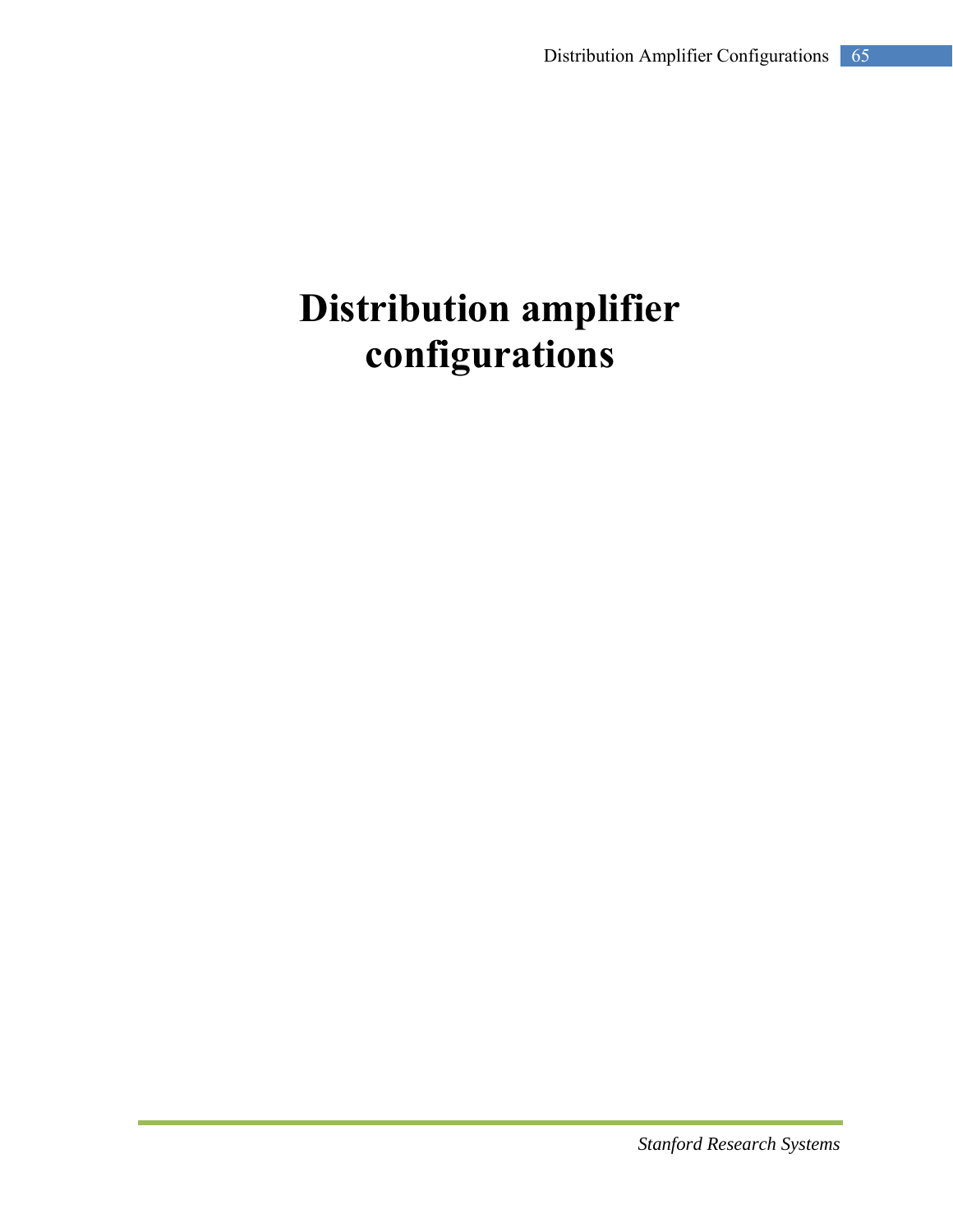# Distribution amplifier configurations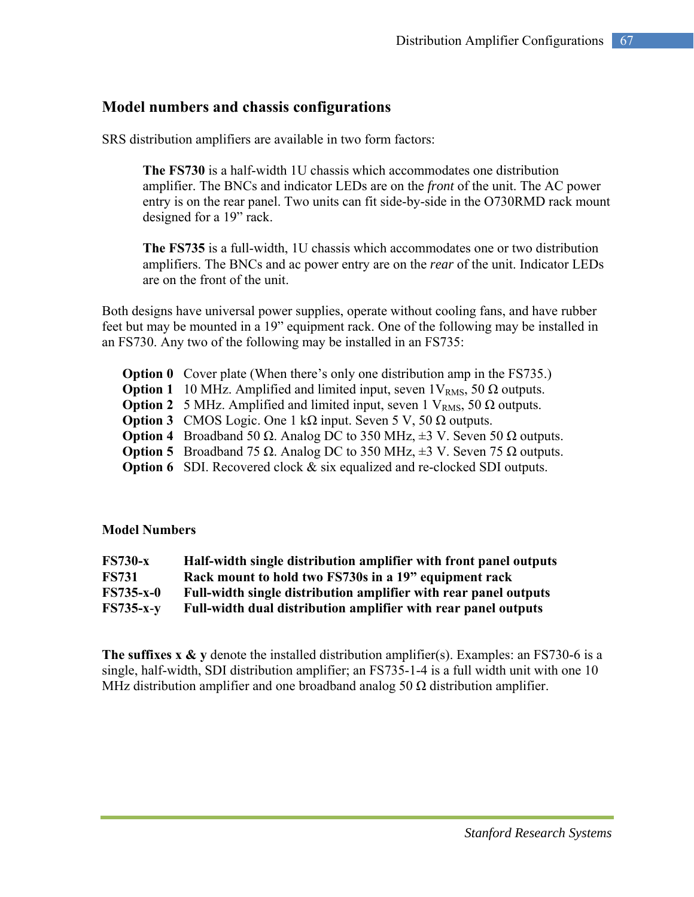## Model numbers and chassis configurations

SRS distribution amplifiers are available in two form factors:

> **The FS730** is a half-width 1U chassis which accommodates one distribution amplifier. The BNCs and indicator LEDs are on the *front* of the unit. The AC power entry is on the rear panel. Two units can fit side-by-side in the O730RMD rack mount designed for a 19" rack.
>
> **The FS735** is a full-width, 1U chassis which accommodates one or two distribution amplifiers. The BNCs and ac power entry are on the *rear* of the unit. Indicator LEDs are on the front of the unit.

Both designs have universal power supplies, operate without cooling fans, and have rubber feet but may be mounted in a 19" equipment rack. One of the following may be installed in an FS730. Any two of the following may be installed in an FS735:

| | |
|---|---|
| **Option 0** | Cover plate (When there's only one distribution amp in the FS735.) |
| **Option 1** | 10 MHz. Amplified and limited input, seven $1V_{RMS}$, 50 Ω outputs. |
| **Option 2** | 5 MHz. Amplified and limited input, seven 1 $V_{RMS}$, 50 Ω outputs. |
| **Option 3** | CMOS Logic. One 1 kΩ input. Seven 5 V, 50 Ω outputs. |
| **Option 4** | Broadband 50 Ω. Analog DC to 350 MHz, ±3 V. Seven 50 Ω outputs. |
| **Option 5** | Broadband 75 Ω. Analog DC to 350 MHz, ±3 V. Seven 75 Ω outputs. |
| **Option 6** | SDI. Recovered clock & six equalized and re-clocked SDI outputs. |

### Model Numbers

| | |
|---|---|
| **FS730-x** | **Half-width single distribution amplifier with front panel outputs** |
| **FS731** | **Rack mount to hold two FS730s in a 19" equipment rack** |
| **FS735-x-0** | **Full-width single distribution amplifier with rear panel outputs** |
| **FS735-x-y** | **Full-width dual distribution amplifier with rear panel outputs** |

**The suffixes x & y** denote the installed distribution amplifier(s). Examples: an FS730-6 is a single, half-width, SDI distribution amplifier; an FS735-1-4 is a full width unit with one 10 MHz distribution amplifier and one broadband analog 50 Ω distribution amplifier.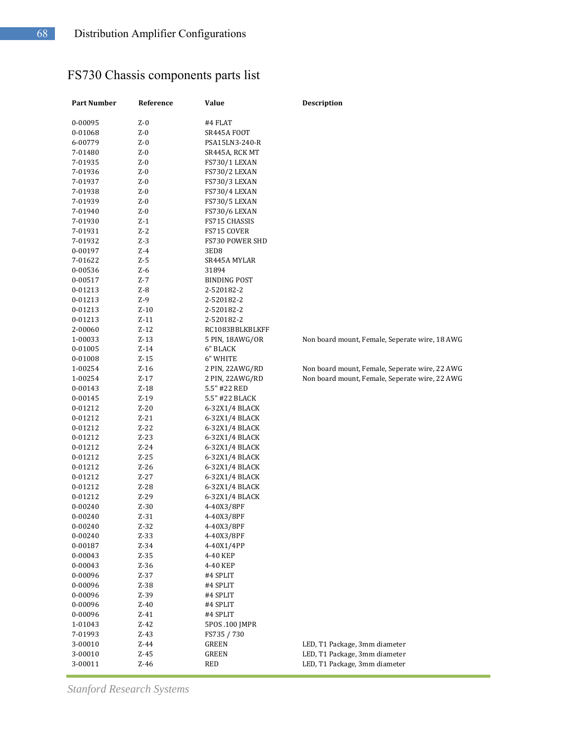# FS730 Chassis components parts list

| Part Number | Reference | Value | Description |
|---|---|---|---|
| 0-00095 | Z-0 | #4 FLAT | |
| 0-01068 | Z-0 | SR445A FOOT | |
| 6-00779 | Z-0 | PSA15LN3-240-R | |
| 7-01480 | Z-0 | SR445A, RCK MT | |
| 7-01935 | Z-0 | FS730/1 LEXAN | |
| 7-01936 | Z-0 | FS730/2 LEXAN | |
| 7-01937 | Z-0 | FS730/3 LEXAN | |
| 7-01938 | Z-0 | FS730/4 LEXAN | |
| 7-01939 | Z-0 | FS730/5 LEXAN | |
| 7-01940 | Z-0 | FS730/6 LEXAN | |
| 7-01930 | Z-1 | FS715 CHASSIS | |
| 7-01931 | Z-2 | FS715 COVER | |
| 7-01932 | Z-3 | FS730 POWER SHD | |
| 0-00197 | Z-4 | 3ED8 | |
| 7-01622 | Z-5 | SR445A MYLAR | |
| 0-00536 | Z-6 | 31894 | |
| 0-00517 | Z-7 | BINDING POST | |
| 0-01213 | Z-8 | 2-520182-2 | |
| 0-01213 | Z-9 | 2-520182-2 | |
| 0-01213 | Z-10 | 2-520182-2 | |
| 0-01213 | Z-11 | 2-520182-2 | |
| 2-00060 | Z-12 | RC1083BBLKBLKFF | |
| 1-00033 | Z-13 | 5 PIN, 18AWG/OR | Non board mount, Female, Seperate wire, 18 AWG |
| 0-01005 | Z-14 | 6" BLACK | |
| 0-01008 | Z-15 | 6" WHITE | |
| 1-00254 | Z-16 | 2 PIN, 22AWG/RD | Non board mount, Female, Seperate wire, 22 AWG |
| 1-00254 | Z-17 | 2 PIN, 22AWG/RD | Non board mount, Female, Seperate wire, 22 AWG |
| 0-00143 | Z-18 | 5.5" #22 RED | |
| 0-00145 | Z-19 | 5.5" #22 BLACK | |
| 0-01212 | Z-20 | 6-32X1/4 BLACK | |
| 0-01212 | Z-21 | 6-32X1/4 BLACK | |
| 0-01212 | Z-22 | 6-32X1/4 BLACK | |
| 0-01212 | Z-23 | 6-32X1/4 BLACK | |
| 0-01212 | Z-24 | 6-32X1/4 BLACK | |
| 0-01212 | Z-25 | 6-32X1/4 BLACK | |
| 0-01212 | Z-26 | 6-32X1/4 BLACK | |
| 0-01212 | Z-27 | 6-32X1/4 BLACK | |
| 0-01212 | Z-28 | 6-32X1/4 BLACK | |
| 0-01212 | Z-29 | 6-32X1/4 BLACK | |
| 0-00240 | Z-30 | 4-40X3/8PF | |
| 0-00240 | Z-31 | 4-40X3/8PF | |
| 0-00240 | Z-32 | 4-40X3/8PF | |
| 0-00240 | Z-33 | 4-40X3/8PF | |
| 0-00187 | Z-34 | 4-40X1/4PP | |
| 0-00043 | Z-35 | 4-40 KEP | |
| 0-00043 | Z-36 | 4-40 KEP | |
| 0-00096 | Z-37 | #4 SPLIT | |
| 0-00096 | Z-38 | #4 SPLIT | |
| 0-00096 | Z-39 | #4 SPLIT | |
| 0-00096 | Z-40 | #4 SPLIT | |
| 0-00096 | Z-41 | #4 SPLIT | |
| 1-01043 | Z-42 | 5POS .100 JMPR | |
| 7-01993 | Z-43 | FS735 / 730 | |
| 3-00010 | Z-44 | GREEN | LED, T1 Package, 3mm diameter |
| 3-00010 | Z-45 | GREEN | LED, T1 Package, 3mm diameter |
| 3-00011 | Z-46 | RED | LED, T1 Package, 3mm diameter |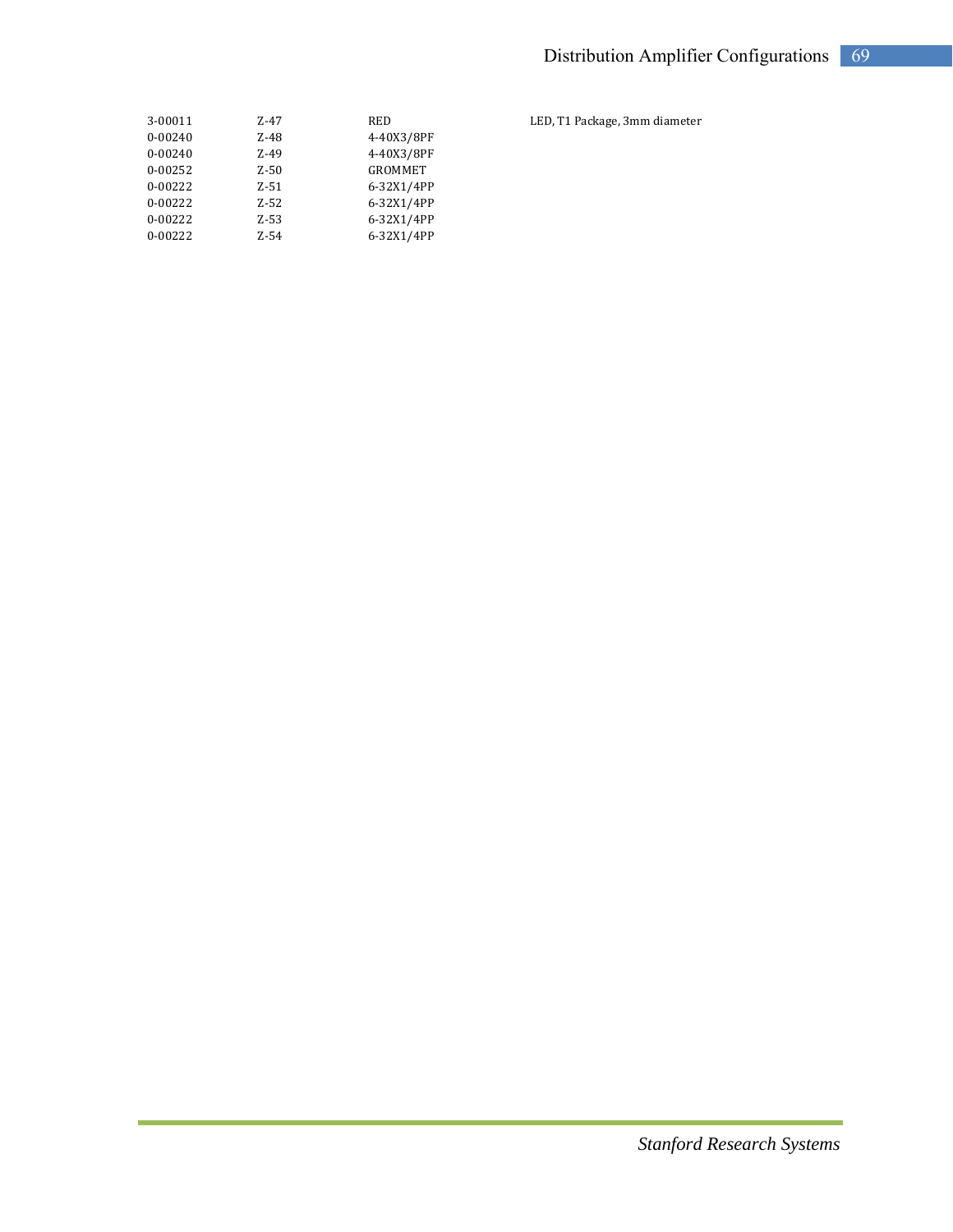| | | | |
|---|---|---|---|
| 3-00011 | Z-47 | RED | LED, T1 Package, 3mm diameter |
| 0-00240 | Z-48 | 4-40X3/8PF | |
| 0-00240 | Z-49 | 4-40X3/8PF | |
| 0-00252 | Z-50 | GROMMET | |
| 0-00222 | Z-51 | 6-32X1/4PP | |
| 0-00222 | Z-52 | 6-32X1/4PP | |
| 0-00222 | Z-53 | 6-32X1/4PP | |
| 0-00222 | Z-54 | 6-32X1/4PP | |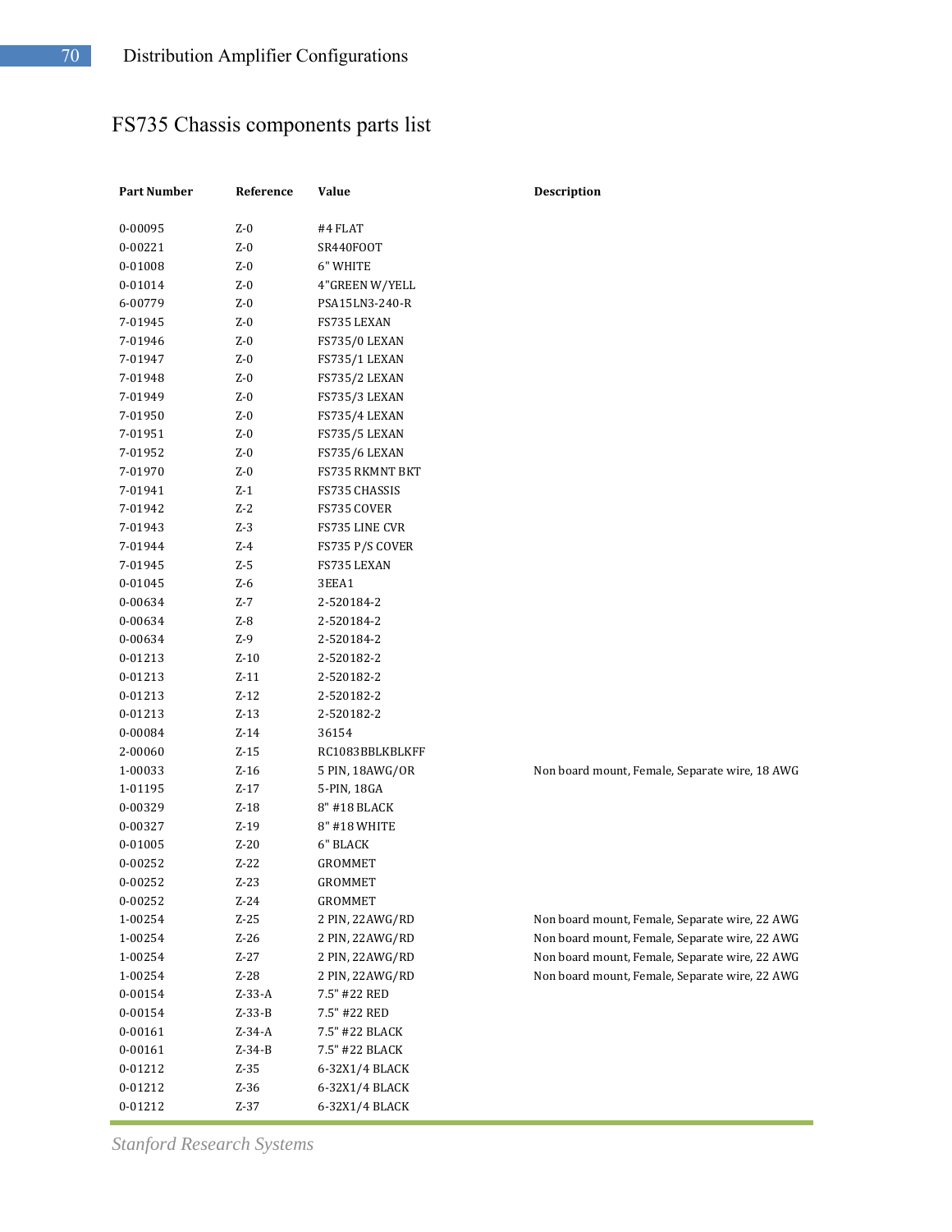# FS735 Chassis components parts list

| Part Number | Reference | Value | Description |
|---|---|---|---|
| 0-00095 | Z-0 | #4 FLAT | |
| 0-00221 | Z-0 | SR440FOOT | |
| 0-01008 | Z-0 | 6" WHITE | |
| 0-01014 | Z-0 | 4"GREEN W/YELL | |
| 6-00779 | Z-0 | PSA15LN3-240-R | |
| 7-01945 | Z-0 | FS735 LEXAN | |
| 7-01946 | Z-0 | FS735/0 LEXAN | |
| 7-01947 | Z-0 | FS735/1 LEXAN | |
| 7-01948 | Z-0 | FS735/2 LEXAN | |
| 7-01949 | Z-0 | FS735/3 LEXAN | |
| 7-01950 | Z-0 | FS735/4 LEXAN | |
| 7-01951 | Z-0 | FS735/5 LEXAN | |
| 7-01952 | Z-0 | FS735/6 LEXAN | |
| 7-01970 | Z-0 | FS735 RKMNT BKT | |
| 7-01941 | Z-1 | FS735 CHASSIS | |
| 7-01942 | Z-2 | FS735 COVER | |
| 7-01943 | Z-3 | FS735 LINE CVR | |
| 7-01944 | Z-4 | FS735 P/S COVER | |
| 7-01945 | Z-5 | FS735 LEXAN | |
| 0-01045 | Z-6 | 3EEA1 | |
| 0-00634 | Z-7 | 2-520184-2 | |
| 0-00634 | Z-8 | 2-520184-2 | |
| 0-00634 | Z-9 | 2-520184-2 | |
| 0-01213 | Z-10 | 2-520182-2 | |
| 0-01213 | Z-11 | 2-520182-2 | |
| 0-01213 | Z-12 | 2-520182-2 | |
| 0-01213 | Z-13 | 2-520182-2 | |
| 0-00084 | Z-14 | 36154 | |
| 2-00060 | Z-15 | RC1083BBLKBLKFF | |
| 1-00033 | Z-16 | 5 PIN, 18AWG/OR | Non board mount, Female, Separate wire, 18 AWG |
| 1-01195 | Z-17 | 5-PIN, 18GA | |
| 0-00329 | Z-18 | 8" #18 BLACK | |
| 0-00327 | Z-19 | 8" #18 WHITE | |
| 0-01005 | Z-20 | 6" BLACK | |
| 0-00252 | Z-22 | GROMMET | |
| 0-00252 | Z-23 | GROMMET | |
| 0-00252 | Z-24 | GROMMET | |
| 1-00254 | Z-25 | 2 PIN, 22AWG/RD | Non board mount, Female, Separate wire, 22 AWG |
| 1-00254 | Z-26 | 2 PIN, 22AWG/RD | Non board mount, Female, Separate wire, 22 AWG |
| 1-00254 | Z-27 | 2 PIN, 22AWG/RD | Non board mount, Female, Separate wire, 22 AWG |
| 1-00254 | Z-28 | 2 PIN, 22AWG/RD | Non board mount, Female, Separate wire, 22 AWG |
| 0-00154 | Z-33-A | 7.5" #22 RED | |
| 0-00154 | Z-33-B | 7.5" #22 RED | |
| 0-00161 | Z-34-A | 7.5" #22 BLACK | |
| 0-00161 | Z-34-B | 7.5" #22 BLACK | |
| 0-01212 | Z-35 | 6-32X1/4 BLACK | |
| 0-01212 | Z-36 | 6-32X1/4 BLACK | |
| 0-01212 | Z-37 | 6-32X1/4 BLACK | |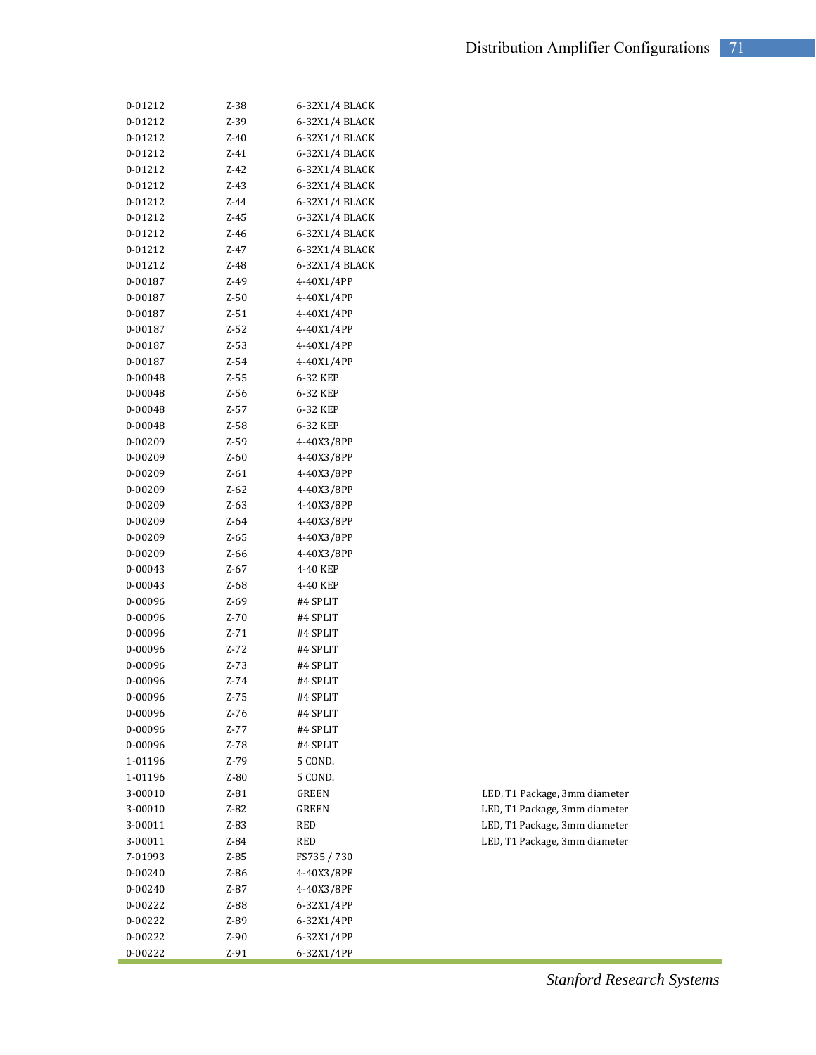| | | | |
|---|---|---|---|
| 0-01212 | Z-38 | 6-32X1/4 BLACK | |
| 0-01212 | Z-39 | 6-32X1/4 BLACK | |
| 0-01212 | Z-40 | 6-32X1/4 BLACK | |
| 0-01212 | Z-41 | 6-32X1/4 BLACK | |
| 0-01212 | Z-42 | 6-32X1/4 BLACK | |
| 0-01212 | Z-43 | 6-32X1/4 BLACK | |
| 0-01212 | Z-44 | 6-32X1/4 BLACK | |
| 0-01212 | Z-45 | 6-32X1/4 BLACK | |
| 0-01212 | Z-46 | 6-32X1/4 BLACK | |
| 0-01212 | Z-47 | 6-32X1/4 BLACK | |
| 0-01212 | Z-48 | 6-32X1/4 BLACK | |
| 0-00187 | Z-49 | 4-40X1/4PP | |
| 0-00187 | Z-50 | 4-40X1/4PP | |
| 0-00187 | Z-51 | 4-40X1/4PP | |
| 0-00187 | Z-52 | 4-40X1/4PP | |
| 0-00187 | Z-53 | 4-40X1/4PP | |
| 0-00187 | Z-54 | 4-40X1/4PP | |
| 0-00048 | Z-55 | 6-32 KEP | |
| 0-00048 | Z-56 | 6-32 KEP | |
| 0-00048 | Z-57 | 6-32 KEP | |
| 0-00048 | Z-58 | 6-32 KEP | |
| 0-00209 | Z-59 | 4-40X3/8PP | |
| 0-00209 | Z-60 | 4-40X3/8PP | |
| 0-00209 | Z-61 | 4-40X3/8PP | |
| 0-00209 | Z-62 | 4-40X3/8PP | |
| 0-00209 | Z-63 | 4-40X3/8PP | |
| 0-00209 | Z-64 | 4-40X3/8PP | |
| 0-00209 | Z-65 | 4-40X3/8PP | |
| 0-00209 | Z-66 | 4-40X3/8PP | |
| 0-00043 | Z-67 | 4-40 KEP | |
| 0-00043 | Z-68 | 4-40 KEP | |
| 0-00096 | Z-69 | #4 SPLIT | |
| 0-00096 | Z-70 | #4 SPLIT | |
| 0-00096 | Z-71 | #4 SPLIT | |
| 0-00096 | Z-72 | #4 SPLIT | |
| 0-00096 | Z-73 | #4 SPLIT | |
| 0-00096 | Z-74 | #4 SPLIT | |
| 0-00096 | Z-75 | #4 SPLIT | |
| 0-00096 | Z-76 | #4 SPLIT | |
| 0-00096 | Z-77 | #4 SPLIT | |
| 0-00096 | Z-78 | #4 SPLIT | |
| 1-01196 | Z-79 | 5 COND. | |
| 1-01196 | Z-80 | 5 COND. | |
| 3-00010 | Z-81 | GREEN | LED, T1 Package, 3mm diameter |
| 3-00010 | Z-82 | GREEN | LED, T1 Package, 3mm diameter |
| 3-00011 | Z-83 | RED | LED, T1 Package, 3mm diameter |
| 3-00011 | Z-84 | RED | LED, T1 Package, 3mm diameter |
| 7-01993 | Z-85 | FS735 / 730 | |
| 0-00240 | Z-86 | 4-40X3/8PF | |
| 0-00240 | Z-87 | 4-40X3/8PF | |
| 0-00222 | Z-88 | 6-32X1/4PP | |
| 0-00222 | Z-89 | 6-32X1/4PP | |
| 0-00222 | Z-90 | 6-32X1/4PP | |
| 0-00222 | Z-91 | 6-32X1/4PP | |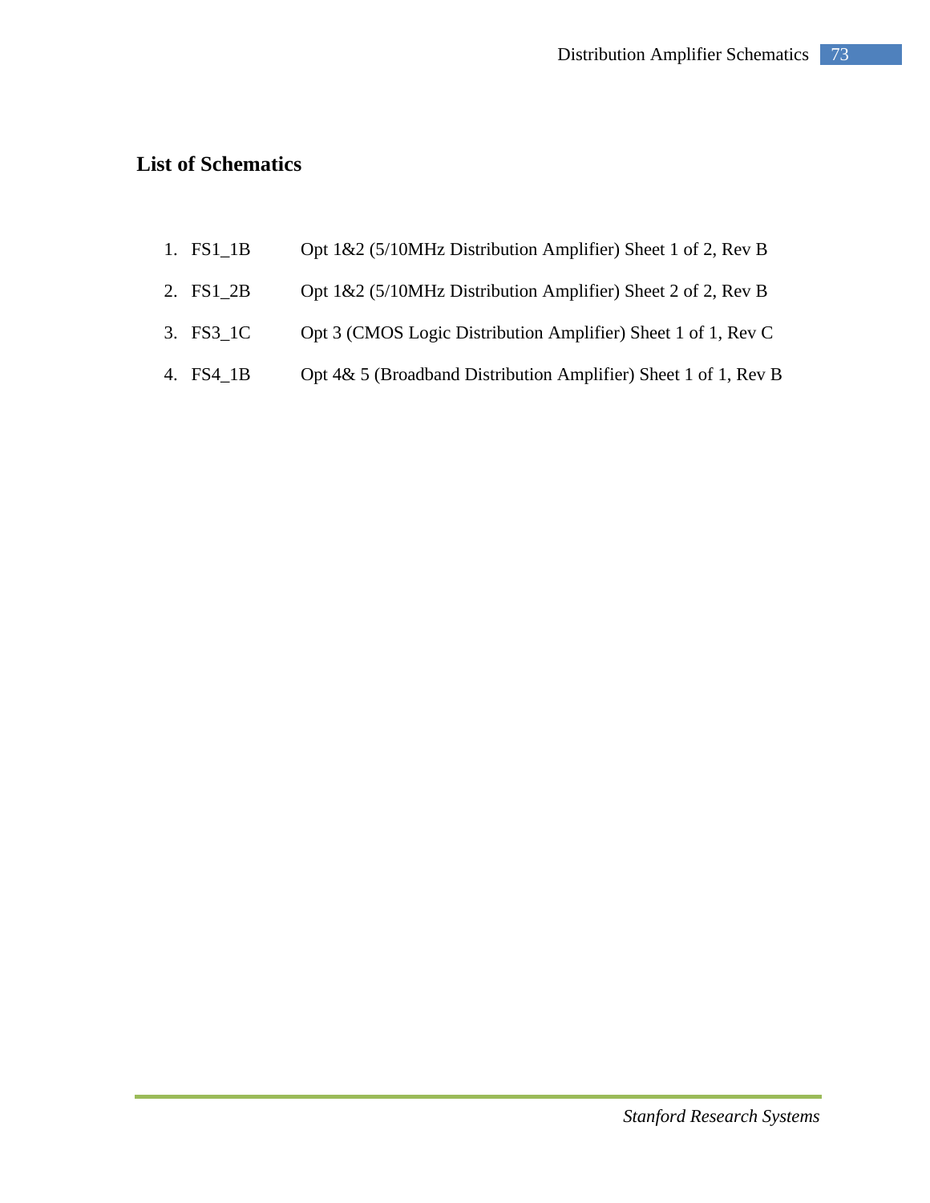## List of Schematics

1. FS1_1B Opt 1&2 (5/10MHz Distribution Amplifier) Sheet 1 of 2, Rev B
2. FS1_2B Opt 1&2 (5/10MHz Distribution Amplifier) Sheet 2 of 2, Rev B
3. FS3_1C Opt 3 (CMOS Logic Distribution Amplifier) Sheet 1 of 1, Rev C
4. FS4_1B Opt 4& 5 (Broadband Distribution Amplifier) Sheet 1 of 1, Rev B